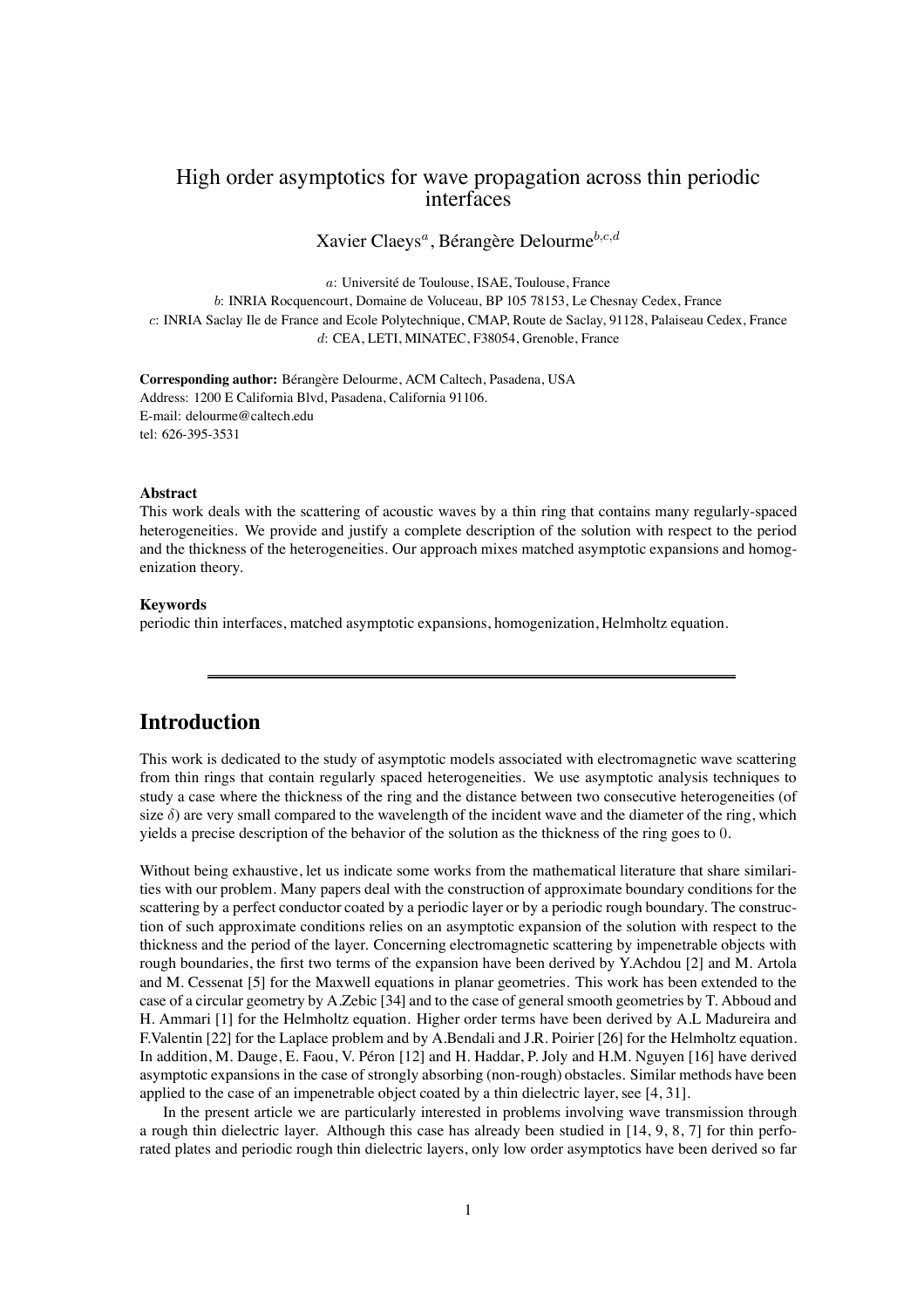# High order asymptotics for wave propagation across thin periodic interfaces

Xavier Claeys[a], Bérangère Delourme[b,c,d]

[a]: Université de Toulouse, ISAE, Toulouse, France
[b]: INRIA Rocquencourt, Domaine de Voluceau, BP 105 78153, Le Chesnay Cedex, France
[c]: INRIA Saclay Ile de France and Ecole Polytechnique, CMAP, Route de Saclay, 91128, Palaiseau Cedex, France
[d]: CEA, LETI, MINATEC, F38054, Grenoble, France

**Corresponding author:** Bérangère Delourme, ACM Caltech, Pasadena, USA
Address: 1200 E California Blvd, Pasadena, California 91106.
E-mail: delourme@caltech.edu
tel: 626-395-3531

### Abstract

This work deals with the scattering of acoustic waves by a thin ring that contains many regularly-spaced heterogeneities. We provide and justify a complete description of the solution with respect to the period and the thickness of the heterogeneities. Our approach mixes matched asymptotic expansions and homogenization theory.

### Keywords

periodic thin interfaces, matched asymptotic expansions, homogenization, Helmholtz equation.

---

## Introduction

This work is dedicated to the study of asymptotic models associated with electromagnetic wave scattering from thin rings that contain regularly spaced heterogeneities. We use asymptotic analysis techniques to study a case where the thickness of the ring and the distance between two consecutive heterogeneities (of size $\delta$) are very small compared to the wavelength of the incident wave and the diameter of the ring, which yields a precise description of the behavior of the solution as the thickness of the ring goes to $0$.

Without being exhaustive, let us indicate some works from the mathematical literature that share similarities with our problem. Many papers deal with the construction of approximate boundary conditions for the scattering by a perfect conductor coated by a periodic layer or by a periodic rough boundary. The construction of such approximate conditions relies on an asymptotic expansion of the solution with respect to the thickness and the period of the layer. Concerning electromagnetic scattering by impenetrable objects with rough boundaries, the first two terms of the expansion have been derived by Y.Achdou [2] and M. Artola and M. Cessenat [5] for the Maxwell equations in planar geometries. This work has been extended to the case of a circular geometry by A.Zebic [34] and to the case of general smooth geometries by T. Abboud and H. Ammari [1] for the Helmholtz equation. Higher order terms have been derived by A.L Madureira and F.Valentin [22] for the Laplace problem and by A.Bendali and J.R. Poirier [26] for the Helmholtz equation. In addition, M. Dauge, E. Faou, V. Péron [12] and H. Haddar, P. Joly and H.M. Nguyen [16] have derived asymptotic expansions in the case of strongly absorbing (non-rough) obstacles. Similar methods have been applied to the case of an impenetrable object coated by a thin dielectric layer, see [4, 31].

In the present article we are particularly interested in problems involving wave transmission through a rough thin dielectric layer. Although this case has already been studied in [14, 9, 8, 7] for thin perforated plates and periodic rough thin dielectric layers, only low order asymptotics have been derived so far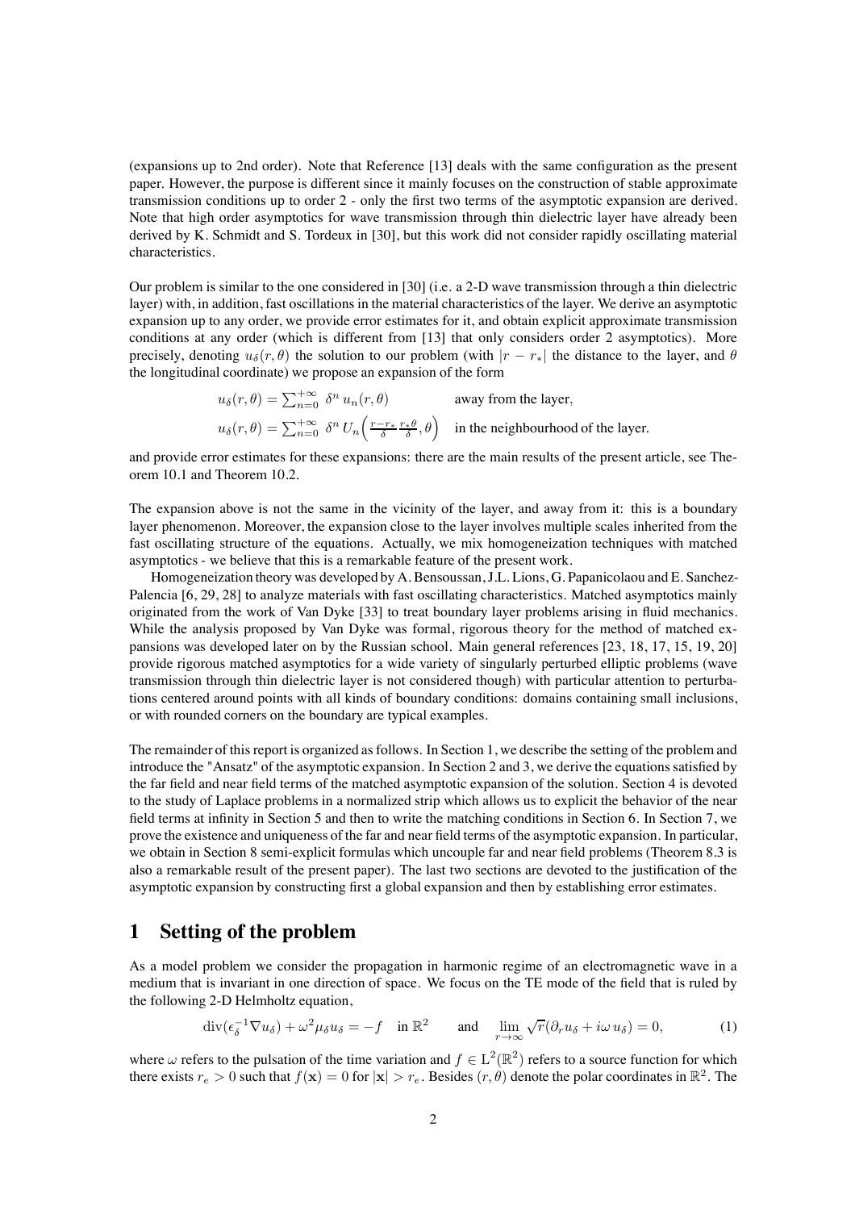(expansions up to 2nd order). Note that Reference [13] deals with the same configuration as the present paper. However, the purpose is different since it mainly focuses on the construction of stable approximate transmission conditions up to order 2 - only the first two terms of the asymptotic expansion are derived. Note that high order asymptotics for wave transmission through thin dielectric layer have already been derived by K. Schmidt and S. Tordeux in [30], but this work did not consider rapidly oscillating material characteristics.

Our problem is similar to the one considered in [30] (i.e. a 2-D wave transmission through a thin dielectric layer) with, in addition, fast oscillations in the material characteristics of the layer. We derive an asymptotic expansion up to any order, we provide error estimates for it, and obtain explicit approximate transmission conditions at any order (which is different from [13] that only considers order 2 asymptotics). More precisely, denoting $u_\delta(r,\theta)$ the solution to our problem (with $|r - r_*|$ the distance to the layer, and $\theta$ the longitudinal coordinate) we propose an expansion of the form

$$
\begin{aligned}
u_\delta(r,\theta) &= \sum_{n=0}^{+\infty} \delta^n\, u_n(r,\theta) && \text{away from the layer,}\\
u_\delta(r,\theta) &= \sum_{n=0}^{+\infty} \delta^n\, U_n\Big(\tfrac{r-r_*}{\delta}, \tfrac{r_*\theta}{\delta}, \theta\Big) && \text{in the neighbourhood of the layer.}
\end{aligned}
$$

and provide error estimates for these expansions: there are the main results of the present article, see Theorem 10.1 and Theorem 10.2.

The expansion above is not the same in the vicinity of the layer, and away from it: this is a boundary layer phenomenon. Moreover, the expansion close to the layer involves multiple scales inherited from the fast oscillating structure of the equations. Actually, we mix homogeneization techniques with matched asymptotics - we believe that this is a remarkable feature of the present work.

Homogeneization theory was developed by A. Bensoussan, J.L. Lions, G. Papanicolaou and E. Sanchez-Palencia [6, 29, 28] to analyze materials with fast oscillating characteristics. Matched asymptotics mainly originated from the work of Van Dyke [33] to treat boundary layer problems arising in fluid mechanics. While the analysis proposed by Van Dyke was formal, rigorous theory for the method of matched expansions was developed later on by the Russian school. Main general references [23, 18, 17, 15, 19, 20] provide rigorous matched asymptotics for a wide variety of singularly perturbed elliptic problems (wave transmission through thin dielectric layer is not considered though) with particular attention to perturbations centered around points with all kinds of boundary conditions: domains containing small inclusions, or with rounded corners on the boundary are typical examples.

The remainder of this report is organized as follows. In Section 1, we describe the setting of the problem and introduce the "Ansatz" of the asymptotic expansion. In Section 2 and 3, we derive the equations satisfied by the far field and near field terms of the matched asymptotic expansion of the solution. Section 4 is devoted to the study of Laplace problems in a normalized strip which allows us to explicit the behavior of the near field terms at infinity in Section 5 and then to write the matching conditions in Section 6. In Section 7, we prove the existence and uniqueness of the far and near field terms of the asymptotic expansion. In particular, we obtain in Section 8 semi-explicit formulas which uncouple far and near field problems (Theorem 8.3 is also a remarkable result of the present paper). The last two sections are devoted to the justification of the asymptotic expansion by constructing first a global expansion and then by establishing error estimates.

# 1 Setting of the problem

As a model problem we consider the propagation in harmonic regime of an electromagnetic wave in a medium that is invariant in one direction of space. We focus on the TE mode of the field that is ruled by the following 2-D Helmholtz equation,

$$
\operatorname{div}(\epsilon_\delta^{-1}\nabla u_\delta) + \omega^2 \mu_\delta u_\delta = -f \quad \text{in } \mathbb{R}^2 \qquad \text{and} \quad \lim_{r\to\infty} \sqrt{r}(\partial_r u_\delta + i\omega\, u_\delta) = 0, \tag{1}
$$

where $\omega$ refers to the pulsation of the time variation and $f \in \mathrm{L}^2(\mathbb{R}^2)$ refers to a source function for which there exists $r_e > 0$ such that $f(\mathbf{x}) = 0$ for $|\mathbf{x}| > r_e$. Besides $(r,\theta)$ denote the polar coordinates in $\mathbb{R}^2$. The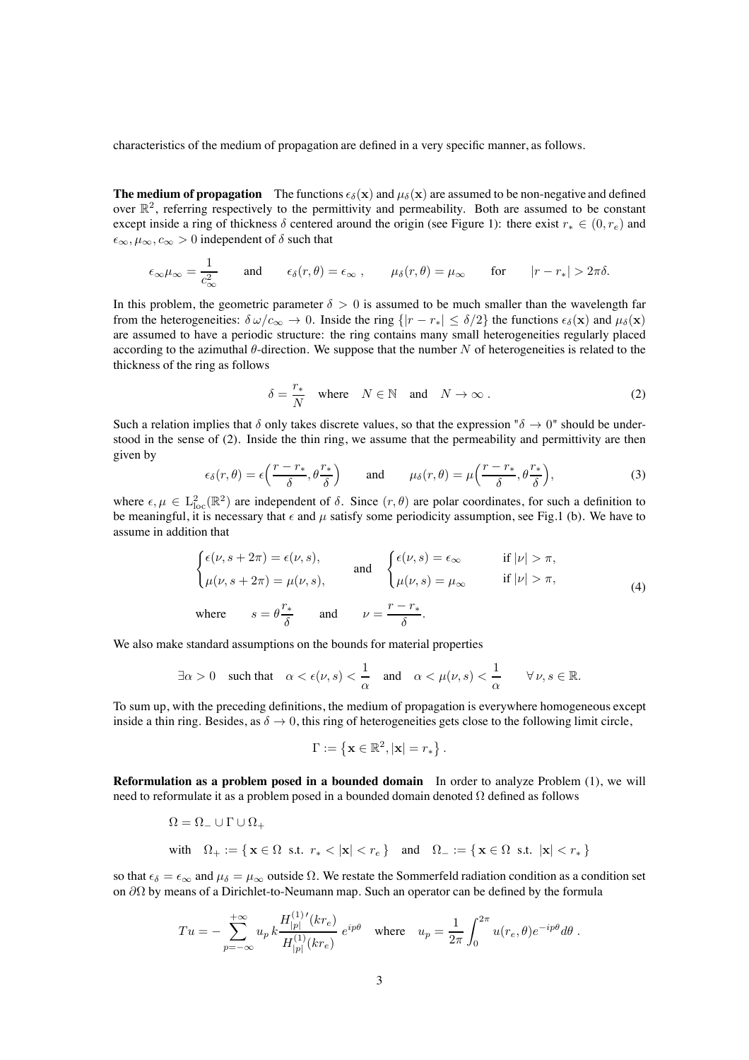characteristics of the medium of propagation are defined in a very specific manner, as follows.

**The medium of propagation** The functions $\epsilon_\delta(\mathbf{x})$ and $\mu_\delta(\mathbf{x})$ are assumed to be non-negative and defined over $\mathbb{R}^2$, referring respectively to the permittivity and permeability. Both are assumed to be constant except inside a ring of thickness $\delta$ centered around the origin (see Figure 1): there exist $r_* \in (0, r_e)$ and $\epsilon_\infty, \mu_\infty, c_\infty > 0$ independent of $\delta$ such that

$$\epsilon_\infty \mu_\infty = \frac{1}{c_\infty^2} \qquad \text{and} \qquad \epsilon_\delta(r,\theta) = \epsilon_\infty \;, \qquad \mu_\delta(r,\theta) = \mu_\infty \qquad \text{for} \qquad |r - r_*| > 2\pi\delta.$$

In this problem, the geometric parameter $\delta > 0$ is assumed to be much smaller than the wavelength far from the heterogeneities: $\delta\,\omega / c_\infty \to 0$. Inside the ring $\{|r - r_*| \le \delta/2\}$ the functions $\epsilon_\delta(\mathbf{x})$ and $\mu_\delta(\mathbf{x})$ are assumed to have a periodic structure: the ring contains many small heterogeneities regularly placed according to the azimuthal $\theta$-direction. We suppose that the number $N$ of heterogeneities is related to the thickness of the ring as follows

$$\delta = \frac{r_*}{N} \quad \text{where} \quad N \in \mathbb{N} \quad \text{and} \quad N \to \infty \;. \tag{2}$$

Such a relation implies that $\delta$ only takes discrete values, so that the expression "$\delta \to 0$" should be understood in the sense of (2). Inside the thin ring, we assume that the permeability and permittivity are then given by

$$\epsilon_\delta(r,\theta) = \epsilon\Big(\frac{r - r_*}{\delta}, \theta\frac{r_*}{\delta}\Big) \qquad \text{and} \qquad \mu_\delta(r,\theta) = \mu\Big(\frac{r - r_*}{\delta}, \theta\frac{r_*}{\delta}\Big), \tag{3}$$

where $\epsilon, \mu \in \mathrm{L}^2_{\mathrm{loc}}(\mathbb{R}^2)$ are independent of $\delta$. Since $(r,\theta)$ are polar coordinates, for such a definition to be meaningful, it is necessary that $\epsilon$ and $\mu$ satisfy some periodicity assumption, see Fig.1 (b). We have to assume in addition that

$$\begin{cases} \epsilon(\nu, s + 2\pi) = \epsilon(\nu, s), \\ \mu(\nu, s + 2\pi) = \mu(\nu, s), \end{cases} \quad \text{and} \quad \begin{cases} \epsilon(\nu, s) = \epsilon_\infty & \text{if } |\nu| > \pi, \\ \mu(\nu, s) = \mu_\infty & \text{if } |\nu| > \pi, \end{cases}$$
$$\text{where} \qquad s = \theta\frac{r_*}{\delta} \qquad \text{and} \qquad \nu = \frac{r - r_*}{\delta}. \tag{4}$$

We also make standard assumptions on the bounds for material properties

$$\exists \alpha > 0 \quad \text{such that} \quad \alpha < \epsilon(\nu, s) < \frac{1}{\alpha} \quad \text{and} \quad \alpha < \mu(\nu, s) < \frac{1}{\alpha} \qquad \forall \nu, s \in \mathbb{R}.$$

To sum up, with the preceding definitions, the medium of propagation is everywhere homogeneous except inside a thin ring. Besides, as $\delta \to 0$, this ring of heterogeneities gets close to the following limit circle,

$$\Gamma := \left\{ \mathbf{x} \in \mathbb{R}^2, |\mathbf{x}| = r_* \right\}.$$

**Reformulation as a problem posed in a bounded domain** In order to analyze Problem (1), we will need to reformulate it as a problem posed in a bounded domain denoted $\Omega$ defined as follows

$$\Omega = \Omega_- \cup \Gamma \cup \Omega_+$$
$$\text{with} \quad \Omega_+ := \{\, \mathbf{x} \in \Omega \ \text{ s.t. } \ r_* < |\mathbf{x}| < r_e \,\} \quad \text{and} \quad \Omega_- := \{\, \mathbf{x} \in \Omega \ \text{ s.t. } \ |\mathbf{x}| < r_* \,\}$$

so that $\epsilon_\delta = \epsilon_\infty$ and $\mu_\delta = \mu_\infty$ outside $\Omega$. We restate the Sommerfeld radiation condition as a condition set on $\partial\Omega$ by means of a Dirichlet-to-Neumann map. Such an operator can be defined by the formula

$$Tu = -\sum_{p=-\infty}^{+\infty} u_p\, k \frac{H^{(1)\,\prime}_{|p|}(kr_e)}{H^{(1)}_{|p|}(kr_e)}\, e^{ip\theta} \quad \text{where} \quad u_p = \frac{1}{2\pi}\int_0^{2\pi} u(r_e,\theta) e^{-ip\theta} d\theta \;.$$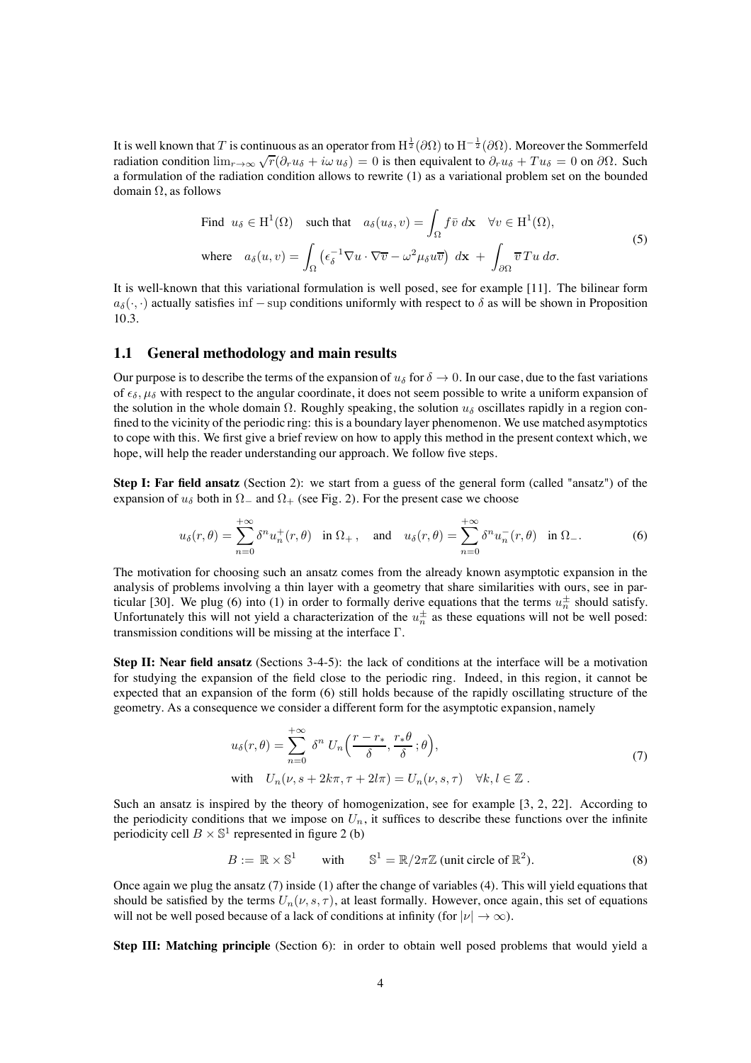It is well known that $T$ is continuous as an operator from $\mathrm{H}^{\frac{1}{2}}(\partial\Omega)$ to $\mathrm{H}^{-\frac{1}{2}}(\partial\Omega)$. Moreover the Sommerfeld radiation condition $\lim_{r\to\infty}\sqrt{r}(\partial_r u_\delta + i\omega\, u_\delta) = 0$ is then equivalent to $\partial_r u_\delta + T u_\delta = 0$ on $\partial\Omega$. Such a formulation of the radiation condition allows to rewrite (1) as a variational problem set on the bounded domain $\Omega$, as follows

$$
\begin{aligned}
&\text{Find } \ u_\delta \in \mathrm{H}^1(\Omega) \quad \text{such that} \quad a_\delta(u_\delta, v) = \int_\Omega f\bar{v}\; d\mathbf{x} \quad \forall v \in \mathrm{H}^1(\Omega),\\
&\text{where} \quad a_\delta(u,v) = \int_\Omega \left(\epsilon_\delta^{-1}\nabla u\cdot\nabla\overline{v} - \omega^2\mu_\delta u\overline{v}\right)\, d\mathbf{x} \; + \; \int_{\partial\Omega} \overline{v}\, T u\; d\sigma.
\end{aligned}
\tag{5}
$$

It is well-known that this variational formulation is well posed, see for example [11]. The bilinear form $a_\delta(\cdot,\cdot)$ actually satisfies $\inf-\sup$ conditions uniformly with respect to $\delta$ as will be shown in Proposition 10.3.

### 1.1 General methodology and main results

Our purpose is to describe the terms of the expansion of $u_\delta$ for $\delta\to 0$. In our case, due to the fast variations of $\epsilon_\delta, \mu_\delta$ with respect to the angular coordinate, it does not seem possible to write a uniform expansion of the solution in the whole domain $\Omega$. Roughly speaking, the solution $u_\delta$ oscillates rapidly in a region confined to the vicinity of the periodic ring: this is a boundary layer phenomenon. We use matched asymptotics to cope with this. We first give a brief review on how to apply this method in the present context which, we hope, will help the reader understanding our approach. We follow five steps.

**Step I: Far field ansatz** (Section 2): we start from a guess of the general form (called "ansatz") of the expansion of $u_\delta$ both in $\Omega_-$ and $\Omega_+$ (see Fig. 2). For the present case we choose

$$
u_\delta(r,\theta) = \sum_{n=0}^{+\infty}\delta^n u_n^+(r,\theta) \quad \text{in } \Omega_+, \quad \text{and} \quad u_\delta(r,\theta) = \sum_{n=0}^{+\infty}\delta^n u_n^-(r,\theta) \quad \text{in } \Omega_-.
\tag{6}
$$

The motivation for choosing such an ansatz comes from the already known asymptotic expansion in the analysis of problems involving a thin layer with a geometry that share similarities with ours, see in particular [30]. We plug (6) into (1) in order to formally derive equations that the terms $u_n^\pm$ should satisfy. Unfortunately this will not yield a characterization of the $u_n^\pm$ as these equations will not be well posed: transmission conditions will be missing at the interface $\Gamma$.

**Step II: Near field ansatz** (Sections 3-4-5): the lack of conditions at the interface will be a motivation for studying the expansion of the field close to the periodic ring. Indeed, in this region, it cannot be expected that an expansion of the form (6) still holds because of the rapidly oscillating structure of the geometry. As a consequence we consider a different form for the asymptotic expansion, namely

$$
\begin{aligned}
&u_\delta(r,\theta) = \sum_{n=0}^{+\infty}\; \delta^n\; U_n\Big(\frac{r-r_*}{\delta}, \frac{r_*\theta}{\delta}\,;\theta\Big),\\
&\text{with} \quad U_n(\nu, s+2k\pi, \tau+2l\pi) = U_n(\nu,s,\tau) \quad \forall k,l\in\mathbb{Z}\;.
\end{aligned}
\tag{7}
$$

Such an ansatz is inspired by the theory of homogenization, see for example [3, 2, 22]. According to the periodicity conditions that we impose on $U_n$, it suffices to describe these functions over the infinite periodicity cell $B\times\mathbb{S}^1$ represented in figure 2 (b)

$$
B := \mathbb{R}\times\mathbb{S}^1 \qquad \text{with} \qquad \mathbb{S}^1 = \mathbb{R}/2\pi\mathbb{Z} \text{ (unit circle of } \mathbb{R}^2).
\tag{8}
$$

Once again we plug the ansatz (7) inside (1) after the change of variables (4). This will yield equations that should be satisfied by the terms $U_n(\nu,s,\tau)$, at least formally. However, once again, this set of equations will not be well posed because of a lack of conditions at infinity (for $|\nu|\to\infty$).

**Step III: Matching principle** (Section 6): in order to obtain well posed problems that would yield a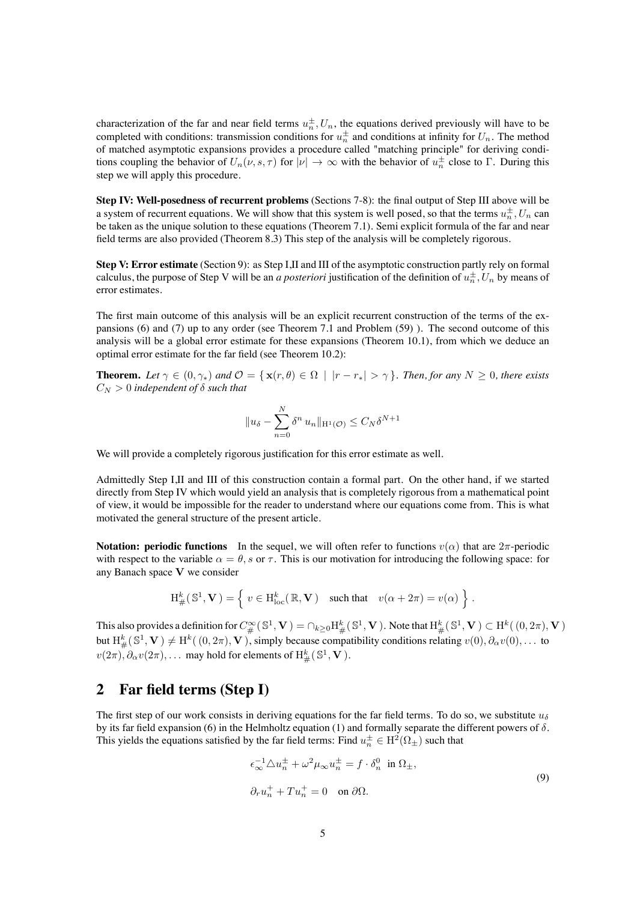characterization of the far and near field terms $u_n^{\pm}, U_n$, the equations derived previously will have to be completed with conditions: transmission conditions for $u_n^{\pm}$ and conditions at infinity for $U_n$. The method of matched asymptotic expansions provides a procedure called "matching principle" for deriving conditions coupling the behavior of $U_n(\nu, s, \tau)$ for $|\nu| \to \infty$ with the behavior of $u_n^{\pm}$ close to $\Gamma$. During this step we will apply this procedure.

**Step IV: Well-posedness of recurrent problems** (Sections 7-8): the final output of Step III above will be a system of recurrent equations. We will show that this system is well posed, so that the terms $u_n^{\pm}, U_n$ can be taken as the unique solution to these equations (Theorem 7.1). Semi explicit formula of the far and near field terms are also provided (Theorem 8.3) This step of the analysis will be completely rigorous.

**Step V: Error estimate** (Section 9): as Step I,II and III of the asymptotic construction partly rely on formal calculus, the purpose of Step V will be an *a posteriori* justification of the definition of $u_n^{\pm}, U_n$ by means of error estimates.

The first main outcome of this analysis will be an explicit recurrent construction of the terms of the expansions (6) and (7) up to any order (see Theorem 7.1 and Problem (59) ). The second outcome of this analysis will be a global error estimate for these expansions (Theorem 10.1), from which we deduce an optimal error estimate for the far field (see Theorem 10.2):

**Theorem.** *Let $\gamma \in (0, \gamma_*)$ and $\mathcal{O} = \{\, \mathbf{x}(r, \theta) \in \Omega \;|\; |r - r_*| > \gamma \,\}$. Then, for any $N \geq 0$, there exists $C_N > 0$ independent of $\delta$ such that*

$$\|u_\delta - \sum_{n=0}^{N} \delta^n\, u_n\|_{\mathrm{H}^1(\mathcal{O})} \leq C_N \delta^{N+1}$$

We will provide a completely rigorous justification for this error estimate as well.

Admittedly Step I,II and III of this construction contain a formal part. On the other hand, if we started directly from Step IV which would yield an analysis that is completely rigorous from a mathematical point of view, it would be impossible for the reader to understand where our equations come from. This is what motivated the general structure of the present article.

**Notation: periodic functions** In the sequel, we will often refer to functions $v(\alpha)$ that are $2\pi$-periodic with respect to the variable $\alpha = \theta, s$ or $\tau$. This is our motivation for introducing the following space: for any Banach space $\mathbf{V}$ we consider

$$\mathrm{H}^k_{\#}(\,\mathbb{S}^1, \mathbf{V}\,) = \Big\{\; v \in \mathrm{H}^k_{\mathrm{loc}}(\,\mathbb{R}, \mathbf{V}\,) \quad \text{such that} \quad v(\alpha + 2\pi) = v(\alpha) \;\Big\}\,.$$

This also provides a definition for $C^{\infty}_{\#}(\,\mathbb{S}^1, \mathbf{V}\,) = \cap_{k \geq 0} \mathrm{H}^k_{\#}(\,\mathbb{S}^1, \mathbf{V}\,)$. Note that $\mathrm{H}^k_{\#}(\,\mathbb{S}^1, \mathbf{V}\,) \subset \mathrm{H}^k(\,(0, 2\pi), \mathbf{V}\,)$ but $\mathrm{H}^k_{\#}(\,\mathbb{S}^1, \mathbf{V}\,) \neq \mathrm{H}^k(\,(0, 2\pi), \mathbf{V}\,)$, simply because compatibility conditions relating $v(0), \partial_\alpha v(0), \dots$ to $v(2\pi), \partial_\alpha v(2\pi), \dots$ may hold for elements of $\mathrm{H}^k_{\#}(\,\mathbb{S}^1, \mathbf{V}\,)$.

## 2 Far field terms (Step I)

The first step of our work consists in deriving equations for the far field terms. To do so, we substitute $u_\delta$ by its far field expansion (6) in the Helmholtz equation (1) and formally separate the different powers of $\delta$. This yields the equations satisfied by the far field terms: Find $u_n^{\pm} \in \mathrm{H}^2(\Omega_{\pm})$ such that

$$\begin{aligned}
&\epsilon_\infty^{-1} \triangle u_n^{\pm} + \omega^2 \mu_\infty u_n^{\pm} = f \cdot \delta_n^0 \;\text{ in } \Omega_{\pm}, \\
&\partial_r u_n^{+} + T u_n^{+} = 0 \quad \text{on } \partial\Omega.
\end{aligned} \tag{9}$$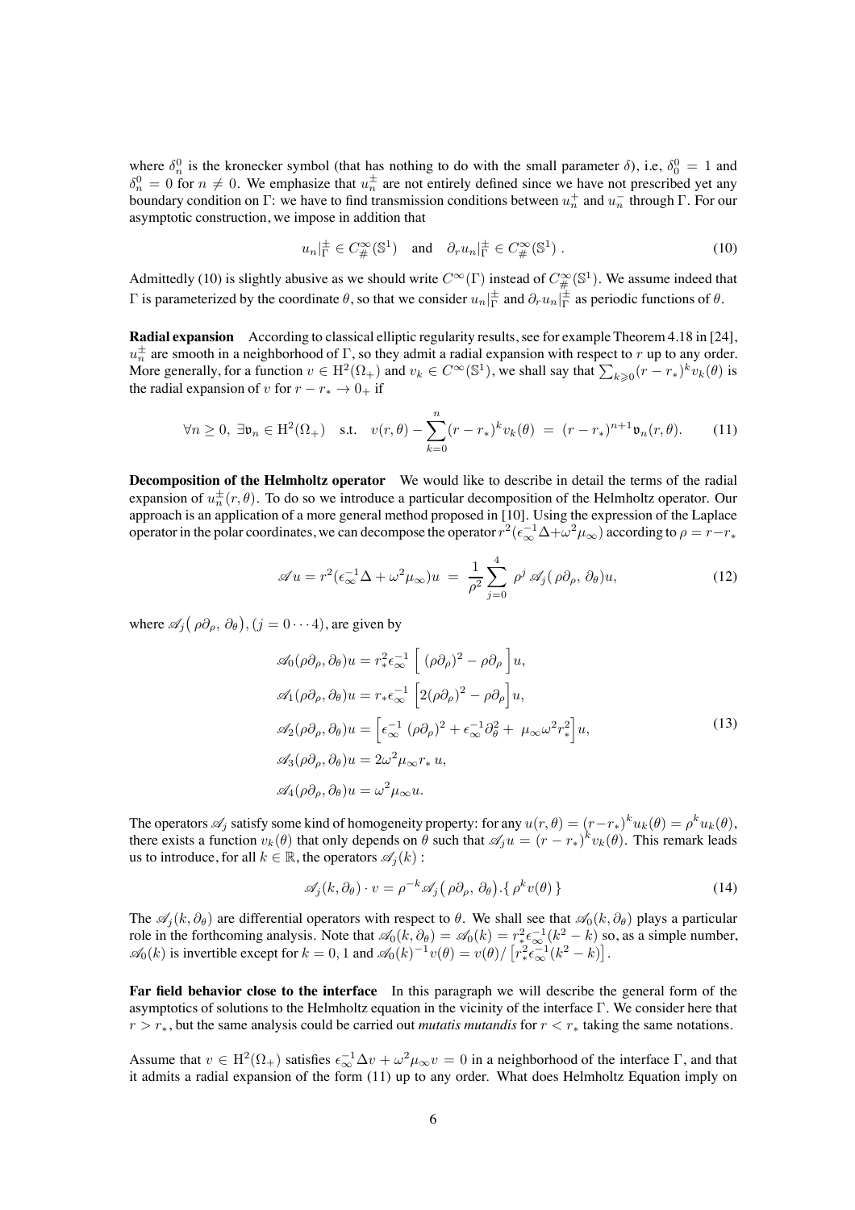where $\delta_n^0$ is the kronecker symbol (that has nothing to do with the small parameter $\delta$), i.e, $\delta_0^0 = 1$ and $\delta_n^0 = 0$ for $n \neq 0$. We emphasize that $u_n^\pm$ are not entirely defined since we have not prescribed yet any boundary condition on $\Gamma$: we have to find transmission conditions between $u_n^+$ and $u_n^-$ through $\Gamma$. For our asymptotic construction, we impose in addition that

$$u_n|_\Gamma^\pm \in C^\infty_\#(\mathbb{S}^1) \quad \text{and} \quad \partial_r u_n|_\Gamma^\pm \in C^\infty_\#(\mathbb{S}^1) \; . \tag{10}$$

Admittedly (10) is slightly abusive as we should write $C^\infty(\Gamma)$ instead of $C^\infty_\#(\mathbb{S}^1)$. We assume indeed that $\Gamma$ is parameterized by the coordinate $\theta$, so that we consider $u_n|_\Gamma^\pm$ and $\partial_r u_n|_\Gamma^\pm$ as periodic functions of $\theta$.

**Radial expansion** According to classical elliptic regularity results, see for example Theorem 4.18 in [24], $u_n^\pm$ are smooth in a neighborhood of $\Gamma$, so they admit a radial expansion with respect to $r$ up to any order. More generally, for a function $v \in \mathrm{H}^2(\Omega_+)$ and $v_k \in C^\infty(\mathbb{S}^1)$, we shall say that $\sum_{k\geqslant 0}(r-r_*)^k v_k(\theta)$ is the radial expansion of $v$ for $r - r_* \to 0_+$ if

$$\forall n \geq 0, \; \exists \mathfrak{v}_n \in \mathrm{H}^2(\Omega_+) \quad \text{s.t.} \quad v(r,\theta) - \sum_{k=0}^{n} (r-r_*)^k v_k(\theta) \; = \; (r-r_*)^{n+1} \mathfrak{v}_n(r,\theta). \tag{11}$$

**Decomposition of the Helmholtz operator** We would like to describe in detail the terms of the radial expansion of $u_n^\pm(r,\theta)$. To do so we introduce a particular decomposition of the Helmholtz operator. Our approach is an application of a more general method proposed in [10]. Using the expression of the Laplace operator in the polar coordinates, we can decompose the operator $r^2(\epsilon_\infty^{-1}\Delta + \omega^2\mu_\infty)$ according to $\rho = r - r_*$

$$\mathscr{A} u = r^2(\epsilon_\infty^{-1}\Delta + \omega^2\mu_\infty)u \; = \; \frac{1}{\rho^2}\sum_{j=0}^{4} \rho^j \, \mathscr{A}_j(\,\rho\partial_\rho, \, \partial_\theta)u, \tag{12}$$

where $\mathscr{A}_j\big(\,\rho\partial_\rho, \, \partial_\theta\big), (j = 0 \cdots 4)$, are given by

$$\begin{aligned}
&\mathscr{A}_0(\rho\partial_\rho, \partial_\theta)u = r_*^2\epsilon_\infty^{-1} \Big[ \, (\rho\partial_\rho)^2 - \rho\partial_\rho \, \Big] u, \\
&\mathscr{A}_1(\rho\partial_\rho, \partial_\theta)u = r_*\epsilon_\infty^{-1} \Big[ 2(\rho\partial_\rho)^2 - \rho\partial_\rho \Big] u, \\
&\mathscr{A}_2(\rho\partial_\rho, \partial_\theta)u = \Big[ \epsilon_\infty^{-1} \, (\rho\partial_\rho)^2 + \epsilon_\infty^{-1}\partial_\theta^2 + \, \mu_\infty\omega^2 r_*^2 \Big] u, \\
&\mathscr{A}_3(\rho\partial_\rho, \partial_\theta)u = 2\omega^2\mu_\infty r_* \, u, \\
&\mathscr{A}_4(\rho\partial_\rho, \partial_\theta)u = \omega^2\mu_\infty u.
\end{aligned} \tag{13}$$

The operators $\mathscr{A}_j$ satisfy some kind of homogeneity property: for any $u(r,\theta) = (r-r_*)^k u_k(\theta) = \rho^k u_k(\theta)$, there exists a function $v_k(\theta)$ that only depends on $\theta$ such that $\mathscr{A}_j u = (r-r_*)^k v_k(\theta)$. This remark leads us to introduce, for all $k \in \mathbb{R}$, the operators $\mathscr{A}_j(k)$ :

$$\mathscr{A}_j(k, \partial_\theta) \cdot v = \rho^{-k} \mathscr{A}_j\big(\,\rho\partial_\rho, \, \partial_\theta\big).\{\, \rho^k v(\theta)\,\} \tag{14}$$

The $\mathscr{A}_j(k, \partial_\theta)$ are differential operators with respect to $\theta$. We shall see that $\mathscr{A}_0(k, \partial_\theta)$ plays a particular role in the forthcoming analysis. Note that $\mathscr{A}_0(k, \partial_\theta) = \mathscr{A}_0(k) = r_*^2\epsilon_\infty^{-1}(k^2 - k)$ so, as a simple number, $\mathscr{A}_0(k)$ is invertible except for $k = 0, 1$ and $\mathscr{A}_0(k)^{-1}v(\theta) = v(\theta)/\left[r_*^2\epsilon_\infty^{-1}(k^2-k)\right]$.

**Far field behavior close to the interface** In this paragraph we will describe the general form of the asymptotics of solutions to the Helmholtz equation in the vicinity of the interface $\Gamma$. We consider here that $r > r_*$, but the same analysis could be carried out *mutatis mutandis* for $r < r_*$ taking the same notations.

Assume that $v \in \mathrm{H}^2(\Omega_+)$ satisfies $\epsilon_\infty^{-1}\Delta v + \omega^2\mu_\infty v = 0$ in a neighborhood of the interface $\Gamma$, and that it admits a radial expansion of the form (11) up to any order. What does Helmholtz Equation imply on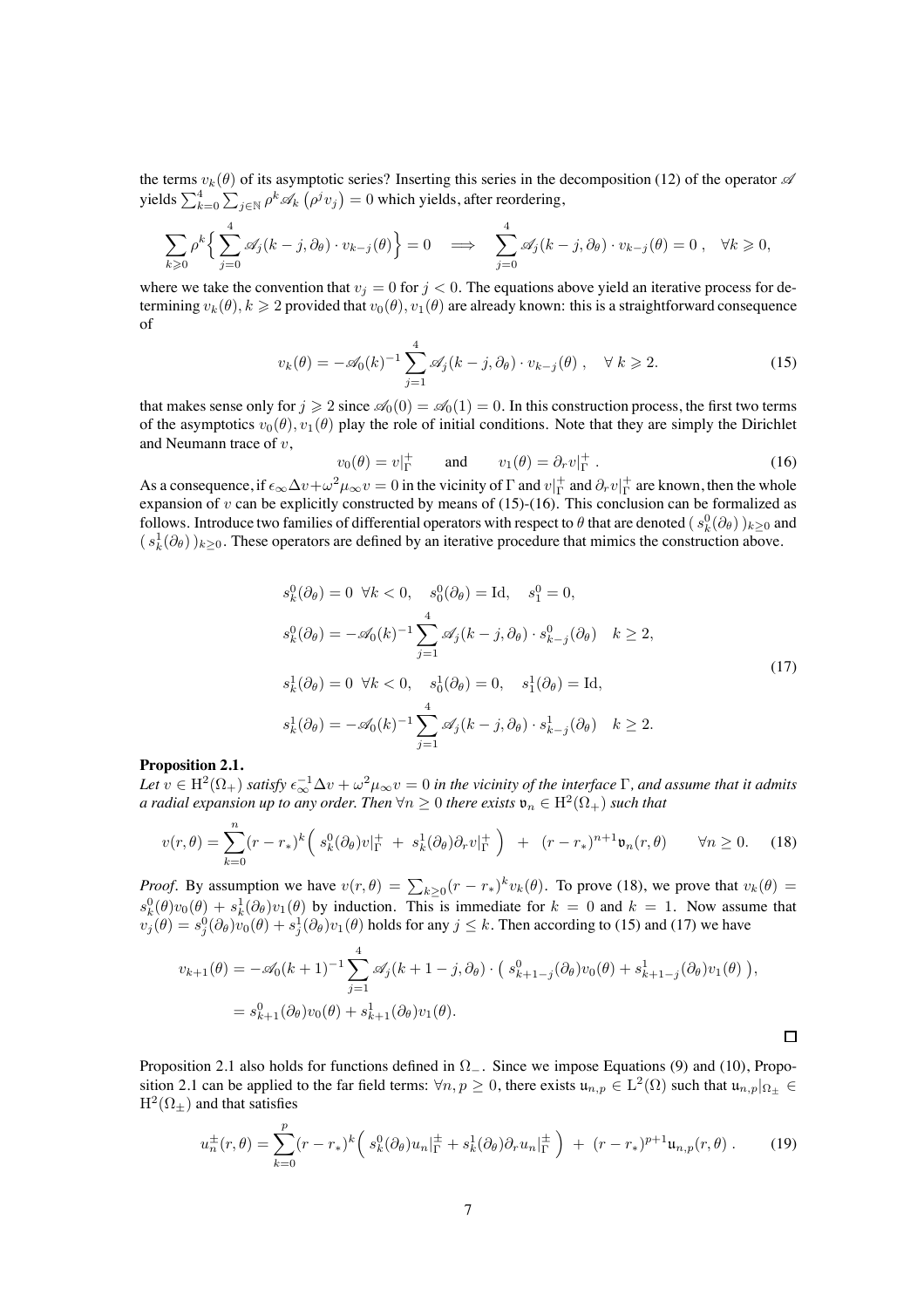the terms $v_k(\theta)$ of its asymptotic series? Inserting this series in the decomposition (12) of the operator $\mathscr{A}$ yields $\sum_{k=0}^{4}\sum_{j\in\mathbb{N}}\rho^k\mathscr{A}_k\left(\rho^j v_j\right)=0$ which yields, after reordering,

$$\sum_{k\geqslant 0}\rho^k\Big\{\sum_{j=0}^{4}\mathscr{A}_j(k-j,\partial_\theta)\cdot v_{k-j}(\theta)\Big\}=0\quad\Longrightarrow\quad\sum_{j=0}^{4}\mathscr{A}_j(k-j,\partial_\theta)\cdot v_{k-j}(\theta)=0\;,\quad\forall k\geqslant 0,$$

where we take the convention that $v_j=0$ for $j<0$. The equations above yield an iterative process for determining $v_k(\theta), k\geqslant 2$ provided that $v_0(\theta), v_1(\theta)$ are already known: this is a straightforward consequence of

$$v_k(\theta)=-\mathscr{A}_0(k)^{-1}\sum_{j=1}^{4}\mathscr{A}_j(k-j,\partial_\theta)\cdot v_{k-j}(\theta)\;,\quad\forall\; k\geqslant 2. \tag{15}$$

that makes sense only for $j\geqslant 2$ since $\mathscr{A}_0(0)=\mathscr{A}_0(1)=0$. In this construction process, the first two terms of the asymptotics $v_0(\theta), v_1(\theta)$ play the role of initial conditions. Note that they are simply the Dirichlet and Neumann trace of $v$,

$$v_0(\theta)=v|_\Gamma^+\qquad\text{and}\qquad v_1(\theta)=\partial_r v|_\Gamma^+\;. \tag{16}$$

As a consequence, if $\epsilon_\infty\Delta v+\omega^2\mu_\infty v=0$ in the vicinity of $\Gamma$ and $v|_\Gamma^+$ and $\partial_r v|_\Gamma^+$ are known, then the whole expansion of $v$ can be explicitly constructed by means of (15)-(16). This conclusion can be formalized as follows. Introduce two families of differential operators with respect to $\theta$ that are denoted $(\,s_k^0(\partial_\theta)\,)_{k\geq 0}$ and $(\,s_k^1(\partial_\theta)\,)_{k\geq 0}$. These operators are defined by an iterative procedure that mimics the construction above.

$$\begin{aligned}
&s_k^0(\partial_\theta)=0\;\;\forall k<0,\quad s_0^0(\partial_\theta)=\mathrm{Id},\quad s_1^0=0,\\
&s_k^0(\partial_\theta)=-\mathscr{A}_0(k)^{-1}\sum_{j=1}^{4}\mathscr{A}_j(k-j,\partial_\theta)\cdot s_{k-j}^0(\partial_\theta)\quad k\geq 2,\\
&s_k^1(\partial_\theta)=0\;\;\forall k<0,\quad s_0^1(\partial_\theta)=0,\quad s_1^1(\partial_\theta)=\mathrm{Id},\\
&s_k^1(\partial_\theta)=-\mathscr{A}_0(k)^{-1}\sum_{j=1}^{4}\mathscr{A}_j(k-j,\partial_\theta)\cdot s_{k-j}^1(\partial_\theta)\quad k\geq 2.
\end{aligned} \tag{17}$$

**Proposition 2.1.**
*Let $v\in\mathrm{H}^2(\Omega_+)$ satisfy $\epsilon_\infty^{-1}\Delta v+\omega^2\mu_\infty v=0$ in the vicinity of the interface $\Gamma$, and assume that it admits a radial expansion up to any order. Then $\forall n\geq 0$ there exists $\mathfrak{v}_n\in\mathrm{H}^2(\Omega_+)$ such that*

$$v(r,\theta)=\sum_{k=0}^{n}(r-r_*)^k\Big(\;s_k^0(\partial_\theta)v|_\Gamma^+\;+\;s_k^1(\partial_\theta)\partial_r v|_\Gamma^+\;\Big)\;\;+\;\;(r-r_*)^{n+1}\mathfrak{v}_n(r,\theta)\qquad\forall n\geq 0. \tag{18}$$

*Proof*. By assumption we have $v(r,\theta)=\sum_{k\geq 0}(r-r_*)^k v_k(\theta)$. To prove (18), we prove that $v_k(\theta)=s_k^0(\theta)v_0(\theta)+s_k^1(\partial_\theta)v_1(\theta)$ by induction. This is immediate for $k=0$ and $k=1$. Now assume that $v_j(\theta)=s_j^0(\partial_\theta)v_0(\theta)+s_j^1(\partial_\theta)v_1(\theta)$ holds for any $j\leq k$. Then according to (15) and (17) we have

$$\begin{aligned}
v_{k+1}(\theta)&=-\mathscr{A}_0(k+1)^{-1}\sum_{j=1}^{4}\mathscr{A}_j(k+1-j,\partial_\theta)\cdot\big(\;s_{k+1-j}^0(\partial_\theta)v_0(\theta)+s_{k+1-j}^1(\partial_\theta)v_1(\theta)\;\big),\\
&=s_{k+1}^0(\partial_\theta)v_0(\theta)+s_{k+1}^1(\partial_\theta)v_1(\theta).
\end{aligned}$$

□

Proposition 2.1 also holds for functions defined in $\Omega_-$. Since we impose Equations (9) and (10), Proposition 2.1 can be applied to the far field terms: $\forall n,p\geq 0$, there exists $\mathfrak{u}_{n,p}\in\mathrm{L}^2(\Omega)$ such that $\mathfrak{u}_{n,p}|_{\Omega_\pm}\in\mathrm{H}^2(\Omega_\pm)$ and that satisfies

$$u_n^\pm(r,\theta)=\sum_{k=0}^{p}(r-r_*)^k\Big(\;s_k^0(\partial_\theta)u_n|_\Gamma^\pm+s_k^1(\partial_\theta)\partial_r u_n|_\Gamma^\pm\;\Big)\;\;+\;\;(r-r_*)^{p+1}\mathfrak{u}_{n,p}(r,\theta)\,. \tag{19}$$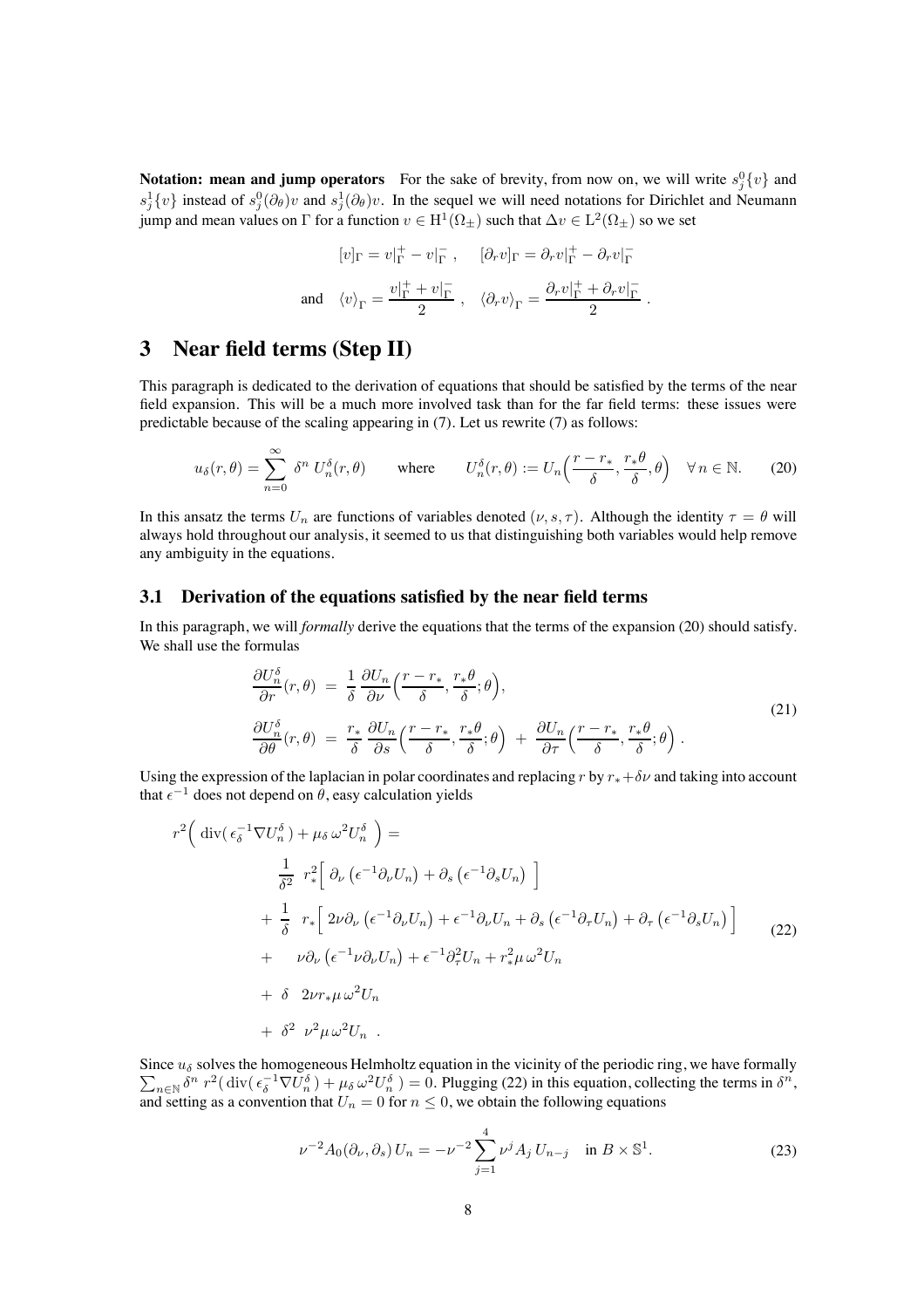**Notation: mean and jump operators** For the sake of brevity, from now on, we will write $s_j^0\{v\}$ and $s_j^1\{v\}$ instead of $s_j^0(\partial_\theta)v$ and $s_j^1(\partial_\theta)v$. In the sequel we will need notations for Dirichlet and Neumann jump and mean values on $\Gamma$ for a function $v \in \mathrm{H}^1(\Omega_\pm)$ such that $\Delta v \in \mathrm{L}^2(\Omega_\pm)$ so we set

$$
[v]_\Gamma = v|_\Gamma^+ - v|_\Gamma^- \ , \quad [\partial_r v]_\Gamma = \partial_r v|_\Gamma^+ - \partial_r v|_\Gamma^-
$$

$$
\text{and} \quad \langle v \rangle_\Gamma = \frac{v|_\Gamma^+ + v|_\Gamma^-}{2} \ , \quad \langle \partial_r v \rangle_\Gamma = \frac{\partial_r v|_\Gamma^+ + \partial_r v|_\Gamma^-}{2} \ .
$$

# 3 Near field terms (Step II)

This paragraph is dedicated to the derivation of equations that should be satisfied by the terms of the near field expansion. This will be a much more involved task than for the far field terms: these issues were predictable because of the scaling appearing in (7). Let us rewrite (7) as follows:

$$
u_\delta(r,\theta) = \sum_{n=0}^{\infty} \delta^n \, U_n^\delta(r,\theta) \qquad \text{where} \qquad U_n^\delta(r,\theta) := U_n\Big(\frac{r-r_*}{\delta}, \frac{r_*\theta}{\delta}, \theta\Big) \quad \forall\, n \in \mathbb{N}. \tag{20}
$$

In this ansatz the terms $U_n$ are functions of variables denoted $(\nu, s, \tau)$. Although the identity $\tau = \theta$ will always hold throughout our analysis, it seemed to us that distinguishing both variables would help remove any ambiguity in the equations.

## 3.1 Derivation of the equations satisfied by the near field terms

In this paragraph, we will *formally* derive the equations that the terms of the expansion (20) should satisfy. We shall use the formulas

$$
\begin{aligned}
\frac{\partial U_n^\delta}{\partial r}(r,\theta) \;&=\; \frac{1}{\delta}\,\frac{\partial U_n}{\partial \nu}\Big(\frac{r-r_*}{\delta}, \frac{r_*\theta}{\delta}; \theta\Big), \\
\frac{\partial U_n^\delta}{\partial \theta}(r,\theta) \;&=\; \frac{r_*}{\delta}\,\frac{\partial U_n}{\partial s}\Big(\frac{r-r_*}{\delta}, \frac{r_*\theta}{\delta}; \theta\Big) \;+\; \frac{\partial U_n}{\partial \tau}\Big(\frac{r-r_*}{\delta}, \frac{r_*\theta}{\delta}; \theta\Big)\,.
\end{aligned} \tag{21}
$$

Using the expression of the laplacian in polar coordinates and replacing $r$ by $r_* + \delta\nu$ and taking into account that $\epsilon^{-1}$ does not depend on $\theta$, easy calculation yields

$$
\begin{aligned}
r^2\Big(\, \mathrm{div}(\,\epsilon_\delta^{-1}\nabla U_n^\delta\,) + \mu_\delta\,\omega^2 U_n^\delta \,\Big) = & \\
& \frac{1}{\delta^2}\;\; r_*^2\Big[\; \partial_\nu\left(\epsilon^{-1}\partial_\nu U_n\right) + \partial_s\left(\epsilon^{-1}\partial_s U_n\right) \;\Big] \\
& +\; \frac{1}{\delta}\;\; r_*\Big[\; 2\nu\partial_\nu\left(\epsilon^{-1}\partial_\nu U_n\right) + \epsilon^{-1}\partial_\nu U_n + \partial_s\left(\epsilon^{-1}\partial_\tau U_n\right) + \partial_\tau\left(\epsilon^{-1}\partial_s U_n\right)\Big] \\
& +\quad \nu\partial_\nu\left(\epsilon^{-1}\nu\partial_\nu U_n\right) + \epsilon^{-1}\partial_\tau^2 U_n + r_*^2\mu\,\omega^2 U_n \\
& +\; \delta\;\;\; 2\nu r_*\mu\,\omega^2 U_n \\
& +\; \delta^2\;\; \nu^2\mu\,\omega^2 U_n \;\;.
\end{aligned} \tag{22}
$$

Since $u_\delta$ solves the homogeneous Helmholtz equation in the vicinity of the periodic ring, we have formally $\sum_{n\in\mathbb{N}} \delta^n\; r^2(\,\mathrm{div}(\,\epsilon_\delta^{-1}\nabla U_n^\delta\,) + \mu_\delta\,\omega^2 U_n^\delta\,) = 0$. Plugging (22) in this equation, collecting the terms in $\delta^n$, and setting as a convention that $U_n = 0$ for $n \leq 0$, we obtain the following equations

$$
\nu^{-2} A_0(\partial_\nu, \partial_s)\, U_n = -\nu^{-2}\sum_{j=1}^{4} \nu^j A_j\, U_{n-j} \quad \text{in } B \times \mathbb{S}^1. \tag{23}
$$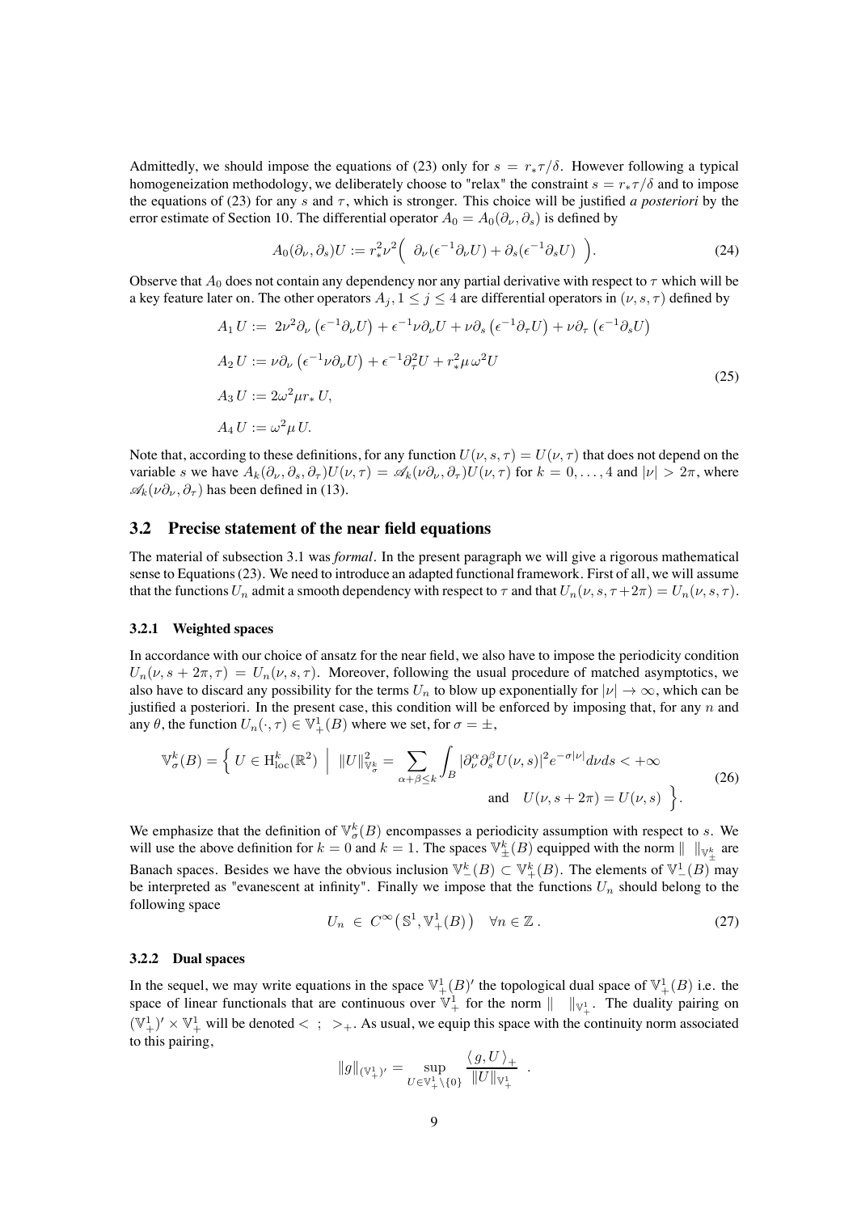Admittedly, we should impose the equations of (23) only for $s = r_*\tau/\delta$. However following a typical homogeneization methodology, we deliberately choose to "relax" the constraint $s = r_*\tau/\delta$ and to impose the equations of (23) for any $s$ and $\tau$, which is stronger. This choice will be justified *a posteriori* by the error estimate of Section 10. The differential operator $A_0 = A_0(\partial_\nu, \partial_s)$ is defined by

$$A_0(\partial_\nu, \partial_s)U := r_*^2\nu^2\Big(\ \partial_\nu(\epsilon^{-1}\partial_\nu U) + \partial_s(\epsilon^{-1}\partial_s U)\ \Big). \tag{24}$$

Observe that $A_0$ does not contain any dependency nor any partial derivative with respect to $\tau$ which will be a key feature later on. The other operators $A_j, 1 \leq j \leq 4$ are differential operators in $(\nu, s, \tau)$ defined by

$$\begin{aligned}
A_1\, U &:= \ 2\nu^2\partial_\nu\left(\epsilon^{-1}\partial_\nu U\right) + \epsilon^{-1}\nu\partial_\nu U + \nu\partial_s\left(\epsilon^{-1}\partial_\tau U\right) + \nu\partial_\tau\left(\epsilon^{-1}\partial_s U\right) \\
A_2\, U &:= \nu\partial_\nu\left(\epsilon^{-1}\nu\partial_\nu U\right) + \epsilon^{-1}\partial_\tau^2 U + r_*^2\mu\,\omega^2 U \\
A_3\, U &:= 2\omega^2\mu r_*\, U, \\
A_4\, U &:= \omega^2\mu\, U.
\end{aligned} \tag{25}$$

Note that, according to these definitions, for any function $U(\nu, s, \tau) = U(\nu, \tau)$ that does not depend on the variable $s$ we have $A_k(\partial_\nu, \partial_s, \partial_\tau)U(\nu, \tau) = \mathscr{A}_k(\nu\partial_\nu, \partial_\tau)U(\nu, \tau)$ for $k = 0, \ldots, 4$ and $|\nu| > 2\pi$, where $\mathscr{A}_k(\nu\partial_\nu, \partial_\tau)$ has been defined in (13).

## 3.2 Precise statement of the near field equations

The material of subsection 3.1 was *formal*. In the present paragraph we will give a rigorous mathematical sense to Equations (23). We need to introduce an adapted functional framework. First of all, we will assume that the functions $U_n$ admit a smooth dependency with respect to $\tau$ and that $U_n(\nu, s, \tau + 2\pi) = U_n(\nu, s, \tau)$.

### 3.2.1 Weighted spaces

In accordance with our choice of ansatz for the near field, we also have to impose the periodicity condition $U_n(\nu, s + 2\pi, \tau) = U_n(\nu, s, \tau)$. Moreover, following the usual procedure of matched asymptotics, we also have to discard any possibility for the terms $U_n$ to blow up exponentially for $|\nu| \to \infty$, which can be justified a posteriori. In the present case, this condition will be enforced by imposing that, for any $n$ and any $\theta$, the function $U_n(\cdot, \tau) \in \mathbb{V}^1_+(B)$ where we set, for $\sigma = \pm$,

$$\begin{aligned}
\mathbb{V}^k_\sigma(B) = \Big\{\ U \in \mathrm{H}^k_{\mathrm{loc}}(\mathbb{R}^2)\ \Big|\ \|U\|^2_{\mathbb{V}^k_\sigma} = \sum_{\alpha+\beta\leq k}\int_B |\partial_\nu^\alpha\partial_s^\beta U(\nu, s)|^2 e^{-\sigma|\nu|}d\nu ds < +\infty \\
\text{and}\quad U(\nu, s + 2\pi) = U(\nu, s)\ \Big\}.
\end{aligned} \tag{26}$$

We emphasize that the definition of $\mathbb{V}^k_\sigma(B)$ encompasses a periodicity assumption with respect to $s$. We will use the above definition for $k = 0$ and $k = 1$. The spaces $\mathbb{V}^k_\pm(B)$ equipped with the norm $\|\ \ \|_{\mathbb{V}^k_\pm}$ are Banach spaces. Besides we have the obvious inclusion $\mathbb{V}^k_-(B) \subset \mathbb{V}^k_+(B)$. The elements of $\mathbb{V}^1_-(B)$ may be interpreted as "evanescent at infinity". Finally we impose that the functions $U_n$ should belong to the following space

$$U_n \ \in\ C^\infty\big(\mathbb{S}^1, \mathbb{V}^1_+(B)\big) \quad \forall n \in \mathbb{Z}\,. \tag{27}$$

### 3.2.2 Dual spaces

In the sequel, we may write equations in the space $\mathbb{V}^1_+(B)'$ the topological dual space of $\mathbb{V}^1_+(B)$ i.e. the space of linear functionals that are continuous over $\mathbb{V}^1_+$ for the norm $\|\ \ \|_{\mathbb{V}^1_+}$. The duality pairing on $(\mathbb{V}^1_+)' \times \mathbb{V}^1_+$ will be denoted $<\ ;\ >_+$. As usual, we equip this space with the continuity norm associated to this pairing,

$$\|g\|_{(\mathbb{V}^1_+)'} = \sup_{U\in\mathbb{V}^1_+\setminus\{0\}} \frac{\langle\, g, U\,\rangle_+}{\|U\|_{\mathbb{V}^1_+}}\ .$$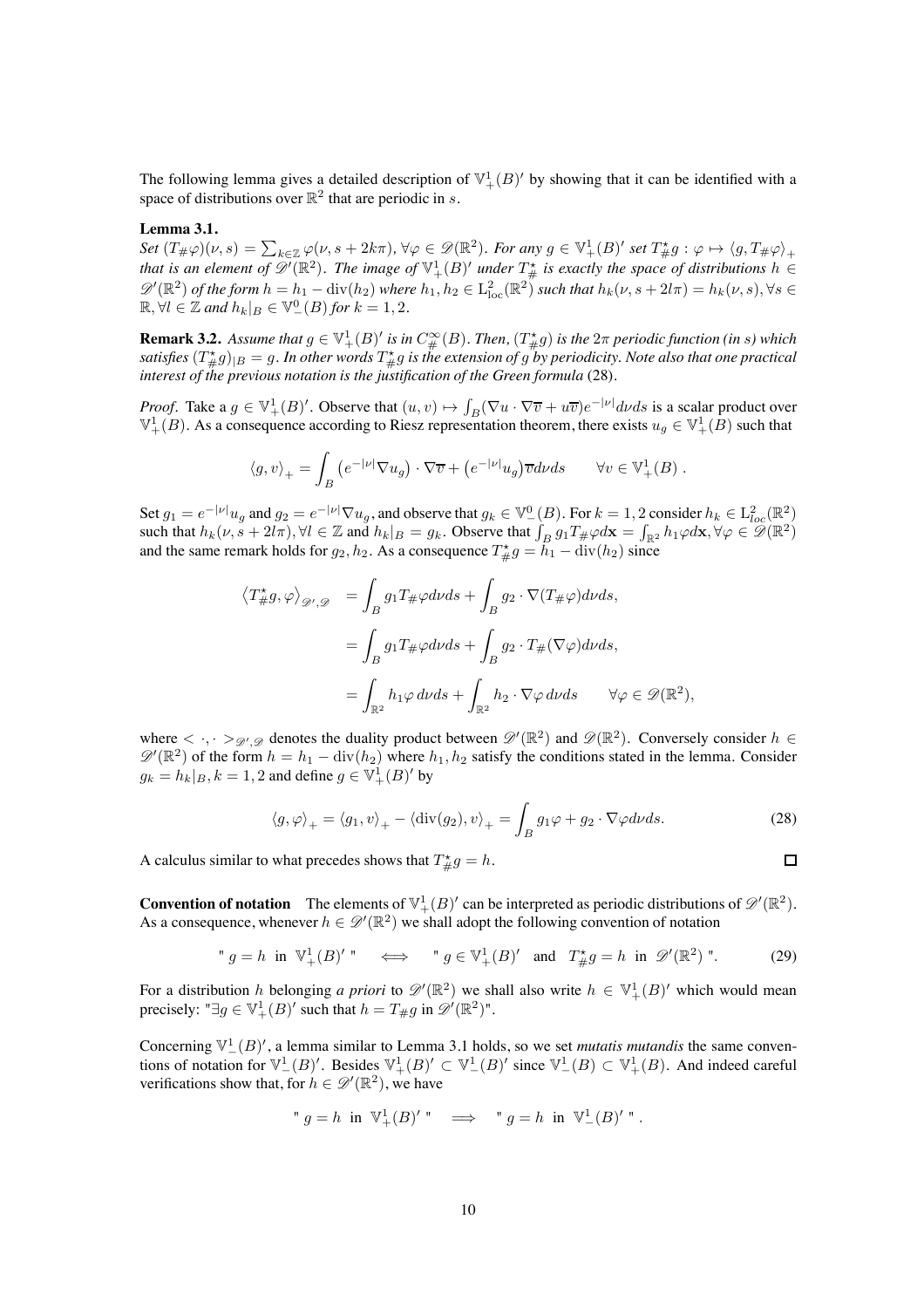The following lemma gives a detailed description of $\mathbb{V}_+^1(B)'$ by showing that it can be identified with a space of distributions over $\mathbb{R}^2$ that are periodic in $s$.

**Lemma 3.1.**
*Set $(T_\#\varphi)(\nu,s)=\sum_{k\in\mathbb{Z}}\varphi(\nu,s+2k\pi)$, $\forall\varphi\in\mathscr{D}(\mathbb{R}^2)$. For any $g\in\mathbb{V}_+^1(B)'$ set $T_\#^\star g:\varphi\mapsto\langle g,T_\#\varphi\rangle_+$ that is an element of $\mathscr{D}'(\mathbb{R}^2)$. The image of $\mathbb{V}_+^1(B)'$ under $T_\#^\star$ is exactly the space of distributions $h\in\mathscr{D}'(\mathbb{R}^2)$ of the form $h=h_1-\operatorname{div}(h_2)$ where $h_1,h_2\in\mathrm{L}^2_{\mathrm{loc}}(\mathbb{R}^2)$ such that $h_k(\nu,s+2l\pi)=h_k(\nu,s),\forall s\in\mathbb{R},\forall l\in\mathbb{Z}$ and $h_k|_B\in\mathbb{V}_-^0(B)$ for $k=1,2$.*

**Remark 3.2.** *Assume that $g\in\mathbb{V}_+^1(B)'$ is in $C_\#^\infty(B)$. Then, $(T_\#^\star g)$ is the $2\pi$ periodic function (in $s$) which satisfies $(T_\#^\star g)_{|B}=g$. In other words $T_\#^\star g$ is the extension of $g$ by periodicity. Note also that one practical interest of the previous notation is the justification of the Green formula* (28).

*Proof.* Take a $g\in\mathbb{V}_+^1(B)'$. Observe that $(u,v)\mapsto\int_B(\nabla u\cdot\nabla\overline{v}+u\overline{v})e^{-|\nu|}d\nu ds$ is a scalar product over $\mathbb{V}_+^1(B)$. As a consequence according to Riesz representation theorem, there exists $u_g\in\mathbb{V}_+^1(B)$ such that

$$\langle g,v\rangle_+=\int_B\left(e^{-|\nu|}\nabla u_g\right)\cdot\nabla\overline{v}+\left(e^{-|\nu|}u_g\right)\overline{v}d\nu ds\qquad\forall v\in\mathbb{V}_+^1(B)\ .$$

Set $g_1=e^{-|\nu|}u_g$ and $g_2=e^{-|\nu|}\nabla u_g$, and observe that $g_k\in\mathbb{V}_-^0(B)$. For $k=1,2$ consider $h_k\in\mathrm{L}^2_{loc}(\mathbb{R}^2)$ such that $h_k(\nu,s+2l\pi),\forall l\in\mathbb{Z}$ and $h_k|_B=g_k$. Observe that $\int_B g_1T_\#\varphi d\mathbf{x}=\int_{\mathbb{R}^2}h_1\varphi d\mathbf{x},\forall\varphi\in\mathscr{D}(\mathbb{R}^2)$ and the same remark holds for $g_2,h_2$. As a consequence $T_\#^\star g=h_1-\operatorname{div}(h_2)$ since

$$\begin{aligned}\left\langle T_\#^\star g,\varphi\right\rangle_{\mathscr{D}',\mathscr{D}}&=\int_B g_1T_\#\varphi d\nu ds+\int_B g_2\cdot\nabla(T_\#\varphi)d\nu ds,\\&=\int_B g_1T_\#\varphi d\nu ds+\int_B g_2\cdot T_\#(\nabla\varphi)d\nu ds,\\&=\int_{\mathbb{R}^2}h_1\varphi\,d\nu ds+\int_{\mathbb{R}^2}h_2\cdot\nabla\varphi\,d\nu ds\qquad\forall\varphi\in\mathscr{D}(\mathbb{R}^2),\end{aligned}$$

where $<\cdot,\cdot>_{\mathscr{D}',\mathscr{D}}$ denotes the duality product between $\mathscr{D}'(\mathbb{R}^2)$ and $\mathscr{D}(\mathbb{R}^2)$. Conversely consider $h\in\mathscr{D}'(\mathbb{R}^2)$ of the form $h=h_1-\operatorname{div}(h_2)$ where $h_1,h_2$ satisfy the conditions stated in the lemma. Consider $g_k=h_k|_B,k=1,2$ and define $g\in\mathbb{V}_+^1(B)'$ by

$$\langle g,\varphi\rangle_+=\langle g_1,v\rangle_+-\langle\operatorname{div}(g_2),v\rangle_+=\int_B g_1\varphi+g_2\cdot\nabla\varphi d\nu ds.\tag{28}$$

A calculus similar to what precedes shows that $T_\#^\star g=h$. □

**Convention of notation** The elements of $\mathbb{V}_+^1(B)'$ can be interpreted as periodic distributions of $\mathscr{D}'(\mathbb{R}^2)$. As a consequence, whenever $h\in\mathscr{D}'(\mathbb{R}^2)$ we shall adopt the following convention of notation

$$\text{"}\ g=h\ \text{ in }\ \mathbb{V}_+^1(B)'\ \text{"}\quad\Longleftrightarrow\quad\text{"}\ g\in\mathbb{V}_+^1(B)'\ \text{ and }\ T_\#^\star g=h\ \text{ in }\ \mathscr{D}'(\mathbb{R}^2)\ \text{"}.\tag{29}$$

For a distribution $h$ belonging *a priori* to $\mathscr{D}'(\mathbb{R}^2)$ we shall also write $h\in\mathbb{V}_+^1(B)'$ which would mean precisely: "$\exists g\in\mathbb{V}_+^1(B)'$ such that $h=T_\#g$ in $\mathscr{D}'(\mathbb{R}^2)$".

Concerning $\mathbb{V}_-^1(B)'$, a lemma similar to Lemma 3.1 holds, so we set *mutatis mutandis* the same conventions of notation for $\mathbb{V}_-^1(B)'$. Besides $\mathbb{V}_+^1(B)'\subset\mathbb{V}_-^1(B)'$ since $\mathbb{V}_-^1(B)\subset\mathbb{V}_+^1(B)$. And indeed careful verifications show that, for $h\in\mathscr{D}'(\mathbb{R}^2)$, we have

$$\text{"}\ g=h\ \text{ in }\ \mathbb{V}_+^1(B)'\ \text{"}\quad\Longrightarrow\quad\text{"}\ g=h\ \text{ in }\ \mathbb{V}_-^1(B)'\ \text{"}\ .$$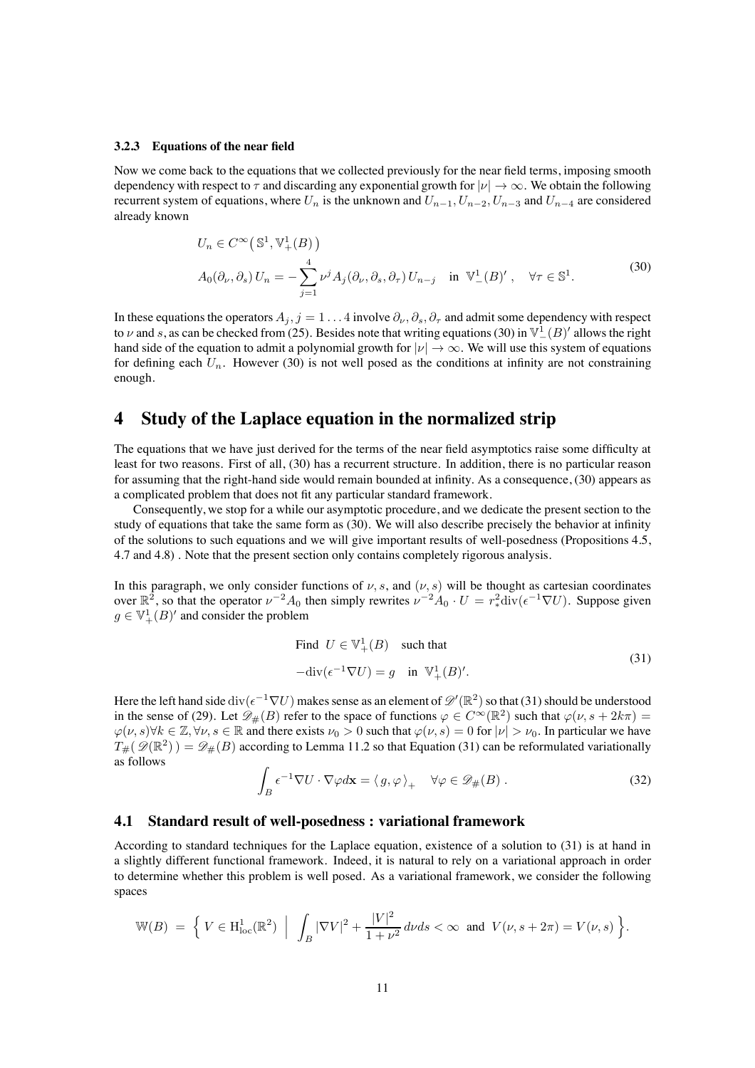#### 3.2.3 Equations of the near field

Now we come back to the equations that we collected previously for the near field terms, imposing smooth dependency with respect to $\tau$ and discarding any exponential growth for $|\nu| \to \infty$. We obtain the following recurrent system of equations, where $U_n$ is the unknown and $U_{n-1}, U_{n-2}, U_{n-3}$ and $U_{n-4}$ are considered already known

$$
\begin{aligned}
&U_n \in C^{\infty}\big(\,\mathbb{S}^1, \mathbb{V}^1_+(B)\,\big) \\
&A_0(\partial_\nu, \partial_s)\, U_n = -\sum_{j=1}^{4} \nu^j A_j(\partial_\nu, \partial_s, \partial_\tau)\, U_{n-j} \quad \text{in } \; \mathbb{V}^1_-(B)' \,, \quad \forall \tau \in \mathbb{S}^1.
\end{aligned}
\tag{30}
$$

In these equations the operators $A_j, j = 1 \dots 4$ involve $\partial_\nu, \partial_s, \partial_\tau$ and admit some dependency with respect to $\nu$ and $s$, as can be checked from (25). Besides note that writing equations (30) in $\mathbb{V}^1_-(B)'$ allows the right hand side of the equation to admit a polynomial growth for $|\nu| \to \infty$. We will use this system of equations for defining each $U_n$. However (30) is not well posed as the conditions at infinity are not constraining enough.

# 4 Study of the Laplace equation in the normalized strip

The equations that we have just derived for the terms of the near field asymptotics raise some difficulty at least for two reasons. First of all, (30) has a recurrent structure. In addition, there is no particular reason for assuming that the right-hand side would remain bounded at infinity. As a consequence, (30) appears as a complicated problem that does not fit any particular standard framework.

Consequently, we stop for a while our asymptotic procedure, and we dedicate the present section to the study of equations that take the same form as (30). We will also describe precisely the behavior at infinity of the solutions to such equations and we will give important results of well-posedness (Propositions 4.5, 4.7 and 4.8) . Note that the present section only contains completely rigorous analysis.

In this paragraph, we only consider functions of $\nu, s$, and $(\nu, s)$ will be thought as cartesian coordinates over $\mathbb{R}^2$, so that the operator $\nu^{-2}A_0$ then simply rewrites $\nu^{-2}A_0 \cdot U = r_*^2 \mathrm{div}(\epsilon^{-1}\nabla U)$. Suppose given $g \in \mathbb{V}^1_+(B)'$ and consider the problem

$$
\begin{aligned}
&\text{Find } \; U \in \mathbb{V}^1_+(B) \quad \text{such that} \\
&-\mathrm{div}(\epsilon^{-1}\nabla U) = g \quad \text{in } \; \mathbb{V}^1_+(B)'.
\end{aligned}
\tag{31}
$$

Here the left hand side $\mathrm{div}(\epsilon^{-1}\nabla U)$ makes sense as an element of $\mathscr{D}'(\mathbb{R}^2)$ so that (31) should be understood in the sense of (29). Let $\mathscr{D}_\#(B)$ refer to the space of functions $\varphi \in C^\infty(\mathbb{R}^2)$ such that $\varphi(\nu, s + 2k\pi) = \varphi(\nu, s) \forall k \in \mathbb{Z}, \forall \nu, s \in \mathbb{R}$ and there exists $\nu_0 > 0$ such that $\varphi(\nu, s) = 0$ for $|\nu| > \nu_0$. In particular we have $T_\#(\,\mathscr{D}(\mathbb{R}^2)\,) = \mathscr{D}_\#(B)$ according to Lemma 11.2 so that Equation (31) can be reformulated variationally as follows

$$
\int_B \epsilon^{-1}\nabla U \cdot \nabla\varphi d\mathbf{x} = \langle\, g, \varphi\,\rangle_+ \quad \forall \varphi \in \mathscr{D}_\#(B) \,. \tag{32}
$$

## 4.1 Standard result of well-posedness : variational framework

According to standard techniques for the Laplace equation, existence of a solution to (31) is at hand in a slightly different functional framework. Indeed, it is natural to rely on a variational approach in order to determine whether this problem is well posed. As a variational framework, we consider the following spaces

$$
\mathbb{W}(B) \;=\; \Big\{\, V \in \mathrm{H}^1_{\mathrm{loc}}(\mathbb{R}^2) \;\;\Big|\;\; \int_B |\nabla V|^2 + \frac{|V|^2}{1+\nu^2}\, d\nu ds < \infty \;\text{ and }\; V(\nu, s+2\pi) = V(\nu, s) \,\Big\}.
$$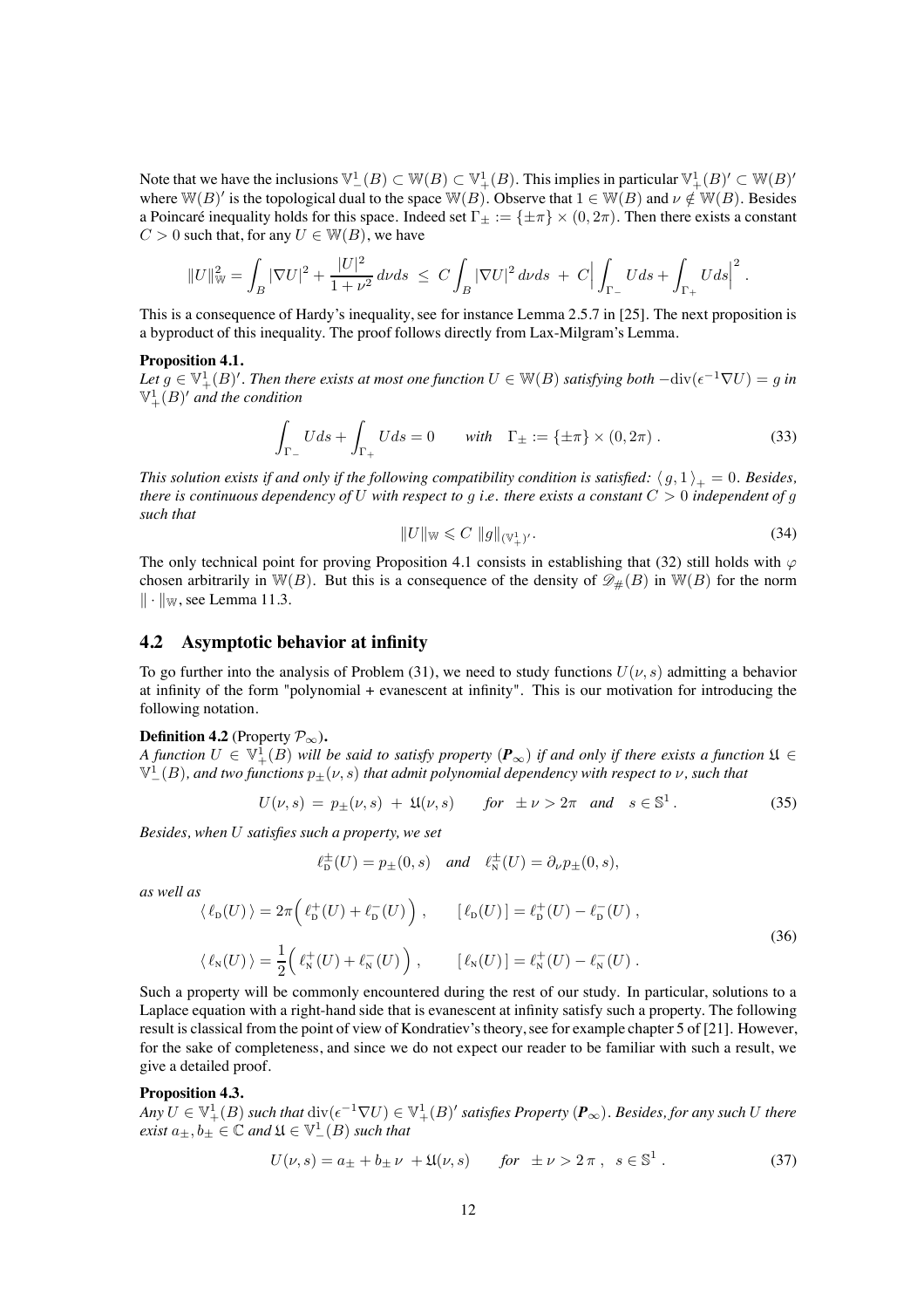Note that we have the inclusions $\mathbb{V}^1_-(B) \subset \mathbb{W}(B) \subset \mathbb{V}^1_+(B)$. This implies in particular $\mathbb{V}^1_+(B)' \subset \mathbb{W}(B)'$ where $\mathbb{W}(B)'$ is the topological dual to the space $\mathbb{W}(B)$. Observe that $1 \in \mathbb{W}(B)$ and $\nu \notin \mathbb{W}(B)$. Besides a Poincaré inequality holds for this space. Indeed set $\Gamma_\pm := \{\pm\pi\} \times (0, 2\pi)$. Then there exists a constant $C > 0$ such that, for any $U \in \mathbb{W}(B)$, we have

$$\|U\|^2_{\mathbb{W}} = \int_B |\nabla U|^2 + \frac{|U|^2}{1+\nu^2}\, d\nu ds \;\leq\; C\int_B |\nabla U|^2\, d\nu ds \;+\; C\Big|\int_{\Gamma_-} U ds + \int_{\Gamma_+} U ds\Big|^2 .$$

This is a consequence of Hardy's inequality, see for instance Lemma 2.5.7 in [25]. The next proposition is a byproduct of this inequality. The proof follows directly from Lax-Milgram's Lemma.

**Proposition 4.1.**
*Let $g \in \mathbb{V}^1_+(B)'$. Then there exists at most one function $U \in \mathbb{W}(B)$ satisfying both $-\mathrm{div}(\epsilon^{-1}\nabla U) = g$ in $\mathbb{V}^1_+(B)'$ and the condition*

$$\int_{\Gamma_-} U ds + \int_{\Gamma_+} U ds = 0 \qquad \textit{with} \quad \Gamma_\pm := \{\pm\pi\} \times (0, 2\pi)\, . \tag{33}$$

*This solution exists if and only if the following compatibility condition is satisfied: $\langle\, g, 1\,\rangle_+ = 0$. Besides, there is continuous dependency of $U$ with respect to $g$ i.e. there exists a constant $C > 0$ independent of $g$ such that*

$$\|U\|_{\mathbb{W}} \leqslant C\, \|g\|_{(\mathbb{V}^1_+)'} . \tag{34}$$

The only technical point for proving Proposition 4.1 consists in establishing that (32) still holds with $\varphi$ chosen arbitrarily in $\mathbb{W}(B)$. But this is a consequence of the density of $\mathscr{D}_\#(B)$ in $\mathbb{W}(B)$ for the norm $\|\cdot\|_{\mathbb{W}}$, see Lemma 11.3.

## 4.2 Asymptotic behavior at infinity

To go further into the analysis of Problem (31), we need to study functions $U(\nu, s)$ admitting a behavior at infinity of the form "polynomial + evanescent at infinity". This is our motivation for introducing the following notation.

**Definition 4.2** (Property $\mathcal{P}_\infty$)**.**
*A function $U \in \mathbb{V}^1_+(B)$ will be said to satisfy property ($\boldsymbol{P}_\infty$) if and only if there exists a function $\mathfrak{U} \in \mathbb{V}^1_-(B)$, and two functions $p_\pm(\nu, s)$ that admit polynomial dependency with respect to $\nu$, such that*

$$U(\nu, s) \;=\; p_\pm(\nu, s) \;+\; \mathfrak{U}(\nu, s) \qquad \textit{for} \quad \pm\,\nu > 2\pi \quad \textit{and} \quad s \in \mathbb{S}^1 . \tag{35}$$

*Besides, when $U$ satisfies such a property, we set*

$$\ell^\pm_{\mathrm{D}}(U) = p_\pm(0, s) \quad \textit{and} \quad \ell^\pm_{\mathrm{N}}(U) = \partial_\nu p_\pm(0, s),$$

*as well as*

$$\begin{aligned}
&\langle\, \ell_{\mathrm{D}}(U)\,\rangle = 2\pi\Big(\, \ell^+_{\mathrm{D}}(U) + \ell^-_{\mathrm{D}}(U)\,\Big)\,, \qquad [\, \ell_{\mathrm{D}}(U)\,] = \ell^+_{\mathrm{D}}(U) - \ell^-_{\mathrm{D}}(U)\,, \\
&\langle\, \ell_{\mathrm{N}}(U)\,\rangle = \frac{1}{2}\Big(\, \ell^+_{\mathrm{N}}(U) + \ell^-_{\mathrm{N}}(U)\,\Big)\,, \qquad [\, \ell_{\mathrm{N}}(U)\,] = \ell^+_{\mathrm{N}}(U) - \ell^-_{\mathrm{N}}(U)\,.
\end{aligned} \tag{36}$$

Such a property will be commonly encountered during the rest of our study. In particular, solutions to a Laplace equation with a right-hand side that is evanescent at infinity satisfy such a property. The following result is classical from the point of view of Kondratiev's theory, see for example chapter 5 of [21]. However, for the sake of completeness, and since we do not expect our reader to be familiar with such a result, we give a detailed proof.

**Proposition 4.3.**
*Any $U \in \mathbb{V}^1_+(B)$ such that $\mathrm{div}(\epsilon^{-1}\nabla U) \in \mathbb{V}^1_+(B)'$ satisfies Property ($\boldsymbol{P}_\infty$). Besides, for any such $U$ there exist $a_\pm, b_\pm \in \mathbb{C}$ and $\mathfrak{U} \in \mathbb{V}^1_-(B)$ such that*

$$U(\nu, s) = a_\pm + b_\pm\, \nu \;+ \mathfrak{U}(\nu, s) \qquad \textit{for} \quad \pm\,\nu > 2\,\pi\,, \;\; s \in \mathbb{S}^1 . \tag{37}$$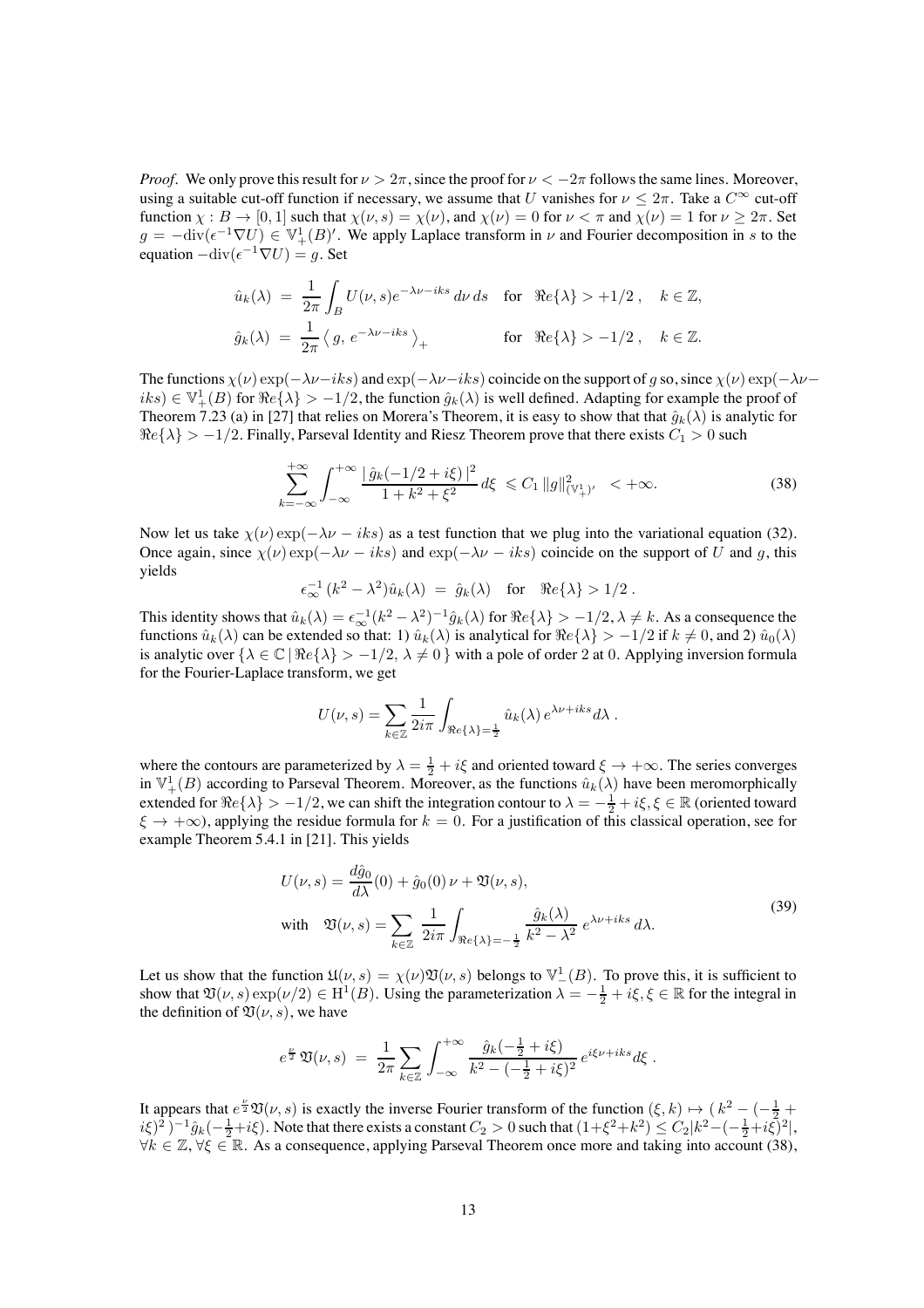*Proof.* We only prove this result for $\nu > 2\pi$, since the proof for $\nu < -2\pi$ follows the same lines. Moreover, using a suitable cut-off function if necessary, we assume that $U$ vanishes for $\nu \leq 2\pi$. Take a $C^\infty$ cut-off function $\chi : B \to [0,1]$ such that $\chi(\nu, s) = \chi(\nu)$, and $\chi(\nu) = 0$ for $\nu < \pi$ and $\chi(\nu) = 1$ for $\nu \geq 2\pi$. Set $g = -\mathrm{div}(\epsilon^{-1}\nabla U) \in \mathbb{V}^1_+(B)'$. We apply Laplace transform in $\nu$ and Fourier decomposition in $s$ to the equation $-\mathrm{div}(\epsilon^{-1}\nabla U) = g$. Set

$$
\begin{aligned}
\hat{u}_k(\lambda) \;&=\; \frac{1}{2\pi}\int_B U(\nu, s) e^{-\lambda\nu - iks}\, d\nu\, ds \quad \text{for} \quad \Re e\{\lambda\} > +1/2\,, \quad k \in \mathbb{Z},\\
\hat{g}_k(\lambda) \;&=\; \frac{1}{2\pi}\left\langle g,\, e^{-\lambda\nu - iks}\right\rangle_+ \qquad\qquad\quad \text{for} \quad \Re e\{\lambda\} > -1/2\,, \quad k \in \mathbb{Z}.
\end{aligned}
$$

The functions $\chi(\nu)\exp(-\lambda\nu - iks)$ and $\exp(-\lambda\nu - iks)$ coincide on the support of $g$ so, since $\chi(\nu)\exp(-\lambda\nu - iks) \in \mathbb{V}^1_+(B)$ for $\Re e\{\lambda\} > -1/2$, the function $\hat{g}_k(\lambda)$ is well defined. Adapting for example the proof of Theorem 7.23 (a) in [27] that relies on Morera's Theorem, it is easy to show that that $\hat{g}_k(\lambda)$ is analytic for $\Re e\{\lambda\} > -1/2$. Finally, Parseval Identity and Riesz Theorem prove that there exists $C_1 > 0$ such

$$
\sum_{k=-\infty}^{+\infty} \int_{-\infty}^{+\infty} \frac{|\,\hat{g}_k(-1/2 + i\xi)\,|^2}{1 + k^2 + \xi^2}\, d\xi \;\leqslant\; C_1\, \|g\|^2_{(\mathbb{V}^1_+)'} \;\; < +\infty. \tag{38}
$$

Now let us take $\chi(\nu)\exp(-\lambda\nu - iks)$ as a test function that we plug into the variational equation (32). Once again, since $\chi(\nu)\exp(-\lambda\nu - iks)$ and $\exp(-\lambda\nu - iks)$ coincide on the support of $U$ and $g$, this yields

$$
\epsilon_\infty^{-1}\,(k^2 - \lambda^2)\hat{u}_k(\lambda) \;=\; \hat{g}_k(\lambda) \quad \text{for} \quad \Re e\{\lambda\} > 1/2\,.
$$

This identity shows that $\hat{u}_k(\lambda) = \epsilon_\infty^{-1}(k^2 - \lambda^2)^{-1}\hat{g}_k(\lambda)$ for $\Re e\{\lambda\} > -1/2, \lambda \neq k$. As a consequence the functions $\hat{u}_k(\lambda)$ can be extended so that: 1) $\hat{u}_k(\lambda)$ is analytical for $\Re e\{\lambda\} > -1/2$ if $k \neq 0$, and 2) $\hat{u}_0(\lambda)$ is analytic over $\{\lambda \in \mathbb{C} \,|\, \Re e\{\lambda\} > -1/2,\ \lambda \neq 0\}$ with a pole of order 2 at 0. Applying inversion formula for the Fourier-Laplace transform, we get

$$
U(\nu, s) = \sum_{k\in\mathbb{Z}} \frac{1}{2i\pi}\int_{\Re e\{\lambda\} = \frac{1}{2}} \hat{u}_k(\lambda)\, e^{\lambda\nu + iks} d\lambda\,.
$$

where the contours are parameterized by $\lambda = \frac{1}{2} + i\xi$ and oriented toward $\xi \to +\infty$. The series converges in $\mathbb{V}^1_+(B)$ according to Parseval Theorem. Moreover, as the functions $\hat{u}_k(\lambda)$ have been meromorphically extended for $\Re e\{\lambda\} > -1/2$, we can shift the integration contour to $\lambda = -\frac{1}{2} + i\xi, \xi \in \mathbb{R}$ (oriented toward $\xi \to +\infty$), applying the residue formula for $k = 0$. For a justification of this classical operation, see for example Theorem 5.4.1 in [21]. This yields

$$
\begin{aligned}
&U(\nu, s) = \frac{d\hat{g}_0}{d\lambda}(0) + \hat{g}_0(0)\,\nu + \mathfrak{V}(\nu, s),\\
&\text{with} \quad \mathfrak{V}(\nu, s) = \sum_{k\in\mathbb{Z}} \frac{1}{2i\pi}\int_{\Re e\{\lambda\} = -\frac{1}{2}} \frac{\hat{g}_k(\lambda)}{k^2 - \lambda^2}\, e^{\lambda\nu + iks}\, d\lambda.
\end{aligned} \tag{39}
$$

Let us show that the function $\mathfrak{U}(\nu, s) = \chi(\nu)\mathfrak{V}(\nu, s)$ belongs to $\mathbb{V}^1_-(B)$. To prove this, it is sufficient to show that $\mathfrak{V}(\nu, s)\exp(\nu/2) \in \mathrm{H}^1(B)$. Using the parameterization $\lambda = -\frac{1}{2} + i\xi, \xi \in \mathbb{R}$ for the integral in the definition of $\mathfrak{V}(\nu, s)$, we have

$$
e^{\frac{\nu}{2}}\,\mathfrak{V}(\nu, s) \;=\; \frac{1}{2\pi}\sum_{k\in\mathbb{Z}}\int_{-\infty}^{+\infty} \frac{\hat{g}_k(-\frac{1}{2} + i\xi)}{k^2 - (-\frac{1}{2} + i\xi)^2}\, e^{i\xi\nu + iks} d\xi\,.
$$

It appears that $e^{\frac{\nu}{2}}\mathfrak{V}(\nu, s)$ is exactly the inverse Fourier transform of the function $(\xi, k) \mapsto (\,k^2 - (-\frac{1}{2} + i\xi)^2\,)^{-1}\hat{g}_k(-\frac{1}{2} + i\xi)$. Note that there exists a constant $C_2 > 0$ such that $(1 + \xi^2 + k^2) \leq C_2|k^2 - (-\frac{1}{2} + i\xi)^2|$, $\forall k \in \mathbb{Z}, \forall \xi \in \mathbb{R}$. As a consequence, applying Parseval Theorem once more and taking into account (38),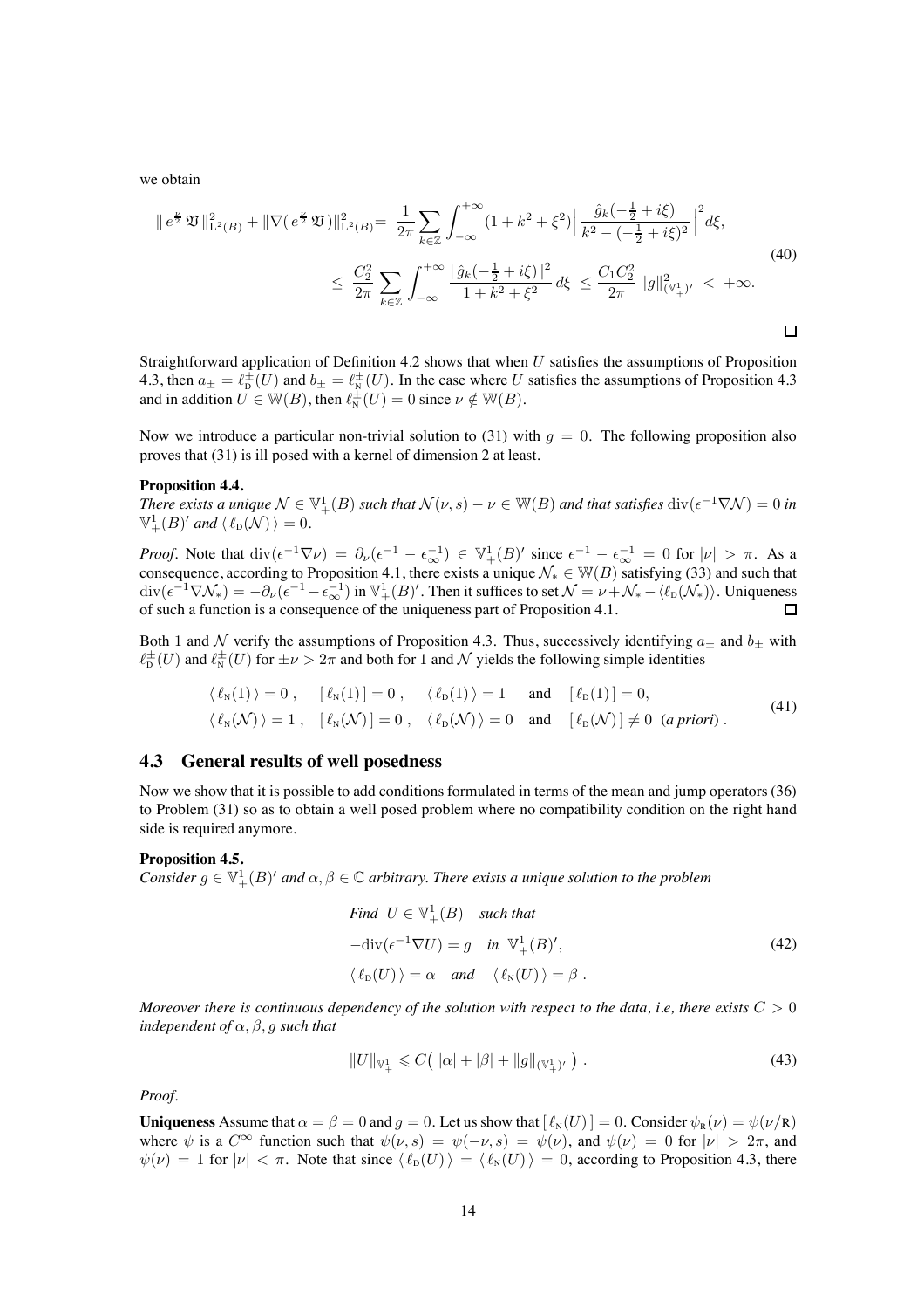we obtain

$$
\begin{aligned}
\| e^{\frac{\nu}{2}} \mathfrak{V} \|^2_{\mathrm{L}^2(B)} + \|\nabla( e^{\frac{\nu}{2}} \mathfrak{V} )\|^2_{\mathrm{L}^2(B)} &= \frac{1}{2\pi} \sum_{k\in\mathbb{Z}} \int_{-\infty}^{+\infty} (1+k^2+\xi^2) \Big| \frac{\hat{g}_k(-\frac{1}{2}+i\xi)}{k^2 - (-\frac{1}{2}+i\xi)^2} \Big|^2 d\xi, \\
&\leq \frac{C_2^2}{2\pi} \sum_{k\in\mathbb{Z}} \int_{-\infty}^{+\infty} \frac{|\,\hat{g}_k(-\frac{1}{2}+i\xi)\,|^2}{1+k^2+\xi^2}\, d\xi \;\leq\; \frac{C_1 C_2^2}{2\pi} \|g\|^2_{(\mathbb{V}^1_+)'} \;<\; +\infty.
\end{aligned}
\tag{40}
$$

□

Straightforward application of Definition 4.2 shows that when $U$ satisfies the assumptions of Proposition 4.3, then $a_\pm = \ell^\pm_{\mathrm{D}}(U)$ and $b_\pm = \ell^\pm_{\mathrm{N}}(U)$. In the case where $U$ satisfies the assumptions of Proposition 4.3 and in addition $U \in \mathbb{W}(B)$, then $\ell^\pm_{\mathrm{N}}(U) = 0$ since $\nu \notin \mathbb{W}(B)$.

Now we introduce a particular non-trivial solution to (31) with $g = 0$. The following proposition also proves that (31) is ill posed with a kernel of dimension 2 at least.

**Proposition 4.4.**
*There exists a unique $\mathcal{N} \in \mathbb{V}^1_+(B)$ such that $\mathcal{N}(\nu, s) - \nu \in \mathbb{W}(B)$ and that satisfies $\mathrm{div}(\epsilon^{-1}\nabla\mathcal{N}) = 0$ in $\mathbb{V}^1_+(B)'$ and $\langle\, \ell_{\mathrm{D}}(\mathcal{N})\,\rangle = 0$.*

*Proof*. Note that $\mathrm{div}(\epsilon^{-1}\nabla\nu) = \partial_\nu(\epsilon^{-1} - \epsilon^{-1}_\infty) \in \mathbb{V}^1_+(B)'$ since $\epsilon^{-1} - \epsilon^{-1}_\infty = 0$ for $|\nu| > \pi$. As a consequence, according to Proposition 4.1, there exists a unique $\mathcal{N}_* \in \mathbb{W}(B)$ satisfying (33) and such that $\mathrm{div}(\epsilon^{-1}\nabla\mathcal{N}_*) = -\partial_\nu(\epsilon^{-1} - \epsilon^{-1}_\infty)$ in $\mathbb{V}^1_+(B)'$. Then it suffices to set $\mathcal{N} = \nu + \mathcal{N}_* - \langle \ell_{\mathrm{D}}(\mathcal{N}_*)\rangle$. Uniqueness of such a function is a consequence of the uniqueness part of Proposition 4.1. □

Both 1 and $\mathcal{N}$ verify the assumptions of Proposition 4.3. Thus, successively identifying $a_\pm$ and $b_\pm$ with $\ell^\pm_{\mathrm{D}}(U)$ and $\ell^\pm_{\mathrm{N}}(U)$ for $\pm\nu > 2\pi$ and both for 1 and $\mathcal{N}$ yields the following simple identities

$$
\begin{aligned}
&\langle\, \ell_{\mathrm{N}}(1)\,\rangle = 0\,, \quad [\, \ell_{\mathrm{N}}(1)\,] = 0\,, \quad \langle\, \ell_{\mathrm{D}}(1)\,\rangle = 1 \quad \text{and} \quad [\, \ell_{\mathrm{D}}(1)\,] = 0, \\
&\langle\, \ell_{\mathrm{N}}(\mathcal{N})\,\rangle = 1\,, \quad [\, \ell_{\mathrm{N}}(\mathcal{N})\,] = 0\,, \quad \langle\, \ell_{\mathrm{D}}(\mathcal{N})\,\rangle = 0 \quad \text{and} \quad [\, \ell_{\mathrm{D}}(\mathcal{N})\,] \neq 0 \;\; (\textit{a priori})\,.
\end{aligned}
\tag{41}
$$

### 4.3 General results of well posedness

Now we show that it is possible to add conditions formulated in terms of the mean and jump operators (36) to Problem (31) so as to obtain a well posed problem where no compatibility condition on the right hand side is required anymore.

**Proposition 4.5.**
*Consider $g \in \mathbb{V}^1_+(B)'$ and $\alpha, \beta \in \mathbb{C}$ arbitrary. There exists a unique solution to the problem*

$$
\begin{aligned}
&\textit{Find } \; U \in \mathbb{V}^1_+(B) \quad \textit{such that} \\
&-\mathrm{div}(\epsilon^{-1}\nabla U) = g \quad \textit{in } \; \mathbb{V}^1_+(B)', \\
&\langle\, \ell_{\mathrm{D}}(U)\,\rangle = \alpha \quad \textit{and} \quad \langle\, \ell_{\mathrm{N}}(U)\,\rangle = \beta\;.
\end{aligned}
\tag{42}
$$

*Moreover there is continuous dependency of the solution with respect to the data, i.e, there exists $C > 0$ independent of $\alpha, \beta, g$ such that*

$$
\|U\|_{\mathbb{V}^1_+} \leqslant C\big(\, |\alpha| + |\beta| + \|g\|_{(\mathbb{V}^1_+)'} \,\big)\,. \tag{43}
$$

*Proof*.

**Uniqueness** Assume that $\alpha = \beta = 0$ and $g = 0$. Let us show that $[\, \ell_{\mathrm{N}}(U)\,] = 0$. Consider $\psi_{\mathrm{R}}(\nu) = \psi(\nu/\mathrm{R})$ where $\psi$ is a $C^\infty$ function such that $\psi(\nu, s) = \psi(-\nu, s) = \psi(\nu)$, and $\psi(\nu) = 0$ for $|\nu| > 2\pi$, and $\psi(\nu) = 1$ for $|\nu| < \pi$. Note that since $\langle\, \ell_{\mathrm{D}}(U)\,\rangle = \langle\, \ell_{\mathrm{N}}(U)\,\rangle = 0$, according to Proposition 4.3, there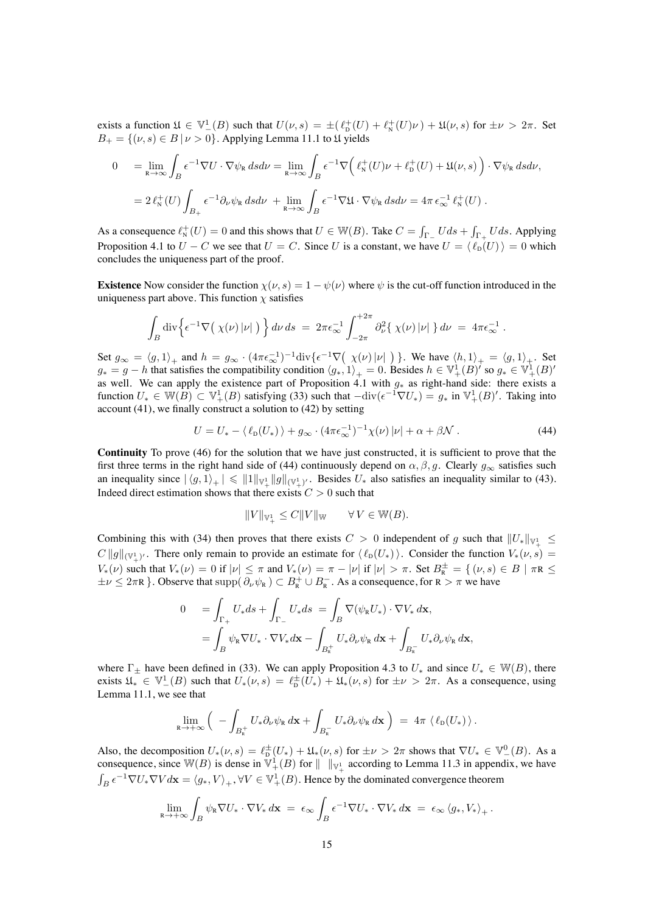exists a function $\mathfrak{U} \in \mathbb{V}^1_-(B)$ such that $U(\nu,s) = \pm(\,\ell^+_{\rm D}(U) + \ell^+_{\rm N}(U)\nu\,) + \mathfrak{U}(\nu,s)$ for $\pm\nu > 2\pi$. Set $B_+ = \{(\nu,s) \in B \,|\, \nu > 0\}$. Applying Lemma 11.1 to $\mathfrak{U}$ yields

$$
\begin{aligned}
0 \quad &= \lim_{\rm R\to\infty} \int_B \epsilon^{-1}\nabla U \cdot \nabla\psi_{\rm R}\, dsd\nu = \lim_{\rm R\to\infty} \int_B \epsilon^{-1}\nabla\Big(\,\ell^+_{\rm N}(U)\nu + \ell^+_{\rm D}(U) + \mathfrak{U}(\nu,s)\Big)\cdot\nabla\psi_{\rm R}\, dsd\nu,\\
&= 2\,\ell^+_{\rm N}(U)\int_{B_+}\epsilon^{-1}\partial_\nu\psi_{\rm R}\, dsd\nu \;+ \lim_{\rm R\to\infty}\int_B \epsilon^{-1}\nabla\mathfrak{U}\cdot\nabla\psi_{\rm R}\, dsd\nu = 4\pi\,\epsilon_\infty^{-1}\,\ell^+_{\rm N}(U)\,.
\end{aligned}
$$

As a consequence $\ell^+_{\rm N}(U) = 0$ and this shows that $U \in \mathbb{W}(B)$. Take $C = \int_{\Gamma_-} U ds + \int_{\Gamma_+} U ds$. Applying Proposition 4.1 to $U - C$ we see that $U = C$. Since $U$ is a constant, we have $U = \langle\, \ell_{\rm D}(U)\,\rangle = 0$ which concludes the uniqueness part of the proof.

**Existence** Now consider the function $\chi(\nu,s) = 1 - \psi(\nu)$ where $\psi$ is the cut-off function introduced in the uniqueness part above. This function $\chi$ satisfies

$$
\int_B \mathrm{div}\Big\{\epsilon^{-1}\nabla\big(\,\chi(\nu)\,|\nu|\,\big)\Big\}\, d\nu\, ds \;=\; 2\pi\epsilon_\infty^{-1}\int_{-2\pi}^{+2\pi}\partial^2_\nu\{\,\chi(\nu)\,|\nu|\,\}\, d\nu \;=\; 4\pi\epsilon_\infty^{-1}\,.
$$

Set $g_\infty = \langle g, 1\rangle_+$ and $h = g_\infty\cdot(4\pi\epsilon_\infty^{-1})^{-1}\mathrm{div}\{\epsilon^{-1}\nabla\big(\,\chi(\nu)\,|\nu|\,\big)\}$. We have $\langle h, 1\rangle_+ = \langle g, 1\rangle_+$. Set $g_* = g - h$ that satisfies the compatibility condition $\langle g_*, 1\rangle_+ = 0$. Besides $h \in \mathbb{V}^1_+(B)'$ so $g_* \in \mathbb{V}^1_+(B)'$ as well. We can apply the existence part of Proposition 4.1 with $g_*$ as right-hand side: there exists a function $U_* \in \mathbb{W}(B) \subset \mathbb{V}^1_+(B)$ satisfying (33) such that $-\mathrm{div}(\epsilon^{-1}\nabla U_*) = g_*$ in $\mathbb{V}^1_+(B)'$. Taking into account (41), we finally construct a solution to (42) by setting

$$
U = U_* - \langle\,\ell_{\rm D}(U_*)\,\rangle + g_\infty\cdot(4\pi\epsilon_\infty^{-1})^{-1}\chi(\nu)\,|\nu| + \alpha + \beta\mathcal{N}\,. \tag{44}
$$

**Continuity** To prove (46) for the solution that we have just constructed, it is sufficient to prove that the first three terms in the right hand side of (44) continuously depend on $\alpha, \beta, g$. Clearly $g_\infty$ satisfies such an inequality since $|\,\langle g, 1\rangle_+\,| \leqslant \|1\|_{\mathbb{V}^1_+}\|g\|_{(\mathbb{V}^1_+)'}$. Besides $U_*$ also satisfies an inequality similar to (43). Indeed direct estimation shows that there exists $C > 0$ such that

$$
\|V\|_{\mathbb{V}^1_+} \le C\|V\|_{\mathbb{W}} \qquad \forall\, V \in \mathbb{W}(B).
$$

Combining this with (34) then proves that there exists $C > 0$ independent of $g$ such that $\|U_*\|_{\mathbb{V}^1_+} \le C\,\|g\|_{(\mathbb{V}^1_+)'}$. There only remain to provide an estimate for $\langle\,\ell_{\rm D}(U_*)\,\rangle$. Consider the function $V_*(\nu,s) = V_*(\nu)$ such that $V_*(\nu) = 0$ if $|\nu| \le \pi$ and $V_*(\nu) = \pi - |\nu|$ if $|\nu| > \pi$. Set $B^\pm_{\rm R} = \{\,(\nu,s) \in B \mid \pi{\rm R} \le \pm\nu \le 2\pi{\rm R}\,\}$. Observe that $\mathrm{supp}(\,\partial_\nu\psi_{\rm R}\,) \subset B^+_{\rm R} \cup B^-_{\rm R}$. As a consequence, for ${\rm R} > \pi$ we have

$$
\begin{aligned}
0 \quad &= \int_{\Gamma_+} U_* ds + \int_{\Gamma_-} U_* ds \;=\; \int_B \nabla(\psi_{\rm R} U_*)\cdot\nabla V_*\, d\mathbf{x},\\
&= \int_B \psi_{\rm R}\nabla U_*\cdot\nabla V_* d\mathbf{x} - \int_{B^+_{\rm R}} U_*\partial_\nu\psi_{\rm R}\, d\mathbf{x} + \int_{B^-_{\rm R}} U_*\partial_\nu\psi_{\rm R}\, d\mathbf{x},
\end{aligned}
$$

where $\Gamma_\pm$ have been defined in (33). We can apply Proposition 4.3 to $U_*$ and since $U_* \in \mathbb{W}(B)$, there exists $\mathfrak{U}_* \in \mathbb{V}^1_-(B)$ such that $U_*(\nu,s) = \ell^\pm_{\rm D}(U_*) + \mathfrak{U}_*(\nu,s)$ for $\pm\nu > 2\pi$. As a consequence, using Lemma 11.1, we see that

$$
\lim_{\rm R\to+\infty}\Big(\;-\int_{B^+_{\rm R}} U_*\partial_\nu\psi_{\rm R}\, d\mathbf{x} + \int_{B^-_{\rm R}} U_*\partial_\nu\psi_{\rm R}\, d\mathbf{x}\Big) \;=\; 4\pi\,\langle\,\ell_{\rm D}(U_*)\,\rangle\,.
$$

Also, the decomposition $U_*(\nu,s) = \ell^\pm_{\rm D}(U_*) + \mathfrak{U}_*(\nu,s)$ for $\pm\nu > 2\pi$ shows that $\nabla U_* \in \mathbb{V}^0_-(B)$. As a consequence, since $\mathbb{W}(B)$ is dense in $\mathbb{V}^1_+(B)$ for $\|\;\|_{\mathbb{V}^1_+}$ according to Lemma 11.3 in appendix, we have $\int_B \epsilon^{-1}\nabla U_*\nabla V d\mathbf{x} = \langle g_*, V\rangle_+, \forall V \in \mathbb{V}^1_+(B)$. Hence by the dominated convergence theorem

$$
\lim_{\rm R\to+\infty}\int_B \psi_{\rm R}\nabla U_*\cdot\nabla V_*\, d\mathbf{x} \;=\; \epsilon_\infty\int_B \epsilon^{-1}\nabla U_*\cdot\nabla V_*\, d\mathbf{x} \;=\; \epsilon_\infty\,\langle g_*, V_*\rangle_+\,.
$$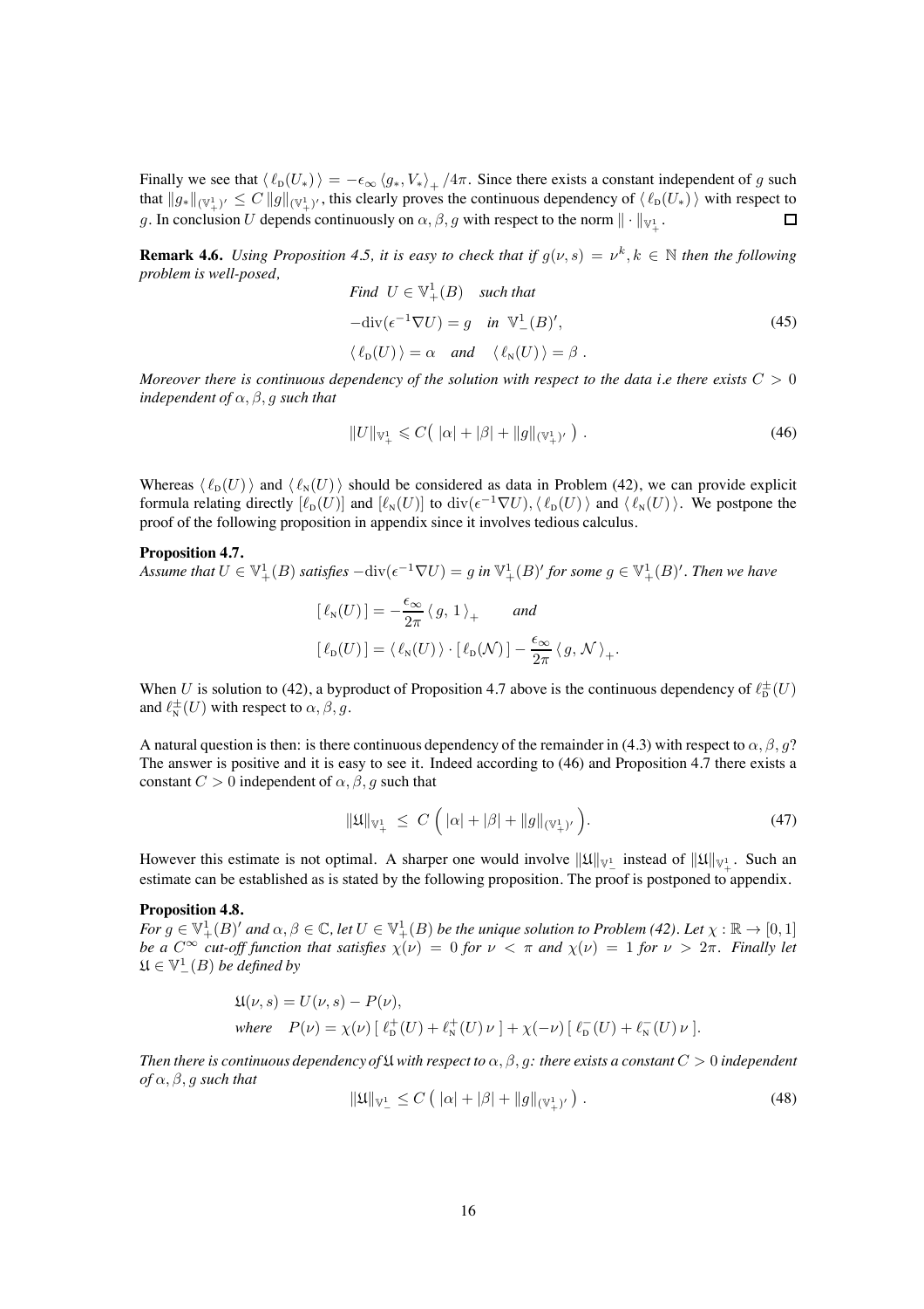Finally we see that $\langle\, \ell_{\rm D}(U_*)\,\rangle = -\epsilon_\infty \, \langle g_*, V_* \rangle_+ /4\pi$. Since there exists a constant independent of $g$ such that $\|g_*\|_{(\mathbb{V}^1_+)'} \le C\, \|g\|_{(\mathbb{V}^1_+)'}$, this clearly proves the continuous dependency of $\langle\, \ell_{\rm D}(U_*)\,\rangle$ with respect to $g$. In conclusion $U$ depends continuously on $\alpha, \beta, g$ with respect to the norm $\|\cdot\|_{\mathbb{V}^1_+}$. □

**Remark 4.6.** *Using Proposition 4.5, it is easy to check that if $g(\nu, s) = \nu^k, k \in \mathbb{N}$ then the following problem is well-posed,*

$$
\begin{aligned}
&\textit{Find } \; U \in \mathbb{V}^1_+(B) \quad \textit{such that}\\
&-\mathrm{div}(\epsilon^{-1}\nabla U) = g \quad \textit{in } \; \mathbb{V}^1_-(B)',\\
&\langle\, \ell_{\rm D}(U)\,\rangle = \alpha \quad \textit{and} \quad \langle\, \ell_{\rm N}(U)\,\rangle = \beta\;.
\end{aligned}
\tag{45}
$$

*Moreover there is continuous dependency of the solution with respect to the data i.e there exists $C > 0$ independent of $\alpha, \beta, g$ such that*

$$
\|U\|_{\mathbb{V}^1_+} \leqslant C\big(\, |\alpha| + |\beta| + \|g\|_{(\mathbb{V}^1_+)'}\,\big)\;. \tag{46}
$$

Whereas $\langle\, \ell_{\rm D}(U)\,\rangle$ and $\langle\, \ell_{\rm N}(U)\,\rangle$ should be considered as data in Problem (42), we can provide explicit formula relating directly $[\ell_{\rm D}(U)]$ and $[\ell_{\rm N}(U)]$ to $\mathrm{div}(\epsilon^{-1}\nabla U), \langle\, \ell_{\rm D}(U)\,\rangle$ and $\langle\, \ell_{\rm N}(U)\,\rangle$. We postpone the proof of the following proposition in appendix since it involves tedious calculus.

**Proposition 4.7.**
*Assume that $U \in \mathbb{V}^1_+(B)$ satisfies $-\mathrm{div}(\epsilon^{-1}\nabla U) = g$ in $\mathbb{V}^1_+(B)'$ for some $g \in \mathbb{V}^1_+(B)'$. Then we have*

$$
\begin{aligned}
&[\,\ell_{\rm N}(U)\,] = -\frac{\epsilon_\infty}{2\pi}\,\langle\, g,\, 1\,\rangle_+ \qquad \textit{and}\\
&[\,\ell_{\rm D}(U)\,] = \langle\, \ell_{\rm N}(U)\,\rangle \cdot [\,\ell_{\rm D}(\mathcal{N})\,] - \frac{\epsilon_\infty}{2\pi}\,\langle\, g,\, \mathcal{N}\,\rangle_+.
\end{aligned}
$$

When $U$ is solution to (42), a byproduct of Proposition 4.7 above is the continuous dependency of $\ell^{\pm}_{\rm D}(U)$ and $\ell^{\pm}_{\rm N}(U)$ with respect to $\alpha, \beta, g$.

A natural question is then: is there continuous dependency of the remainder in (4.3) with respect to $\alpha, \beta, g$? The answer is positive and it is easy to see it. Indeed according to (46) and Proposition 4.7 there exists a constant $C > 0$ independent of $\alpha, \beta, g$ such that

$$
\|\mathfrak{U}\|_{\mathbb{V}^1_+} \;\le\; C\,\Big(\,|\alpha| + |\beta| + \|g\|_{(\mathbb{V}^1_+)'}\Big). \tag{47}
$$

However this estimate is not optimal. A sharper one would involve $\|\mathfrak{U}\|_{\mathbb{V}^1_-}$ instead of $\|\mathfrak{U}\|_{\mathbb{V}^1_+}$. Such an estimate can be established as is stated by the following proposition. The proof is postponed to appendix.

**Proposition 4.8.**
*For $g \in \mathbb{V}^1_+(B)'$ and $\alpha, \beta \in \mathbb{C}$, let $U \in \mathbb{V}^1_+(B)$ be the unique solution to Problem (42). Let $\chi : \mathbb{R} \to [0, 1]$ be a $C^\infty$ cut-off function that satisfies $\chi(\nu) = 0$ for $\nu < \pi$ and $\chi(\nu) = 1$ for $\nu > 2\pi$. Finally let $\mathfrak{U} \in \mathbb{V}^1_-(B)$ be defined by*

$$
\begin{aligned}
&\mathfrak{U}(\nu, s) = U(\nu, s) - P(\nu),\\
&\textit{where} \quad P(\nu) = \chi(\nu)\,[\,\ell^+_{\rm D}(U) + \ell^+_{\rm N}(U)\,\nu\,] + \chi(-\nu)\,[\,\ell^-_{\rm D}(U) + \ell^-_{\rm N}(U)\,\nu\,].
\end{aligned}
$$

*Then there is continuous dependency of $\mathfrak{U}$ with respect to $\alpha, \beta, g$: there exists a constant $C > 0$ independent of $\alpha, \beta, g$ such that*

$$
\|\mathfrak{U}\|_{\mathbb{V}^1_-} \le C\,\big(\,|\alpha| + |\beta| + \|g\|_{(\mathbb{V}^1_+)'}\,\big)\;. \tag{48}
$$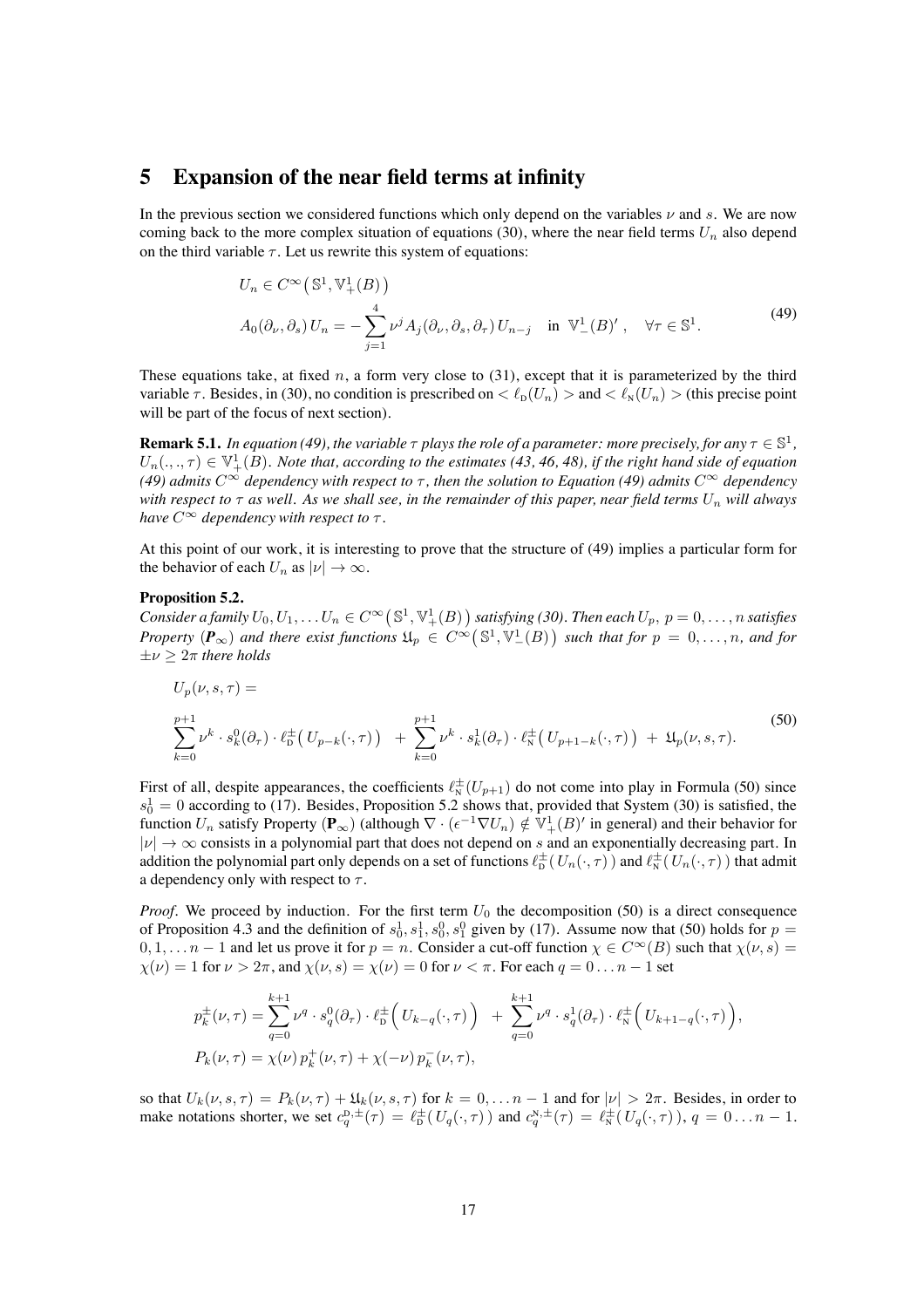# 5 Expansion of the near field terms at infinity

In the previous section we considered functions which only depend on the variables $\nu$ and $s$. We are now coming back to the more complex situation of equations (30), where the near field terms $U_n$ also depend on the third variable $\tau$. Let us rewrite this system of equations:

$$
\begin{aligned}
&U_n \in C^\infty\big(\mathbb{S}^1, \mathbb{V}^1_+(B)\big) \\
&A_0(\partial_\nu, \partial_s)\, U_n = -\sum_{j=1}^{4} \nu^j A_j(\partial_\nu, \partial_s, \partial_\tau)\, U_{n-j} \quad \text{in } \ \mathbb{V}^1_-(B)'\,, \quad \forall \tau \in \mathbb{S}^1.
\end{aligned}
\tag{49}
$$

These equations take, at fixed $n$, a form very close to (31), except that it is parameterized by the third variable $\tau$. Besides, in (30), no condition is prescribed on $<\ell_{\text{D}}(U_n)>$ and $<\ell_{\text{N}}(U_n)>$ (this precise point will be part of the focus of next section).

**Remark 5.1.** *In equation (49), the variable $\tau$ plays the role of a parameter: more precisely, for any $\tau \in \mathbb{S}^1$, $U_n(.,.,\tau) \in \mathbb{V}^1_+(B)$. Note that, according to the estimates (43, 46, 48), if the right hand side of equation (49) admits $C^\infty$ dependency with respect to $\tau$, then the solution to Equation (49) admits $C^\infty$ dependency with respect to $\tau$ as well. As we shall see, in the remainder of this paper, near field terms $U_n$ will always have $C^\infty$ dependency with respect to $\tau$.*

At this point of our work, it is interesting to prove that the structure of (49) implies a particular form for the behavior of each $U_n$ as $|\nu| \to \infty$.

**Proposition 5.2.**
*Consider a family $U_0, U_1, \ldots U_n \in C^\infty\big(\mathbb{S}^1, \mathbb{V}^1_+(B)\big)$ satisfying (30). Then each $U_p$, $p = 0, \ldots, n$ satisfies Property ($\boldsymbol{P}_\infty$) and there exist functions $\mathfrak{U}_p \in C^\infty\big(\mathbb{S}^1, \mathbb{V}^1_-(B)\big)$ such that for $p = 0, \ldots, n$, and for $\pm\nu \geq 2\pi$ there holds*

$$
\begin{aligned}
&U_p(\nu, s, \tau) = \\
&\sum_{k=0}^{p+1} \nu^k \cdot s^0_k(\partial_\tau) \cdot \ell^\pm_{\text{D}}\big(\, U_{p-k}(\cdot, \tau)\big) \;+\; \sum_{k=0}^{p+1} \nu^k \cdot s^1_k(\partial_\tau) \cdot \ell^\pm_{\text{N}}\big(\, U_{p+1-k}(\cdot, \tau)\big) \;+\; \mathfrak{U}_p(\nu, s, \tau).
\end{aligned}
\tag{50}
$$

First of all, despite appearances, the coefficients $\ell^\pm_{\text{N}}(U_{p+1})$ do not come into play in Formula (50) since $s^1_0 = 0$ according to (17). Besides, Proposition 5.2 shows that, provided that System (30) is satisfied, the function $U_n$ satisfy Property ($\mathbf{P}_\infty$) (although $\nabla \cdot (\epsilon^{-1}\nabla U_n) \notin \mathbb{V}^1_+(B)'$ in general) and their behavior for $|\nu| \to \infty$ consists in a polynomial part that does not depend on $s$ and an exponentially decreasing part. In addition the polynomial part only depends on a set of functions $\ell^\pm_{\text{D}}(\, U_n(\cdot, \tau)\,)$ and $\ell^\pm_{\text{N}}(\, U_n(\cdot, \tau)\,)$ that admit a dependency only with respect to $\tau$.

*Proof.* We proceed by induction. For the first term $U_0$ the decomposition (50) is a direct consequence of Proposition 4.3 and the definition of $s^1_0, s^1_1, s^0_0, s^0_1$ given by (17). Assume now that (50) holds for $p = 0, 1, \ldots n-1$ and let us prove it for $p = n$. Consider a cut-off function $\chi \in C^\infty(B)$ such that $\chi(\nu, s) = \chi(\nu) = 1$ for $\nu > 2\pi$, and $\chi(\nu, s) = \chi(\nu) = 0$ for $\nu < \pi$. For each $q = 0 \ldots n-1$ set

$$
\begin{aligned}
&p^\pm_k(\nu, \tau) = \sum_{q=0}^{k+1} \nu^q \cdot s^0_q(\partial_\tau) \cdot \ell^\pm_{\text{D}}\Big(\, U_{k-q}(\cdot, \tau)\Big) \;+\; \sum_{q=0}^{k+1} \nu^q \cdot s^1_q(\partial_\tau) \cdot \ell^\pm_{\text{N}}\Big(\, U_{k+1-q}(\cdot, \tau)\Big), \\
&P_k(\nu, \tau) = \chi(\nu)\, p^+_k(\nu, \tau) + \chi(-\nu)\, p^-_k(\nu, \tau),
\end{aligned}
$$

so that $U_k(\nu, s, \tau) = P_k(\nu, \tau) + \mathfrak{U}_k(\nu, s, \tau)$ for $k = 0, \ldots n-1$ and for $|\nu| > 2\pi$. Besides, in order to make notations shorter, we set $c^{\text{D},\pm}_q(\tau) = \ell^\pm_{\text{D}}(\, U_q(\cdot, \tau)\,)$ and $c^{\text{N},\pm}_q(\tau) = \ell^\pm_{\text{N}}(\, U_q(\cdot, \tau)\,)$, $q = 0 \ldots n-1$.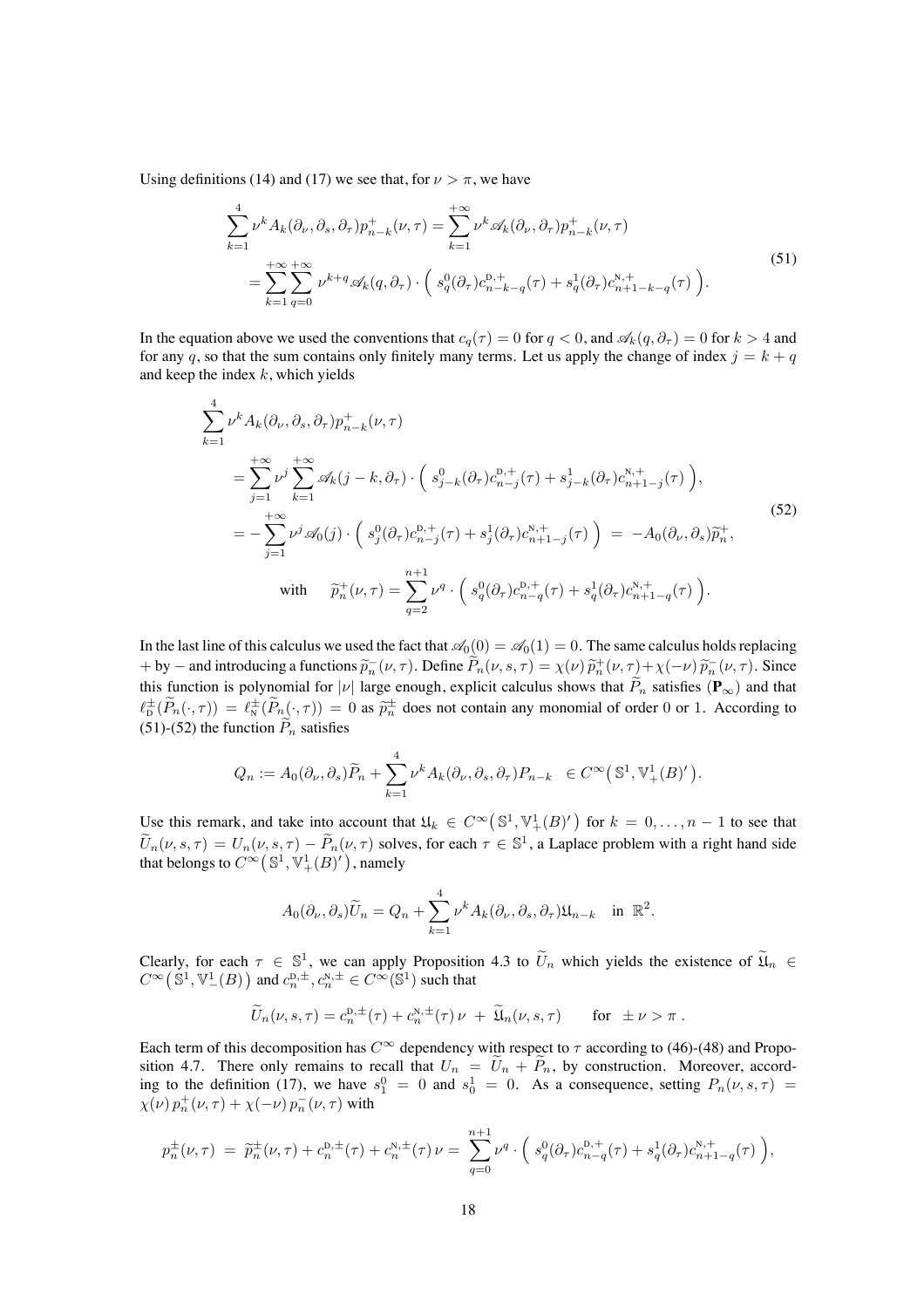Using definitions (14) and (17) we see that, for $\nu > \pi$, we have

$$
\begin{aligned}
\sum_{k=1}^{4} \nu^k A_k(\partial_\nu, \partial_s, \partial_\tau) p_{n-k}^{+}(\nu,\tau) &= \sum_{k=1}^{+\infty} \nu^k \mathscr{A}_k(\partial_\nu, \partial_\tau) p_{n-k}^{+}(\nu,\tau) \\
&= \sum_{k=1}^{+\infty}\sum_{q=0}^{+\infty} \nu^{k+q} \mathscr{A}_k(q,\partial_\tau)\cdot\Big(\; s_q^0(\partial_\tau) c_{n-k-q}^{\mathrm{D},+}(\tau) + s_q^1(\partial_\tau) c_{n+1-k-q}^{\mathrm{N},+}(\tau)\;\Big).
\end{aligned}
\tag{51}
$$

In the equation above we used the conventions that $c_q(\tau) = 0$ for $q < 0$, and $\mathscr{A}_k(q,\partial_\tau) = 0$ for $k > 4$ and for any $q$, so that the sum contains only finitely many terms. Let us apply the change of index $j = k + q$ and keep the index $k$, which yields

$$
\begin{aligned}
&\sum_{k=1}^{4} \nu^k A_k(\partial_\nu, \partial_s, \partial_\tau) p_{n-k}^{+}(\nu,\tau) \\
&\quad = \sum_{j=1}^{+\infty} \nu^j \sum_{k=1}^{+\infty} \mathscr{A}_k(j-k,\partial_\tau)\cdot\Big(\; s_{j-k}^0(\partial_\tau) c_{n-j}^{\mathrm{D},+}(\tau) + s_{j-k}^1(\partial_\tau) c_{n+1-j}^{\mathrm{N},+}(\tau)\;\Big), \\
&\quad = -\sum_{j=1}^{+\infty} \nu^j \mathscr{A}_0(j)\cdot\Big(\; s_j^0(\partial_\tau) c_{n-j}^{\mathrm{D},+}(\tau) + s_j^1(\partial_\tau) c_{n+1-j}^{\mathrm{N},+}(\tau)\;\Big) \;=\; -A_0(\partial_\nu,\partial_s)\widetilde{p}_n^{\,+}, \\
&\qquad\text{with}\quad \widetilde{p}_n^{\,+}(\nu,\tau) = \sum_{q=2}^{n+1} \nu^q\cdot\Big(\; s_q^0(\partial_\tau) c_{n-q}^{\mathrm{D},+}(\tau) + s_q^1(\partial_\tau) c_{n+1-q}^{\mathrm{N},+}(\tau)\;\Big).
\end{aligned}
\tag{52}
$$

In the last line of this calculus we used the fact that $\mathscr{A}_0(0) = \mathscr{A}_0(1) = 0$. The same calculus holds replacing $+$ by $-$ and introducing a functions $\widetilde{p}_n^{\,-}(\nu,\tau)$. Define $\widetilde{P}_n(\nu,s,\tau) = \chi(\nu)\,\widetilde{p}_n^{\,+}(\nu,\tau) + \chi(-\nu)\,\widetilde{p}_n^{\,-}(\nu,\tau)$. Since this function is polynomial for $|\nu|$ large enough, explicit calculus shows that $\widetilde{P}_n$ satisfies $(\mathbf{P}_\infty)$ and that $\ell_{\mathrm{D}}^{\pm}(\widetilde{P}_n(\cdot,\tau)) = \ell_{\mathrm{N}}^{\pm}(\widetilde{P}_n(\cdot,\tau)) = 0$ as $\widetilde{p}_n^{\,\pm}$ does not contain any monomial of order 0 or 1. According to (51)-(52) the function $\widetilde{P}_n$ satisfies

$$
Q_n := A_0(\partial_\nu,\partial_s)\widetilde{P}_n + \sum_{k=1}^{4} \nu^k A_k(\partial_\nu,\partial_s,\partial_\tau) P_{n-k} \;\in C^\infty\big(\mathbb{S}^1, \mathbb{V}_+^1(B)'\big).
$$

Use this remark, and take into account that $\mathfrak{U}_k \in C^\infty\big(\mathbb{S}^1, \mathbb{V}_+^1(B)'\big)$ for $k = 0,\dots,n-1$ to see that $\widetilde{U}_n(\nu,s,\tau) = U_n(\nu,s,\tau) - \widetilde{P}_n(\nu,\tau)$ solves, for each $\tau \in \mathbb{S}^1$, a Laplace problem with a right hand side that belongs to $C^\infty\big(\mathbb{S}^1, \mathbb{V}_+^1(B)'\big)$, namely

$$
A_0(\partial_\nu,\partial_s)\widetilde{U}_n = Q_n + \sum_{k=1}^{4} \nu^k A_k(\partial_\nu,\partial_s,\partial_\tau)\mathfrak{U}_{n-k} \quad \text{in } \mathbb{R}^2.
$$

Clearly, for each $\tau \in \mathbb{S}^1$, we can apply Proposition 4.3 to $\widetilde{U}_n$ which yields the existence of $\widetilde{\mathfrak{U}}_n \in C^\infty\big(\mathbb{S}^1, \mathbb{V}_-^1(B)\big)$ and $c_n^{\mathrm{D},\pm}, c_n^{\mathrm{N},\pm} \in C^\infty(\mathbb{S}^1)$ such that

$$
\widetilde{U}_n(\nu,s,\tau) = c_n^{\mathrm{D},\pm}(\tau) + c_n^{\mathrm{N},\pm}(\tau)\,\nu \;+\; \widetilde{\mathfrak{U}}_n(\nu,s,\tau) \qquad \text{for } \;\pm\,\nu > \pi\;.
$$

Each term of this decomposition has $C^\infty$ dependency with respect to $\tau$ according to (46)-(48) and Proposition 4.7. There only remains to recall that $U_n = \widetilde{U}_n + \widetilde{P}_n$, by construction. Moreover, according to the definition (17), we have $s_1^0 = 0$ and $s_0^1 = 0$. As a consequence, setting $P_n(\nu,s,\tau) = \chi(\nu)\,p_n^+(\nu,\tau) + \chi(-\nu)\,p_n^-(\nu,\tau)$ with

$$
p_n^{\pm}(\nu,\tau) \;=\; \widetilde{p}_n^{\,\pm}(\nu,\tau) + c_n^{\mathrm{D},\pm}(\tau) + c_n^{\mathrm{N},\pm}(\tau)\,\nu = \sum_{q=0}^{n+1} \nu^q\cdot\Big(\; s_q^0(\partial_\tau) c_{n-q}^{\mathrm{D},+}(\tau) + s_q^1(\partial_\tau) c_{n+1-q}^{\mathrm{N},+}(\tau)\;\Big),
$$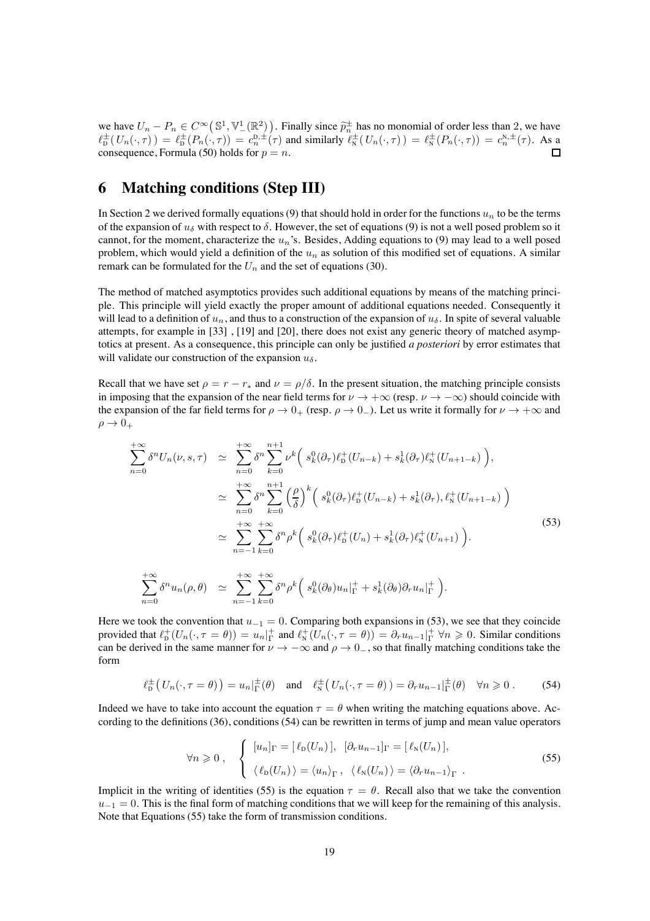we have $U_n - P_n \in C^\infty\big(\mathbb{S}^1, \mathbb{V}^1_-(\mathbb{R}^2)\big)$. Finally since $\widetilde{p}_n^\pm$ has no monomial of order less than 2, we have $\ell_{\rm D}^\pm\big(U_n(\cdot,\tau)\big) = \ell_{\rm D}^\pm(P_n(\cdot,\tau)) = c_n^{\rm D,\pm}(\tau)$ and similarly $\ell_{\rm N}^\pm\big(U_n(\cdot,\tau)\big) = \ell_{\rm N}^\pm(P_n(\cdot,\tau)) = c_n^{\rm N,\pm}(\tau)$. As a consequence, Formula (50) holds for $p = n$. □

# 6 Matching conditions (Step III)

In Section 2 we derived formally equations (9) that should hold in order for the functions $u_n$ to be the terms of the expansion of $u_\delta$ with respect to $\delta$. However, the set of equations (9) is not a well posed problem so it cannot, for the moment, characterize the $u_n$'s. Besides, Adding equations to (9) may lead to a well posed problem, which would yield a definition of the $u_n$ as solution of this modified set of equations. A similar remark can be formulated for the $U_n$ and the set of equations (30).

The method of matched asymptotics provides such additional equations by means of the matching principle. This principle will yield exactly the proper amount of additional equations needed. Consequently it will lead to a definition of $u_n$, and thus to a construction of the expansion of $u_\delta$. In spite of several valuable attempts, for example in [33] , [19] and [20], there does not exist any generic theory of matched asymptotics at present. As a consequence, this principle can only be justified *a posteriori* by error estimates that will validate our construction of the expansion $u_\delta$.

Recall that we have set $\rho = r - r_*$ and $\nu = \rho/\delta$. In the present situation, the matching principle consists in imposing that the expansion of the near field terms for $\nu \to +\infty$ (resp. $\nu \to -\infty$) should coincide with the expansion of the far field terms for $\rho \to 0_+$ (resp. $\rho \to 0_-$). Let us write it formally for $\nu \to +\infty$ and $\rho \to 0_+$

$$
\begin{aligned}
\sum_{n=0}^{+\infty} \delta^n U_n(\nu, s, \tau) \;&\simeq\; \sum_{n=0}^{+\infty} \delta^n \sum_{k=0}^{n+1} \nu^k \Big( s_k^0(\partial_\tau)\ell_{\rm D}^+(U_{n-k}) + s_k^1(\partial_\tau)\ell_{\rm N}^+(U_{n+1-k}) \Big),\\
&\simeq\; \sum_{n=0}^{+\infty} \delta^n \sum_{k=0}^{n+1} \Big(\frac{\rho}{\delta}\Big)^k \Big( s_k^0(\partial_\tau)\ell_{\rm D}^+(U_{n-k}) + s_k^1(\partial_\tau), \ell_{\rm N}^+(U_{n+1-k}) \Big)\\
&\simeq\; \sum_{n=-1}^{+\infty} \sum_{k=0}^{+\infty} \delta^n \rho^k \Big( s_k^0(\partial_\tau)\ell_{\rm D}^+(U_n) + s_k^1(\partial_\tau)\ell_{\rm N}^+(U_{n+1}) \Big).\\[1em]
\sum_{n=0}^{+\infty} \delta^n u_n(\rho, \theta) \;&\simeq\; \sum_{n=-1}^{+\infty} \sum_{k=0}^{+\infty} \delta^n \rho^k \Big( s_k^0(\partial_\theta) u_n|_\Gamma^+ + s_k^1(\partial_\theta)\partial_r u_n|_\Gamma^+ \Big).
\end{aligned}
\tag{53}
$$

Here we took the convention that $u_{-1} = 0$. Comparing both expansions in (53), we see that they coincide provided that $\ell_{\rm D}^+(U_n(\cdot, \tau = \theta)) = u_n|_\Gamma^+$ and $\ell_{\rm N}^+(U_n(\cdot, \tau = \theta)) = \partial_r u_{n-1}|_\Gamma^+$ $\forall n \geqslant 0$. Similar conditions can be derived in the same manner for $\nu \to -\infty$ and $\rho \to 0_-$, so that finally matching conditions take the form

$$
\ell_{\rm D}^\pm\big(U_n(\cdot, \tau = \theta)\big) = u_n|_\Gamma^\pm(\theta) \quad \text{and} \quad \ell_{\rm N}^\pm\big(U_n(\cdot, \tau = \theta)\big) = \partial_r u_{n-1}|_\Gamma^\pm(\theta) \quad \forall n \geqslant 0\,. \tag{54}
$$

Indeed we have to take into account the equation $\tau = \theta$ when writing the matching equations above. According to the definitions (36), conditions (54) can be rewritten in terms of jump and mean value operators

$$
\forall n \geqslant 0\,, \quad \left\{
\begin{array}{l}
[u_n]_\Gamma = [\,\ell_{\rm D}(U_n)\,], \;\; [\partial_r u_{n-1}]_\Gamma = [\,\ell_{\rm N}(U_n)\,],\\[0.5em]
\langle\, \ell_{\rm D}(U_n)\,\rangle = \langle u_n \rangle_\Gamma\,, \;\; \langle\, \ell_{\rm N}(U_n)\,\rangle = \langle \partial_r u_{n-1} \rangle_\Gamma\;.
\end{array}
\right.
\tag{55}
$$

Implicit in the writing of identities (55) is the equation $\tau = \theta$. Recall also that we take the convention $u_{-1} = 0$. This is the final form of matching conditions that we will keep for the remaining of this analysis. Note that Equations (55) take the form of transmission conditions.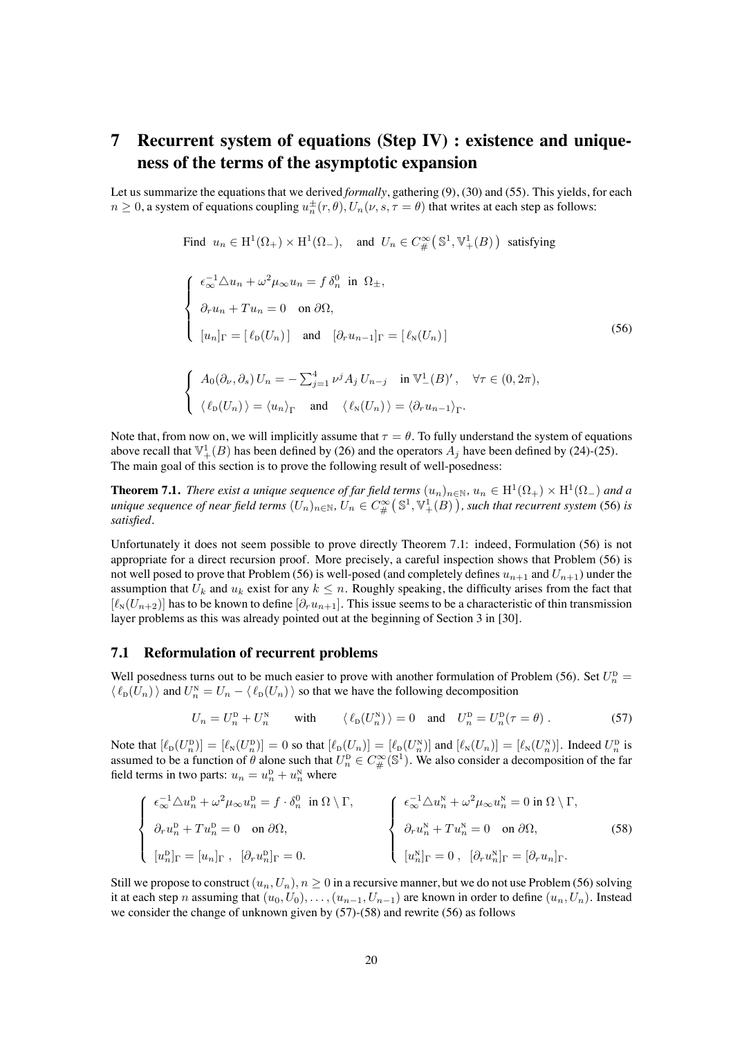# 7 Recurrent system of equations (Step IV) : existence and uniqueness of the terms of the asymptotic expansion

Let us summarize the equations that we derived *formally*, gathering (9), (30) and (55). This yields, for each $n \geq 0$, a system of equations coupling $u_n^{\pm}(r,\theta), U_n(\nu, s, \tau = \theta)$ that writes at each step as follows:

$$
\text{Find } \; u_n \in \mathrm{H}^1(\Omega_+) \times \mathrm{H}^1(\Omega_-), \quad \text{and } \; U_n \in C^\infty_\#\big(\mathbb{S}^1, \mathbb{V}^1_+(B)\big) \; \text{ satisfying}
$$

$$
\left\{
\begin{array}{l}
\epsilon_\infty^{-1} \triangle u_n + \omega^2 \mu_\infty u_n = f\,\delta_n^0 \;\text{ in }\; \Omega_\pm, \\[2mm]
\partial_r u_n + T u_n = 0 \quad \text{on } \partial\Omega, \\[2mm]
[u_n]_\Gamma = [\,\ell_{\mathrm{D}}(U_n)\,] \quad \text{and} \quad [\partial_r u_{n-1}]_\Gamma = [\,\ell_{\mathrm{N}}(U_n)\,]
\end{array}
\right.
\tag{56}
$$

$$
\left\{
\begin{array}{l}
A_0(\partial_\nu, \partial_s)\, U_n = -\sum_{j=1}^{4} \nu^j A_j\, U_{n-j} \quad \text{in } \mathbb{V}^1_-(B)', \quad \forall \tau \in (0, 2\pi), \\[2mm]
\langle\, \ell_{\mathrm{D}}(U_n)\,\rangle = \langle u_n \rangle_\Gamma \quad \text{and} \quad \langle\, \ell_{\mathrm{N}}(U_n)\,\rangle = \langle \partial_r u_{n-1} \rangle_\Gamma.
\end{array}
\right.
$$

Note that, from now on, we will implicitly assume that $\tau = \theta$. To fully understand the system of equations above recall that $\mathbb{V}^1_+(B)$ has been defined by (26) and the operators $A_j$ have been defined by (24)-(25). The main goal of this section is to prove the following result of well-posedness:

**Theorem 7.1.** *There exist a unique sequence of far field terms $(u_n)_{n\in\mathbb{N}}$, $u_n \in \mathrm{H}^1(\Omega_+) \times \mathrm{H}^1(\Omega_-)$ and a unique sequence of near field terms $(U_n)_{n\in\mathbb{N}}$, $U_n \in C^\infty_\#\big(\mathbb{S}^1, \mathbb{V}^1_+(B)\big)$, such that recurrent system* (56) *is satisfied*.

Unfortunately it does not seem possible to prove directly Theorem 7.1: indeed, Formulation (56) is not appropriate for a direct recursion proof. More precisely, a careful inspection shows that Problem (56) is not well posed to prove that Problem (56) is well-posed (and completely defines $u_{n+1}$ and $U_{n+1}$) under the assumption that $U_k$ and $u_k$ exist for any $k \leq n$. Roughly speaking, the difficulty arises from the fact that $[\ell_{\mathrm{N}}(U_{n+2})]$ has to be known to define $[\partial_r u_{n+1}]$. This issue seems to be a characteristic of thin transmission layer problems as this was already pointed out at the beginning of Section 3 in [30].

## 7.1 Reformulation of recurrent problems

Well posedness turns out to be much easier to prove with another formulation of Problem (56). Set $U_n^{\mathrm{D}} = \langle\, \ell_{\mathrm{D}}(U_n)\,\rangle$ and $U_n^{\mathrm{N}} = U_n - \langle\, \ell_{\mathrm{D}}(U_n)\,\rangle$ so that we have the following decomposition

$$
U_n = U_n^{\mathrm{D}} + U_n^{\mathrm{N}} \qquad \text{with} \qquad \langle\, \ell_{\mathrm{D}}(U_n^{\mathrm{N}})\,\rangle = 0 \quad \text{and} \quad U_n^{\mathrm{D}} = U_n^{\mathrm{D}}(\tau = \theta)\,. \tag{57}
$$

Note that $[\ell_{\mathrm{D}}(U_n^{\mathrm{D}})] = [\ell_{\mathrm{N}}(U_n^{\mathrm{D}})] = 0$ so that $[\ell_{\mathrm{D}}(U_n)] = [\ell_{\mathrm{D}}(U_n^{\mathrm{N}})]$ and $[\ell_{\mathrm{N}}(U_n)] = [\ell_{\mathrm{N}}(U_n^{\mathrm{N}})]$. Indeed $U_n^{\mathrm{D}}$ is assumed to be a function of $\theta$ alone such that $U_n^{\mathrm{D}} \in C^\infty_\#(\mathbb{S}^1)$. We also consider a decomposition of the far field terms in two parts: $u_n = u_n^{\mathrm{D}} + u_n^{\mathrm{N}}$ where

$$
\left\{
\begin{array}{l}
\epsilon_\infty^{-1} \triangle u_n^{\mathrm{D}} + \omega^2 \mu_\infty u_n^{\mathrm{D}} = f \cdot \delta_n^0 \;\text{ in }\; \Omega \setminus \Gamma, \\[2mm]
\partial_r u_n^{\mathrm{D}} + T u_n^{\mathrm{D}} = 0 \quad \text{on } \partial\Omega, \\[2mm]
[u_n^{\mathrm{D}}]_\Gamma = [u_n]_\Gamma \;,\;\; [\partial_r u_n^{\mathrm{D}}]_\Gamma = 0.
\end{array}
\right.
\qquad
\left\{
\begin{array}{l}
\epsilon_\infty^{-1} \triangle u_n^{\mathrm{N}} + \omega^2 \mu_\infty u_n^{\mathrm{N}} = 0 \text{ in } \Omega \setminus \Gamma, \\[2mm]
\partial_r u_n^{\mathrm{N}} + T u_n^{\mathrm{N}} = 0 \quad \text{on } \partial\Omega, \\[2mm]
[u_n^{\mathrm{N}}]_\Gamma = 0 \;,\;\; [\partial_r u_n^{\mathrm{N}}]_\Gamma = [\partial_r u_n]_\Gamma.
\end{array}
\right.
\tag{58}
$$

Still we propose to construct $(u_n, U_n), n \geq 0$ in a recursive manner, but we do not use Problem (56) solving it at each step $n$ assuming that $(u_0, U_0), \ldots, (u_{n-1}, U_{n-1})$ are known in order to define $(u_n, U_n)$. Instead we consider the change of unknown given by (57)-(58) and rewrite (56) as follows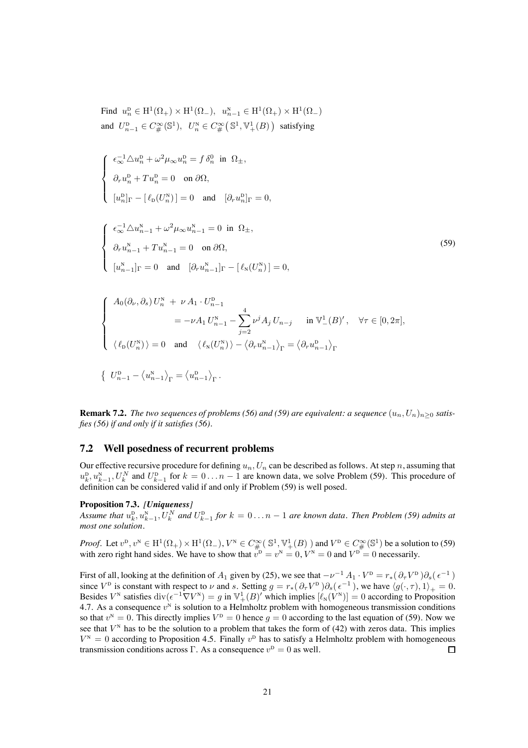Find $u_n^{\mathrm{D}} \in \mathrm{H}^1(\Omega_+)\times \mathrm{H}^1(\Omega_-)$, $u_{n-1}^{\mathrm{N}} \in \mathrm{H}^1(\Omega_+)\times \mathrm{H}^1(\Omega_-)$ and $U_{n-1}^{\mathrm{D}} \in C^\infty_\#(\mathbb{S}^1)$, $U_n^{\mathrm{N}} \in C^\infty_\#\big(\mathbb{S}^1, \mathbb{V}^1_+(B)\big)$ satisfying

$$
\left\{
\begin{array}{l}
\epsilon_\infty^{-1}\triangle u_n^{\mathrm{D}} + \omega^2\mu_\infty u_n^{\mathrm{D}} = f\,\delta_n^0 \;\text{ in }\; \Omega_\pm,\\[4pt]
\partial_r u_n^{\mathrm{D}} + T u_n^{\mathrm{D}} = 0 \quad \text{on } \partial\Omega,\\[4pt]
[u_n^{\mathrm{D}}]_\Gamma - [\,\ell_{\mathrm{D}}(U_n^{\mathrm{N}})\,] = 0 \quad\text{and}\quad [\partial_r u_n^{\mathrm{D}}]_\Gamma = 0,
\end{array}
\right.
$$

$$
\left\{
\begin{array}{l}
\epsilon_\infty^{-1}\triangle u_{n-1}^{\mathrm{N}} + \omega^2\mu_\infty u_{n-1}^{\mathrm{N}} = 0 \;\text{ in }\; \Omega_\pm,\\[4pt]
\partial_r u_{n-1}^{\mathrm{N}} + T u_{n-1}^{\mathrm{N}} = 0 \quad \text{on } \partial\Omega,\\[4pt]
[u_{n-1}^{\mathrm{N}}]_\Gamma = 0 \quad\text{and}\quad [\partial_r u_{n-1}^{\mathrm{N}}]_\Gamma - [\,\ell_{\mathrm{N}}(U_n^{\mathrm{N}})\,] = 0,
\end{array}
\right.
\tag{59}
$$

$$
\left\{
\begin{array}{l}
A_0(\partial_\nu,\partial_s)\,U_n^{\mathrm{N}} \;+\; \nu\,A_1\cdot U_{n-1}^{\mathrm{D}}\\[4pt]
\qquad\qquad\qquad = -\nu A_1\,U_{n-1}^{\mathrm{N}} - \displaystyle\sum_{j=2}^{4}\nu^j A_j\,U_{n-j} \qquad \text{in } \mathbb{V}^1_-(B)'\,, \quad \forall\tau\in[0,2\pi],\\[4pt]
\langle\,\ell_{\mathrm{D}}(U_n^{\mathrm{N}})\,\rangle = 0 \quad\text{and}\quad \langle\,\ell_{\mathrm{N}}(U_n^{\mathrm{N}})\,\rangle - \big\langle \partial_r u_{n-1}^{\mathrm{N}}\big\rangle_\Gamma = \big\langle \partial_r u_{n-1}^{\mathrm{D}}\big\rangle_\Gamma
\end{array}
\right.
$$

$$
\left\{\; U_{n-1}^{\mathrm{D}} - \big\langle u_{n-1}^{\mathrm{N}}\big\rangle_\Gamma = \big\langle u_{n-1}^{\mathrm{D}}\big\rangle_\Gamma\,. \right.
$$

**Remark 7.2.** *The two sequences of problems (56) and (59) are equivalent: a sequence $(u_n, U_n)_{n\geq 0}$ satisfies (56) if and only if it satisfies (56).*

## 7.2 Well posedness of recurrent problems

Our effective recursive procedure for defining $u_n, U_n$ can be described as follows. At step $n$, assuming that $u_k^{\mathrm{D}}, u_{k-1}^{\mathrm{N}}, U_k^N$ and $U_{k-1}^{\mathrm{D}}$ for $k = 0\ldots n-1$ are known data, we solve Problem (59). This procedure of definition can be considered valid if and only if Problem (59) is well posed.

**Proposition 7.3.** *[Uniqueness]*
*Assume that $u_k^{\mathrm{D}}, u_{k-1}^{\mathrm{N}}, U_k^N$ and $U_{k-1}^{\mathrm{D}}$ for $k = 0\ldots n-1$ are known data. Then Problem (59) admits at most one solution.*

*Proof.* Let $v^{\mathrm{D}}, v^{\mathrm{N}} \in \mathrm{H}^1(\Omega_+)\times\mathrm{H}^1(\Omega_-)$, $V^{\mathrm{N}} \in C^\infty_\#(\,\mathbb{S}^1, \mathbb{V}^1_+(B)\,)$ and $V^{\mathrm{D}} \in C^\infty_\#(\mathbb{S}^1)$ be a solution to (59) with zero right hand sides. We have to show that $v^{\mathrm{D}} = v^{\mathrm{N}} = 0$, $V^{\mathrm{N}} = 0$ and $V^{\mathrm{D}} = 0$ necessarily.

First of all, looking at the definition of $A_1$ given by (25), we see that $-\nu^{-1}A_1\cdot V^{\mathrm{D}} = r_*(\,\partial_\tau V^{\mathrm{D}}\,)\partial_s(\,\epsilon^{-1}\,)$ since $V^{\mathrm{D}}$ is constant with respect to $\nu$ and $s$. Setting $g = r_*(\,\partial_\tau V^{\mathrm{D}}\,)\partial_s(\,\epsilon^{-1}\,)$, we have $\langle g(\cdot,\tau), 1\rangle_+ = 0$. Besides $V^{\mathrm{N}}$ satisfies $\mathrm{div}(\epsilon^{-1}\nabla V^{\mathrm{N}}) = g$ in $\mathbb{V}^1_+(B)'$ which implies $[\ell_{\mathrm{N}}(V^{\mathrm{N}})] = 0$ according to Proposition 4.7. As a consequence $v^{\mathrm{N}}$ is solution to a Helmholtz problem with homogeneous transmission conditions so that $v^{\mathrm{N}} = 0$. This directly implies $V^{\mathrm{D}} = 0$ hence $g = 0$ according to the last equation of (59). Now we see that $V^{\mathrm{N}}$ has to be the solution to a problem that takes the form of (42) with zeros data. This implies $V^{\mathrm{N}} = 0$ according to Proposition 4.5. Finally $v^{\mathrm{D}}$ has to satisfy a Helmholtz problem with homogeneous transmission conditions across $\Gamma$. As a consequence $v^{\mathrm{D}} = 0$ as well. $\square$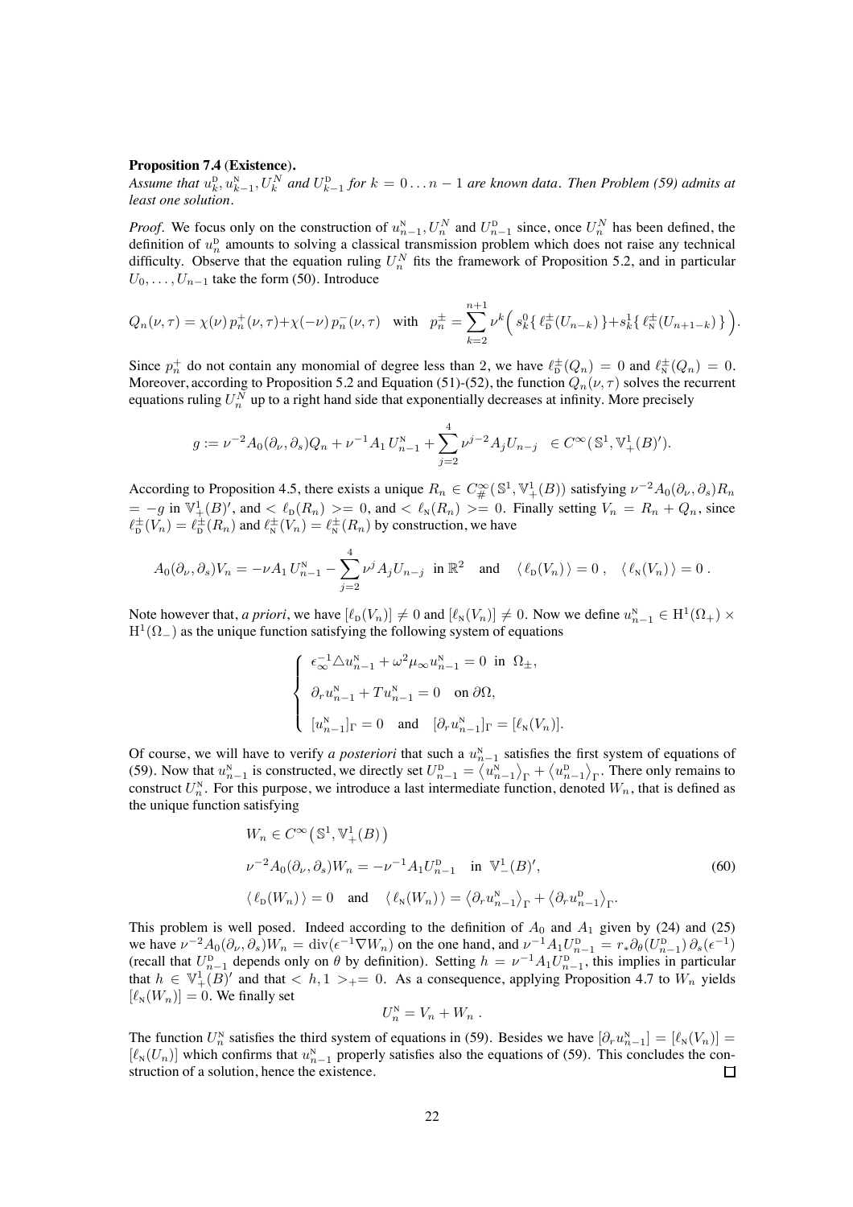**Proposition 7.4 (Existence).**
*Assume that $u_k^{\mathrm{D}}, u_{k-1}^{\mathrm{N}}, U_k^N$ and $U_{k-1}^{\mathrm{D}}$ for $k = 0 \dots n-1$ are known data. Then Problem (59) admits at least one solution.*

*Proof.* We focus only on the construction of $u_{n-1}^{\mathrm{N}}, U_n^N$ and $U_{n-1}^{\mathrm{D}}$ since, once $U_n^N$ has been defined, the definition of $u_n^{\mathrm{D}}$ amounts to solving a classical transmission problem which does not raise any technical difficulty. Observe that the equation ruling $U_n^N$ fits the framework of Proposition 5.2, and in particular $U_0, \dots, U_{n-1}$ take the form (50). Introduce

$$Q_n(\nu,\tau) = \chi(\nu)\, p_n^+(\nu,\tau) + \chi(-\nu)\, p_n^-(\nu,\tau) \quad \text{with} \quad p_n^{\pm} = \sum_{k=2}^{n+1} \nu^k \Big( s_k^0 \{ \ell_{\mathrm{D}}^{\pm}(U_{n-k}) \} + s_k^1 \{ \ell_{\mathrm{N}}^{\pm}(U_{n+1-k}) \} \Big).$$

Since $p_n^+$ do not contain any monomial of degree less than 2, we have $\ell_{\mathrm{D}}^{\pm}(Q_n) = 0$ and $\ell_{\mathrm{N}}^{\pm}(Q_n) = 0$. Moreover, according to Proposition 5.2 and Equation (51)-(52), the function $Q_n(\nu,\tau)$ solves the recurrent equations ruling $U_n^N$ up to a right hand side that exponentially decreases at infinity. More precisely

$$g := \nu^{-2} A_0(\partial_\nu, \partial_s) Q_n + \nu^{-1} A_1\, U_{n-1}^{\mathrm{N}} + \sum_{j=2}^{4} \nu^{j-2} A_j U_{n-j} \;\in C^\infty(\mathbb{S}^1, \mathbb{V}_+^1(B)').$$

According to Proposition 4.5, there exists a unique $R_n \in C_{\#}^\infty(\mathbb{S}^1, \mathbb{V}_+^1(B))$ satisfying $\nu^{-2} A_0(\partial_\nu, \partial_s) R_n = -g$ in $\mathbb{V}_+^1(B)'$, and $< \ell_{\mathrm{D}}(R_n) >= 0$, and $< \ell_{\mathrm{N}}(R_n) >= 0$. Finally setting $V_n = R_n + Q_n$, since $\ell_{\mathrm{D}}^{\pm}(V_n) = \ell_{\mathrm{D}}^{\pm}(R_n)$ and $\ell_{\mathrm{N}}^{\pm}(V_n) = \ell_{\mathrm{N}}^{\pm}(R_n)$ by construction, we have

$$A_0(\partial_\nu, \partial_s) V_n = -\nu A_1\, U_{n-1}^{\mathrm{N}} - \sum_{j=2}^{4} \nu^j A_j U_{n-j} \;\; \text{in } \mathbb{R}^2 \quad \text{and} \quad \langle\, \ell_{\mathrm{D}}(V_n) \,\rangle = 0\,, \quad \langle\, \ell_{\mathrm{N}}(V_n) \,\rangle = 0\,.$$

Note however that, *a priori*, we have $[\ell_{\mathrm{D}}(V_n)] \neq 0$ and $[\ell_{\mathrm{N}}(V_n)] \neq 0$. Now we define $u_{n-1}^{\mathrm{N}} \in \mathrm{H}^1(\Omega_+) \times \mathrm{H}^1(\Omega_-)$ as the unique function satisfying the following system of equations

$$\left\{ \begin{array}{l} \epsilon_\infty^{-1} \triangle u_{n-1}^{\mathrm{N}} + \omega^2 \mu_\infty u_{n-1}^{\mathrm{N}} = 0 \;\text{ in }\; \Omega_\pm, \\[2mm] \partial_r u_{n-1}^{\mathrm{N}} + T u_{n-1}^{\mathrm{N}} = 0 \quad \text{on } \partial\Omega, \\[2mm] [u_{n-1}^{\mathrm{N}}]_\Gamma = 0 \quad \text{and} \quad [\partial_r u_{n-1}^{\mathrm{N}}]_\Gamma = [\ell_{\mathrm{N}}(V_n)]. \end{array} \right.$$

Of course, we will have to verify *a posteriori* that such a $u_{n-1}^{\mathrm{N}}$ satisfies the first system of equations of (59). Now that $u_{n-1}^{\mathrm{N}}$ is constructed, we directly set $U_{n-1}^{\mathrm{D}} = \langle u_{n-1}^{\mathrm{N}} \rangle_\Gamma + \langle u_{n-1}^{\mathrm{D}} \rangle_\Gamma$. There only remains to construct $U_n^{\mathrm{N}}$. For this purpose, we introduce a last intermediate function, denoted $W_n$, that is defined as the unique function satisfying

$$\begin{aligned} & W_n \in C^\infty\big(\mathbb{S}^1, \mathbb{V}_+^1(B)\big) \\ & \nu^{-2} A_0(\partial_\nu, \partial_s) W_n = -\nu^{-1} A_1 U_{n-1}^{\mathrm{D}} \quad \text{in } \mathbb{V}_-^1(B)', \\ & \langle\, \ell_{\mathrm{D}}(W_n) \,\rangle = 0 \quad \text{and} \quad \langle\, \ell_{\mathrm{N}}(W_n) \,\rangle = \langle \partial_r u_{n-1}^{\mathrm{N}} \rangle_\Gamma + \langle \partial_r u_{n-1}^{\mathrm{D}} \rangle_\Gamma. \end{aligned} \tag{60}$$

This problem is well posed. Indeed according to the definition of $A_0$ and $A_1$ given by (24) and (25) we have $\nu^{-2} A_0(\partial_\nu, \partial_s) W_n = \mathrm{div}(\epsilon^{-1} \nabla W_n)$ on the one hand, and $\nu^{-1} A_1 U_{n-1}^{\mathrm{D}} = r_* \partial_\theta (U_{n-1}^{\mathrm{D}})\, \partial_s(\epsilon^{-1})$ (recall that $U_{n-1}^{\mathrm{D}}$ depends only on $\theta$ by definition). Setting $h = \nu^{-1} A_1 U_{n-1}^{\mathrm{D}}$, this implies in particular that $h \in \mathbb{V}_+^1(B)'$ and that $< h, 1 >_+ = 0$. As a consequence, applying Proposition 4.7 to $W_n$ yields $[\ell_{\mathrm{N}}(W_n)] = 0$. We finally set

$$U_n^{\mathrm{N}} = V_n + W_n\,.$$

The function $U_n^{\mathrm{N}}$ satisfies the third system of equations in (59). Besides we have $[\partial_r u_{n-1}^{\mathrm{N}}] = [\ell_{\mathrm{N}}(V_n)] = [\ell_{\mathrm{N}}(U_n)]$ which confirms that $u_{n-1}^{\mathrm{N}}$ properly satisfies also the equations of (59). This concludes the construction of a solution, hence the existence. ◻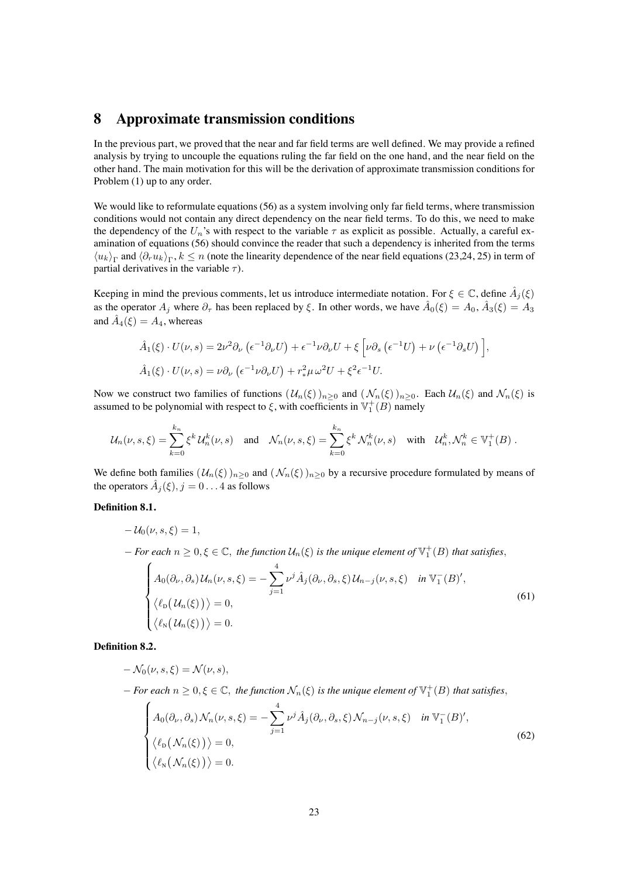# 8 Approximate transmission conditions

In the previous part, we proved that the near and far field terms are well defined. We may provide a refined analysis by trying to uncouple the equations ruling the far field on the one hand, and the near field on the other hand. The main motivation for this will be the derivation of approximate transmission conditions for Problem (1) up to any order.

We would like to reformulate equations (56) as a system involving only far field terms, where transmission conditions would not contain any direct dependency on the near field terms. To do this, we need to make the dependency of the $U_n$'s with respect to the variable $\tau$ as explicit as possible. Actually, a careful examination of equations (56) should convince the reader that such a dependency is inherited from the terms $\langle u_k \rangle_\Gamma$ and $\langle \partial_r u_k \rangle_\Gamma$, $k \leq n$ (note the linearity dependence of the near field equations (23,24, 25) in term of partial derivatives in the variable $\tau$).

Keeping in mind the previous comments, let us introduce intermediate notation. For $\xi \in \mathbb{C}$, define $\hat{A}_j(\xi)$ as the operator $A_j$ where $\partial_\tau$ has been replaced by $\xi$. In other words, we have $\hat{A}_0(\xi) = A_0$, $\hat{A}_3(\xi) = A_3$ and $\hat{A}_4(\xi) = A_4$, whereas

$$
\begin{aligned}
&\hat{A}_1(\xi) \cdot U(\nu, s) = 2\nu^2 \partial_\nu \left(\epsilon^{-1} \partial_\nu U\right) + \epsilon^{-1} \nu \partial_\nu U + \xi \left[ \nu \partial_s \left(\epsilon^{-1} U\right) + \nu \left(\epsilon^{-1} \partial_s U\right) \right], \\
&\hat{A}_1(\xi) \cdot U(\nu, s) = \nu \partial_\nu \left(\epsilon^{-1} \nu \partial_\nu U\right) + r_*^2 \mu\, \omega^2 U + \xi^2 \epsilon^{-1} U.
\end{aligned}
$$

Now we construct two families of functions $(\mathcal{U}_n(\xi))_{n \geq 0}$ and $(\mathcal{N}_n(\xi))_{n \geq 0}$. Each $\mathcal{U}_n(\xi)$ and $\mathcal{N}_n(\xi)$ is assumed to be polynomial with respect to $\xi$, with coefficients in $\mathbb{V}_1^+(B)$ namely

$$
\mathcal{U}_n(\nu, s, \xi) = \sum_{k=0}^{k_n} \xi^k \, \mathcal{U}_n^k(\nu, s) \quad \text{and} \quad \mathcal{N}_n(\nu, s, \xi) = \sum_{k=0}^{k_n} \xi^k \, \mathcal{N}_n^k(\nu, s) \quad \text{with} \quad \mathcal{U}_n^k, \mathcal{N}_n^k \in \mathbb{V}_1^+(B)\ .
$$

We define both families $(\mathcal{U}_n(\xi))_{n \geq 0}$ and $(\mathcal{N}_n(\xi))_{n \geq 0}$ by a recursive procedure formulated by means of the operators $\hat{A}_j(\xi), j = 0 \ldots 4$ as follows

**Definition 8.1.**

– $\mathcal{U}_0(\nu, s, \xi) = 1$,

– *For each $n \geq 0, \xi \in \mathbb{C}$, the function $\mathcal{U}_n(\xi)$ is the unique element of $\mathbb{V}_1^+(B)$ that satisfies,*

$$
\begin{cases}
A_0(\partial_\nu, \partial_s) \, \mathcal{U}_n(\nu, s, \xi) = -\displaystyle\sum_{j=1}^{4} \nu^j \hat{A}_j(\partial_\nu, \partial_s, \xi) \, \mathcal{U}_{n-j}(\nu, s, \xi) \quad \text{in } \mathbb{V}_1^-(B)', \\
\left\langle \ell_{\text{D}}\big(\mathcal{U}_n(\xi)\big) \right\rangle = 0, \\
\left\langle \ell_{\text{N}}\big(\mathcal{U}_n(\xi)\big) \right\rangle = 0.
\end{cases}
\tag{61}
$$

**Definition 8.2.**

– $\mathcal{N}_0(\nu, s, \xi) = \mathcal{N}(\nu, s)$,

– *For each $n \geq 0, \xi \in \mathbb{C}$, the function $\mathcal{N}_n(\xi)$ is the unique element of $\mathbb{V}_1^+(B)$ that satisfies,*

$$
\begin{cases}
A_0(\partial_\nu, \partial_s) \, \mathcal{N}_n(\nu, s, \xi) = -\displaystyle\sum_{j=1}^{4} \nu^j \hat{A}_j(\partial_\nu, \partial_s, \xi) \, \mathcal{N}_{n-j}(\nu, s, \xi) \quad \text{in } \mathbb{V}_1^-(B)', \\
\left\langle \ell_{\text{D}}\big(\mathcal{N}_n(\xi)\big) \right\rangle = 0, \\
\left\langle \ell_{\text{N}}\big(\mathcal{N}_n(\xi)\big) \right\rangle = 0.
\end{cases}
\tag{62}
$$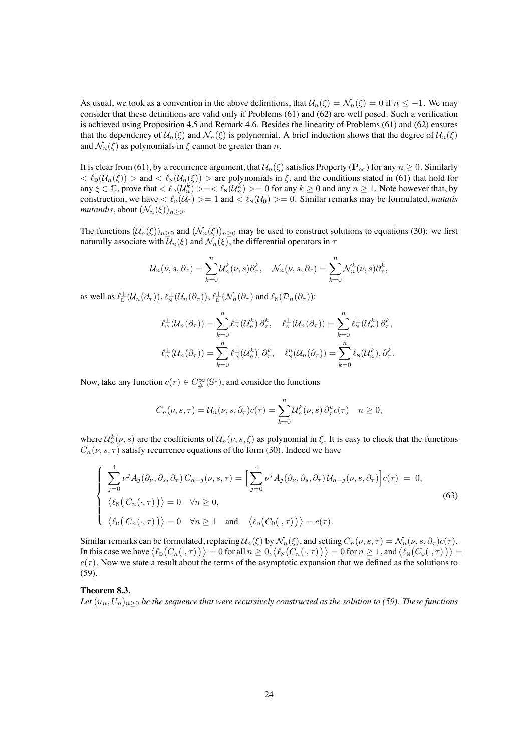As usual, we took as a convention in the above definitions, that $\mathcal{U}_n(\xi) = \mathcal{N}_n(\xi) = 0$ if $n \leq -1$. We may consider that these definitions are valid only if Problems (61) and (62) are well posed. Such a verification is achieved using Proposition 4.5 and Remark 4.6. Besides the linearity of Problems (61) and (62) ensures that the dependency of $\mathcal{U}_n(\xi)$ and $\mathcal{N}_n(\xi)$ is polynomial. A brief induction shows that the degree of $\mathcal{U}_n(\xi)$ and $\mathcal{N}_n(\xi)$ as polynomials in $\xi$ cannot be greater than $n$.

It is clear from (61), by a recurrence argument, that $\mathcal{U}_n(\xi)$ satisfies Property $(\mathbf{P}_\infty)$ for any $n \geq 0$. Similarly $< \ell_{\text{D}}(\mathcal{U}_n(\xi)) >$ and $< \ell_{\text{N}}(\mathcal{U}_n(\xi)) >$ are polynomials in $\xi$, and the conditions stated in (61) that hold for any $\xi \in \mathbb{C}$, prove that $< \ell_{\text{D}}(\mathcal{U}_n^k) > = < \ell_{\text{N}}(\mathcal{U}_n^k) > = 0$ for any $k \geq 0$ and any $n \geq 1$. Note however that, by construction, we have $< \ell_{\text{D}}(\mathcal{U}_0) > = 1$ and $< \ell_{\text{N}}(\mathcal{U}_0) > = 0$. Similar remarks may be formulated, *mutatis mutandis*, about $(\mathcal{N}_n(\xi))_{n\geq 0}$.

The functions $(\mathcal{U}_n(\xi))_{n\geq 0}$ and $(\mathcal{N}_n(\xi))_{n\geq 0}$ may be used to construct solutions to equations (30): we first naturally associate with $\mathcal{U}_n(\xi)$ and $\mathcal{N}_n(\xi)$, the differential operators in $\tau$

$$\mathcal{U}_n(\nu, s, \partial_\tau) = \sum_{k=0}^{n} \mathcal{U}_n^k(\nu, s)\partial_\tau^k, \quad \mathcal{N}_n(\nu, s, \partial_\tau) = \sum_{k=0}^{n} \mathcal{N}_n^k(\nu, s)\partial_\tau^k,$$

as well as $\ell_{\text{D}}^{\pm}(\mathcal{U}_n(\partial_\tau))$, $\ell_{\text{N}}^{\pm}(\mathcal{U}_n(\partial_\tau))$, $\ell_{\text{D}}^{\pm}(\mathcal{N}_n(\partial_\tau)$ and $\ell_{\text{N}}(\mathcal{D}_n(\partial_\tau))$:

$$\ell_{\text{D}}^{\pm}(\mathcal{U}_n(\partial_\tau)) = \sum_{k=0}^{n} \ell_{\text{D}}^{\pm}(\mathcal{U}_n^k)\,\partial_\tau^k, \quad \ell_{\text{N}}^{\pm}(\mathcal{U}_n(\partial_\tau)) = \sum_{k=0}^{n} \ell_{\text{N}}^{\pm}(\mathcal{U}_n^k)\,\partial_\tau^k,$$

$$\ell_{\text{D}}^{\pm}(\mathcal{U}_n(\partial_\tau)) = \sum_{k=0}^{n} \ell_{\text{D}}^{\pm}(\mathcal{U}_n^k)]\,\partial_\tau^k, \quad \ell_{\text{N}}^{n}(\mathcal{U}_n(\partial_\tau)) = \sum_{k=0}^{n} \ell_{\text{N}}(\mathcal{U}_n^k), \partial_\tau^k.$$

Now, take any function $c(\tau) \in C^\infty_\#(\mathbb{S}^1)$, and consider the functions

$$C_n(\nu, s, \tau) = \mathcal{U}_n(\nu, s, \partial_\tau)c(\tau) = \sum_{k=0}^{n} \mathcal{U}_n^k(\nu, s)\,\partial_\tau^k c(\tau) \quad n \geq 0,$$

where $\mathcal{U}_n^k(\nu, s)$ are the coefficients of $\mathcal{U}_n(\nu, s, \xi)$ as polynomial in $\xi$. It is easy to check that the functions $C_n(\nu, s, \tau)$ satisfy recurrence equations of the form (30). Indeed we have

$$\left\{\begin{array}{l} \displaystyle\sum_{j=0}^{4} \nu^j A_j(\partial_\nu, \partial_s, \partial_\tau)\, C_{n-j}(\nu, s, \tau) = \Big[\sum_{j=0}^{4} \nu^j A_j(\partial_\nu, \partial_s, \partial_\tau)\,\mathcal{U}_{n-j}(\nu, s, \partial_\tau)\Big]c(\tau) \;=\; 0, \\ \big\langle \ell_{\text{N}}\big(\, C_n(\cdot, \tau)\big)\big\rangle = 0 \quad \forall n \geq 0, \\ \big\langle \ell_{\text{D}}\big(\, C_n(\cdot, \tau)\big)\big\rangle = 0 \quad \forall n \geq 1 \quad \text{and} \quad \big\langle \ell_{\text{D}}\big(C_0(\cdot, \tau)\big)\big\rangle = c(\tau). \end{array}\right. \tag{63}$$

Similar remarks can be formulated, replacing $\mathcal{U}_n(\xi)$ by $\mathcal{N}_n(\xi)$, and setting $C_n(\nu, s, \tau) = \mathcal{N}_n(\nu, s, \partial_\tau)c(\tau)$. In this case we have $\big\langle \ell_{\text{D}}\big(C_n(\cdot, \tau)\big)\big\rangle = 0$ for all $n \geq 0$, $\big\langle \ell_{\text{N}}\big(C_n(\cdot, \tau)\big)\big\rangle = 0$ for $n \geq 1$, and $\big\langle \ell_{\text{N}}\big(C_0(\cdot, \tau)\big)\big\rangle = c(\tau)$. Now we state a result about the terms of the asymptotic expansion that we defined as the solutions to (59).

**Theorem 8.3.**
*Let $(u_n, U_n)_{n\geq 0}$ be the sequence that were recursively constructed as the solution to (59). These functions*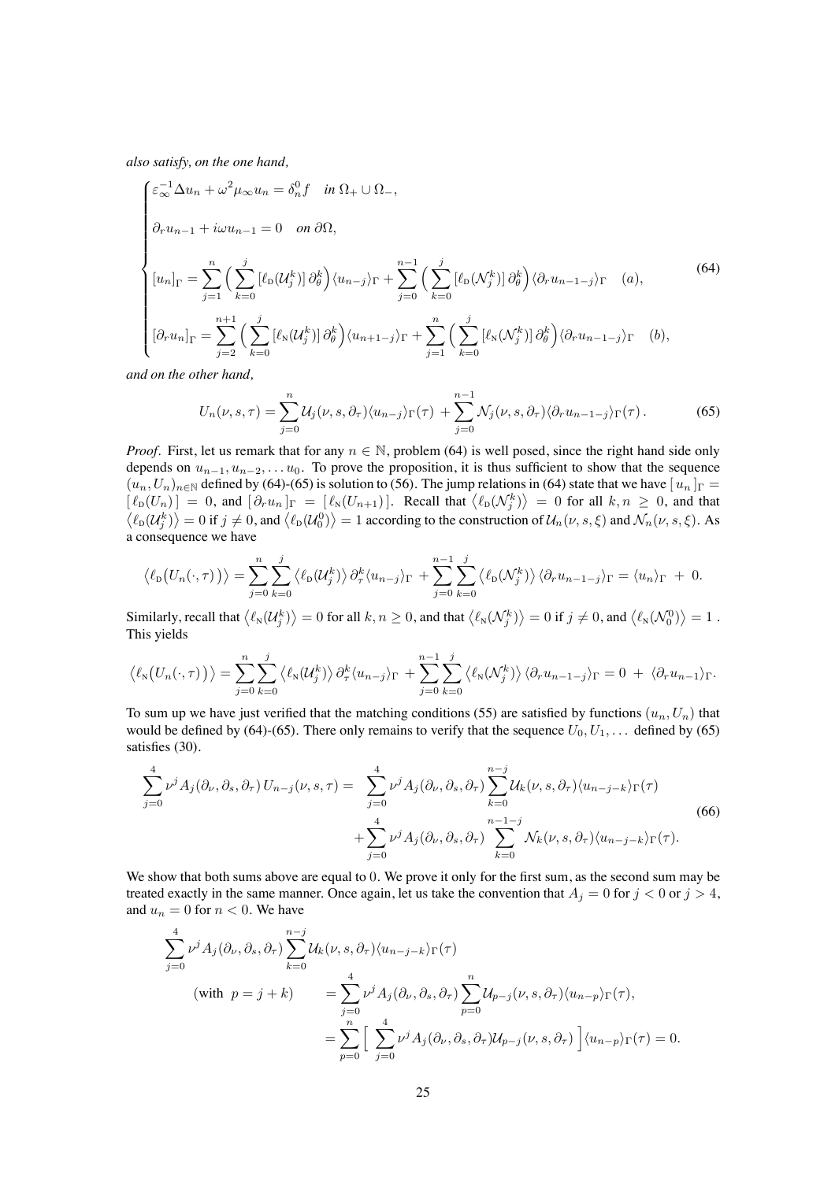*also satisfy, on the one hand,*

$$
\begin{cases}
\varepsilon_\infty^{-1}\Delta u_n + \omega^2\mu_\infty u_n = \delta_n^0 f \quad \text{in } \Omega_+\cup\Omega_-,\\[2mm]
\partial_r u_{n-1} + i\omega u_{n-1} = 0 \quad \text{on } \partial\Omega,\\[2mm]
[u_n]_\Gamma = \displaystyle\sum_{j=1}^{n}\Big(\sum_{k=0}^{j}[\ell_{\text{D}}(\mathcal{U}_j^k)]\,\partial_\theta^k\Big)\langle u_{n-j}\rangle_\Gamma + \sum_{j=0}^{n-1}\Big(\sum_{k=0}^{j}[\ell_{\text{D}}(\mathcal{N}_j^k)]\,\partial_\theta^k\Big)\langle \partial_r u_{n-1-j}\rangle_\Gamma \quad (a),\\[2mm]
[\partial_r u_n]_\Gamma = \displaystyle\sum_{j=2}^{n+1}\Big(\sum_{k=0}^{j}[\ell_{\text{N}}(\mathcal{U}_j^k)]\,\partial_\theta^k\Big)\langle u_{n+1-j}\rangle_\Gamma + \sum_{j=1}^{n}\Big(\sum_{k=0}^{j}[\ell_{\text{N}}(\mathcal{N}_j^k)]\,\partial_\theta^k\Big)\langle \partial_r u_{n-1-j}\rangle_\Gamma \quad (b),
\end{cases}
\tag{64}
$$

*and on the other hand,*

$$
U_n(\nu,s,\tau) = \sum_{j=0}^{n}\mathcal{U}_j(\nu,s,\partial_\tau)\langle u_{n-j}\rangle_\Gamma(\tau) + \sum_{j=0}^{n-1}\mathcal{N}_j(\nu,s,\partial_\tau)\langle \partial_r u_{n-1-j}\rangle_\Gamma(\tau)\,. \tag{65}
$$

*Proof.* First, let us remark that for any $n\in\mathbb{N}$, problem (64) is well posed, since the right hand side only depends on $u_{n-1}, u_{n-2}, \dots u_0$. To prove the proposition, it is thus sufficient to show that the sequence $(u_n, U_n)_{n\in\mathbb{N}}$ defined by (64)-(65) is solution to (56). The jump relations in (64) state that we have $[\,u_n\,]_\Gamma = [\,\ell_{\text{D}}(U_n)\,] = 0$, and $[\,\partial_r u_n\,]_\Gamma = [\,\ell_{\text{N}}(U_{n+1})\,]$. Recall that $\big\langle \ell_{\text{D}}(\mathcal{N}_j^k)\big\rangle = 0$ for all $k,n\geq 0$, and that $\big\langle \ell_{\text{D}}(\mathcal{U}_j^k)\big\rangle = 0$ if $j\neq 0$, and $\big\langle \ell_{\text{D}}(\mathcal{U}_0^0)\big\rangle = 1$ according to the construction of $\mathcal{U}_n(\nu,s,\xi)$ and $\mathcal{N}_n(\nu,s,\xi)$. As a consequence we have

$$
\big\langle \ell_{\text{D}}\big(U_n(\cdot,\tau)\big)\big\rangle = \sum_{j=0}^{n}\sum_{k=0}^{j}\big\langle \ell_{\text{D}}(\mathcal{U}_j^k)\big\rangle\,\partial_\tau^k\langle u_{n-j}\rangle_\Gamma + \sum_{j=0}^{n-1}\sum_{k=0}^{j}\big\langle \ell_{\text{D}}(\mathcal{N}_j^k)\big\rangle\,\langle \partial_r u_{n-1-j}\rangle_\Gamma = \langle u_n\rangle_\Gamma \;+\; 0.
$$

Similarly, recall that $\big\langle \ell_{\text{N}}(\mathcal{U}_j^k)\big\rangle = 0$ for all $k,n\geq 0$, and that $\big\langle \ell_{\text{N}}(\mathcal{N}_j^k)\big\rangle = 0$ if $j\neq 0$, and $\big\langle \ell_{\text{N}}(\mathcal{N}_0^0)\big\rangle = 1$ . This yields

$$
\big\langle \ell_{\text{N}}\big(U_n(\cdot,\tau)\big)\big\rangle = \sum_{j=0}^{n}\sum_{k=0}^{j}\big\langle \ell_{\text{N}}(\mathcal{U}_j^k)\big\rangle\,\partial_\tau^k\langle u_{n-j}\rangle_\Gamma + \sum_{j=0}^{n-1}\sum_{k=0}^{j}\big\langle \ell_{\text{N}}(\mathcal{N}_j^k)\big\rangle\,\langle \partial_r u_{n-1-j}\rangle_\Gamma = 0 \;+\; \langle \partial_r u_{n-1}\rangle_\Gamma.
$$

To sum up we have just verified that the matching conditions (55) are satisfied by functions $(u_n, U_n)$ that would be defined by (64)-(65). There only remains to verify that the sequence $U_0, U_1, \dots$ defined by (65) satisfies (30).

$$
\begin{aligned}
\sum_{j=0}^{4}\nu^j A_j(\partial_\nu,\partial_s,\partial_\tau)\,U_{n-j}(\nu,s,\tau) = \;& \sum_{j=0}^{4}\nu^j A_j(\partial_\nu,\partial_s,\partial_\tau)\sum_{k=0}^{n-j}\mathcal{U}_k(\nu,s,\partial_\tau)\langle u_{n-j-k}\rangle_\Gamma(\tau)\\
&+\sum_{j=0}^{4}\nu^j A_j(\partial_\nu,\partial_s,\partial_\tau)\sum_{k=0}^{n-1-j}\mathcal{N}_k(\nu,s,\partial_\tau)\langle u_{n-j-k}\rangle_\Gamma(\tau).
\end{aligned}
\tag{66}
$$

We show that both sums above are equal to 0. We prove it only for the first sum, as the second sum may be treated exactly in the same manner. Once again, let us take the convention that $A_j = 0$ for $j<0$ or $j>4$, and $u_n = 0$ for $n<0$. We have

$$
\begin{aligned}
&\sum_{j=0}^{4}\nu^j A_j(\partial_\nu,\partial_s,\partial_\tau)\sum_{k=0}^{n-j}\mathcal{U}_k(\nu,s,\partial_\tau)\langle u_{n-j-k}\rangle_\Gamma(\tau)\\
&\quad(\text{with } p=j+k)\qquad = \sum_{j=0}^{4}\nu^j A_j(\partial_\nu,\partial_s,\partial_\tau)\sum_{p=0}^{n}\mathcal{U}_{p-j}(\nu,s,\partial_\tau)\langle u_{n-p}\rangle_\Gamma(\tau),\\
&\qquad\qquad\qquad\qquad\;\; = \sum_{p=0}^{n}\Big[\;\sum_{j=0}^{4}\nu^j A_j(\partial_\nu,\partial_s,\partial_\tau)\mathcal{U}_{p-j}(\nu,s,\partial_\tau)\;\Big]\langle u_{n-p}\rangle_\Gamma(\tau) = 0.
\end{aligned}
$$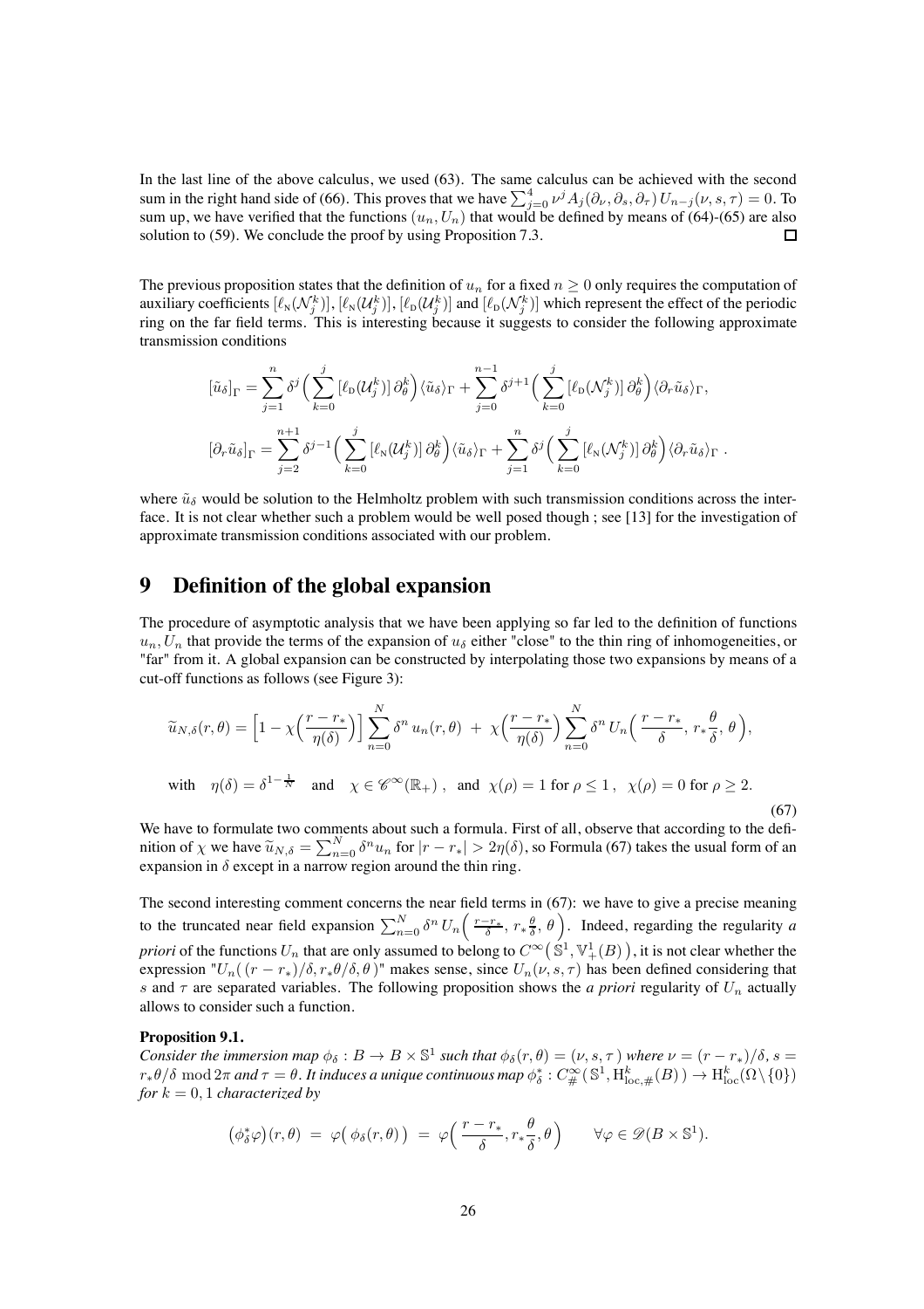In the last line of the above calculus, we used (63). The same calculus can be achieved with the second sum in the right hand side of (66). This proves that we have $\sum_{j=0}^{4} \nu^j A_j(\partial_\nu, \partial_s, \partial_\tau)\, U_{n-j}(\nu, s, \tau) = 0$. To sum up, we have verified that the functions $(u_n, U_n)$ that would be defined by means of (64)-(65) are also solution to (59). We conclude the proof by using Proposition 7.3. $\square$

The previous proposition states that the definition of $u_n$ for a fixed $n \geq 0$ only requires the computation of auxiliary coefficients $[\ell_{\rm N}(\mathcal{N}_j^k)]$, $[\ell_{\rm N}(\mathcal{U}_j^k)]$, $[\ell_{\rm D}(\mathcal{U}_j^k)]$ and $[\ell_{\rm D}(\mathcal{N}_j^k)]$ which represent the effect of the periodic ring on the far field terms. This is interesting because it suggests to consider the following approximate transmission conditions

$$[\tilde{u}_\delta]_\Gamma = \sum_{j=1}^{n} \delta^j \Big( \sum_{k=0}^{j} [\ell_{\rm D}(\mathcal{U}_j^k)]\, \partial_\theta^k \Big) \langle \tilde{u}_\delta \rangle_\Gamma + \sum_{j=0}^{n-1} \delta^{j+1} \Big( \sum_{k=0}^{j} [\ell_{\rm D}(\mathcal{N}_j^k)]\, \partial_\theta^k \Big) \langle \partial_r \tilde{u}_\delta \rangle_\Gamma,$$

$$[\partial_r \tilde{u}_\delta]_\Gamma = \sum_{j=2}^{n+1} \delta^{j-1} \Big( \sum_{k=0}^{j} [\ell_{\rm N}(\mathcal{U}_j^k)]\, \partial_\theta^k \Big) \langle \tilde{u}_\delta \rangle_\Gamma + \sum_{j=1}^{n} \delta^{j} \Big( \sum_{k=0}^{j} [\ell_{\rm N}(\mathcal{N}_j^k)]\, \partial_\theta^k \Big) \langle \partial_r \tilde{u}_\delta \rangle_\Gamma\ .$$

where $\tilde{u}_\delta$ would be solution to the Helmholtz problem with such transmission conditions across the interface. It is not clear whether such a problem would be well posed though ; see [13] for the investigation of approximate transmission conditions associated with our problem.

# 9 Definition of the global expansion

The procedure of asymptotic analysis that we have been applying so far led to the definition of functions $u_n, U_n$ that provide the terms of the expansion of $u_\delta$ either "close" to the thin ring of inhomogeneities, or "far" from it. A global expansion can be constructed by interpolating those two expansions by means of a cut-off functions as follows (see Figure 3):

$$\widetilde{u}_{N,\delta}(r,\theta) = \Big[1 - \chi\Big(\frac{r - r_*}{\eta(\delta)}\Big)\Big] \sum_{n=0}^{N} \delta^n\, u_n(r,\theta) \;+\; \chi\Big(\frac{r - r_*}{\eta(\delta)}\Big) \sum_{n=0}^{N} \delta^n\, U_n\Big(\frac{r - r_*}{\delta},\, r_*\frac{\theta}{\delta},\, \theta\Big),$$

$$\text{with} \quad \eta(\delta) = \delta^{1-\frac{1}{N}} \quad \text{and} \quad \chi \in \mathscr{C}^\infty(\mathbb{R}_+)\ , \ \ \text{and} \ \ \chi(\rho) = 1 \text{ for } \rho \leq 1\ , \ \ \chi(\rho) = 0 \text{ for } \rho \geq 2. \tag{67}$$

We have to formulate two comments about such a formula. First of all, observe that according to the definition of $\chi$ we have $\widetilde{u}_{N,\delta} = \sum_{n=0}^{N} \delta^n u_n$ for $|r - r_*| > 2\eta(\delta)$, so Formula (67) takes the usual form of an expansion in $\delta$ except in a narrow region around the thin ring.

The second interesting comment concerns the near field terms in (67): we have to give a precise meaning to the truncated near field expansion $\sum_{n=0}^{N} \delta^n\, U_n\Big(\frac{r-r_*}{\delta},\, r_*\frac{\theta}{\delta},\, \theta\Big)$. Indeed, regarding the regularity *a priori* of the functions $U_n$ that are only assumed to belong to $C^\infty\big(\mathbb{S}^1, \mathbb{V}_+^1(B)\big)$, it is not clear whether the expression "$U_n\big((r - r_*)/\delta, r_*\theta/\delta, \theta\big)$" makes sense, since $U_n(\nu, s, \tau)$ has been defined considering that $s$ and $\tau$ are separated variables. The following proposition shows the *a priori* regularity of $U_n$ actually allows to consider such a function.

**Proposition 9.1.**
*Consider the immersion map $\phi_\delta : B \to B \times \mathbb{S}^1$ such that $\phi_\delta(r,\theta) = (\nu, s, \tau)$ where $\nu = (r - r_*)/\delta$, $s = r_*\theta/\delta \mod 2\pi$ and $\tau = \theta$. It induces a unique continuous map $\phi_\delta^* : C_\#^\infty\big(\mathbb{S}^1, \mathrm{H}_{\mathrm{loc},\#}^k(B)\big) \to \mathrm{H}_{\mathrm{loc}}^k(\Omega\setminus\{0\})$ for $k = 0, 1$ characterized by*

$$\big(\phi_\delta^*\varphi\big)(r,\theta) \;=\; \varphi\big(\,\phi_\delta(r,\theta)\big) \;=\; \varphi\Big(\,\frac{r - r_*}{\delta}, r_*\frac{\theta}{\delta}, \theta\Big) \qquad \forall \varphi \in \mathscr{D}(B \times \mathbb{S}^1).$$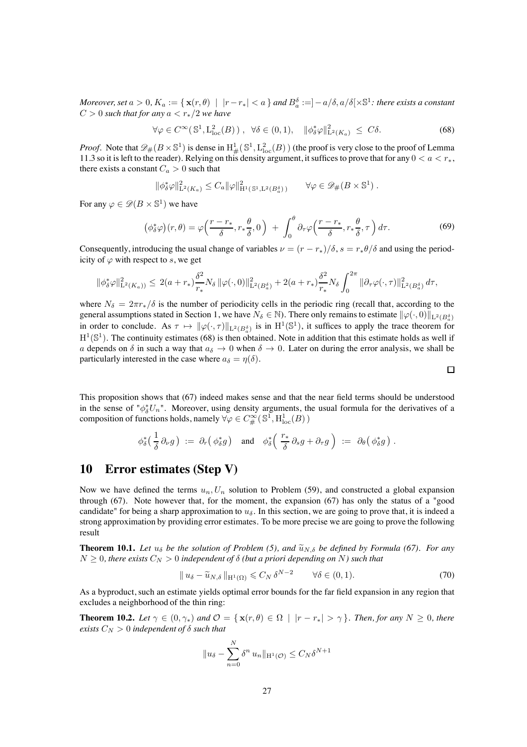*Moreover, set $a > 0$, $K_a := \{ \mathbf{x}(r,\theta) \;|\; |r - r_*| < a \}$ and $B_a^\delta := ]-a/\delta, a/\delta[\times\mathbb{S}^1$: there exists a constant $C > 0$ such that for any $a < r_*/2$ we have*

$$\forall \varphi \in C^\infty(\,\mathbb{S}^1, \mathrm{L}^2_{\mathrm{loc}}(B)\,)\;, \quad \forall \delta \in (0,1), \quad \|\phi_\delta^* \varphi\|^2_{\mathrm{L}^2(K_a)} \;\leq\; C\delta. \tag{68}$$

*Proof.* Note that $\mathscr{D}_\#(B \times \mathbb{S}^1)$ is dense in $\mathrm{H}^1_\#(\,\mathbb{S}^1, \mathrm{L}^2_{\mathrm{loc}}(B)\,)$ (the proof is very close to the proof of Lemma 11.3 so it is left to the reader). Relying on this density argument, it suffices to prove that for any $0 < a < r_*$, there exists a constant $C_a > 0$ such that

$$\|\phi_\delta^* \varphi\|^2_{\mathrm{L}^2(K_a)} \leq C_a \|\varphi\|^2_{\mathrm{H}^1(\mathbb{S}^1, \mathrm{L}^2(B_a^\delta))} \qquad \forall \varphi \in \mathscr{D}_\#(B \times \mathbb{S}^1)\,.$$

For any $\varphi \in \mathscr{D}(B \times \mathbb{S}^1)$ we have

$$\big(\phi_\delta^* \varphi\big)(r,\theta) = \varphi\Big(\frac{r - r_*}{\delta}, r_*\frac{\theta}{\delta}, 0\Big) \;+\; \int_0^\theta \partial_\tau \varphi\Big(\frac{r - r_*}{\delta}, r_*\frac{\theta}{\delta}, \tau\Big)\, d\tau. \tag{69}$$

Consequently, introducing the usual change of variables $\nu = (r - r_*)/\delta$, $s = r_*\theta/\delta$ and using the periodicity of $\varphi$ with respect to $s$, we get

$$\|\phi_\delta^* \varphi\|^2_{\mathrm{L}^2(K_a))} \leq\; 2(a + r_*)\frac{\delta^2}{r_*} N_\delta \,\|\varphi(\cdot,0)\|^2_{\mathrm{L}^2(B_a^\delta)} + 2(a + r_*)\frac{\delta^2}{r_*} N_\delta \int_0^{2\pi} \|\partial_\tau \varphi(\cdot,\tau)\|^2_{\mathrm{L}^2(B_a^\delta)}\, d\tau,$$

where $N_\delta = 2\pi r_*/\delta$ is the number of periodicity cells in the periodic ring (recall that, according to the general assumptions stated in Section 1, we have $N_\delta \in \mathbb{N}$). There only remains to estimate $\|\varphi(\cdot,0)\|_{\mathrm{L}^2(B_a^\delta)}$ in order to conclude. As $\tau \mapsto \|\varphi(\cdot,\tau)\|_{\mathrm{L}^2(B_a^\delta)}$ is in $\mathrm{H}^1(\mathbb{S}^1)$, it suffices to apply the trace theorem for $\mathrm{H}^1(\mathbb{S}^1)$. The continuity estimates (68) is then obtained. Note in addition that this estimate holds as well if $a$ depends on $\delta$ in such a way that $a_\delta \to 0$ when $\delta \to 0$. Later on during the error analysis, we shall be particularly interested in the case where $a_\delta = \eta(\delta)$. □

This proposition shows that (67) indeed makes sense and that the near field terms should be understood in the sense of "$\phi_\delta^* U_n$". Moreover, using density arguments, the usual formula for the derivatives of a composition of functions holds, namely $\forall \varphi \in C^\infty_\#(\,\mathbb{S}^1, \mathrm{H}^1_{\mathrm{loc}}(B)\,)$

$$\phi_\delta^*\big(\,\frac{1}{\delta}\,\partial_\nu g\,\big) \;:=\; \partial_r\big(\,\phi_\delta^* g\big) \quad \text{and} \quad \phi_\delta^*\Big(\,\frac{r_*}{\delta}\,\partial_s g + \partial_\tau g\,\Big) \;:=\; \partial_\theta\big(\,\phi_\delta^* g\big)\,.$$

# 10 Error estimates (Step V)

Now we have defined the terms $u_n, U_n$ solution to Problem (59), and constructed a global expansion through (67). Note however that, for the moment, the expansion (67) has only the status of a "good candidate" for being a sharp approximation to $u_\delta$. In this section, we are going to prove that, it is indeed a strong approximation by providing error estimates. To be more precise we are going to prove the following result

**Theorem 10.1.** *Let $u_\delta$ be the solution of Problem (5), and $\widetilde{u}_{N,\delta}$ be defined by Formula (67). For any $N \geq 0$, there exists $C_N > 0$ independent of $\delta$ (but a priori depending on $N$) such that*

$$\|\,u_\delta - \widetilde{u}_{N,\delta}\,\|_{\mathrm{H}^1(\Omega)} \leqslant C_N\,\delta^{N-2} \qquad \forall \delta \in (0,1). \tag{70}$$

As a byproduct, such an estimate yields optimal error bounds for the far field expansion in any region that excludes a neighborhood of the thin ring:

**Theorem 10.2.** *Let $\gamma \in (0, \gamma_*)$ and $\mathcal{O} = \{\,\mathbf{x}(r,\theta) \in \Omega \;|\; |r - r_*| > \gamma\,\}$. Then, for any $N \geq 0$, there exists $C_N > 0$ independent of $\delta$ such that*

$$\|u_\delta - \sum_{n=0}^{N} \delta^n\, u_n\|_{\mathrm{H}^1(\mathcal{O})} \leq C_N \delta^{N+1}$$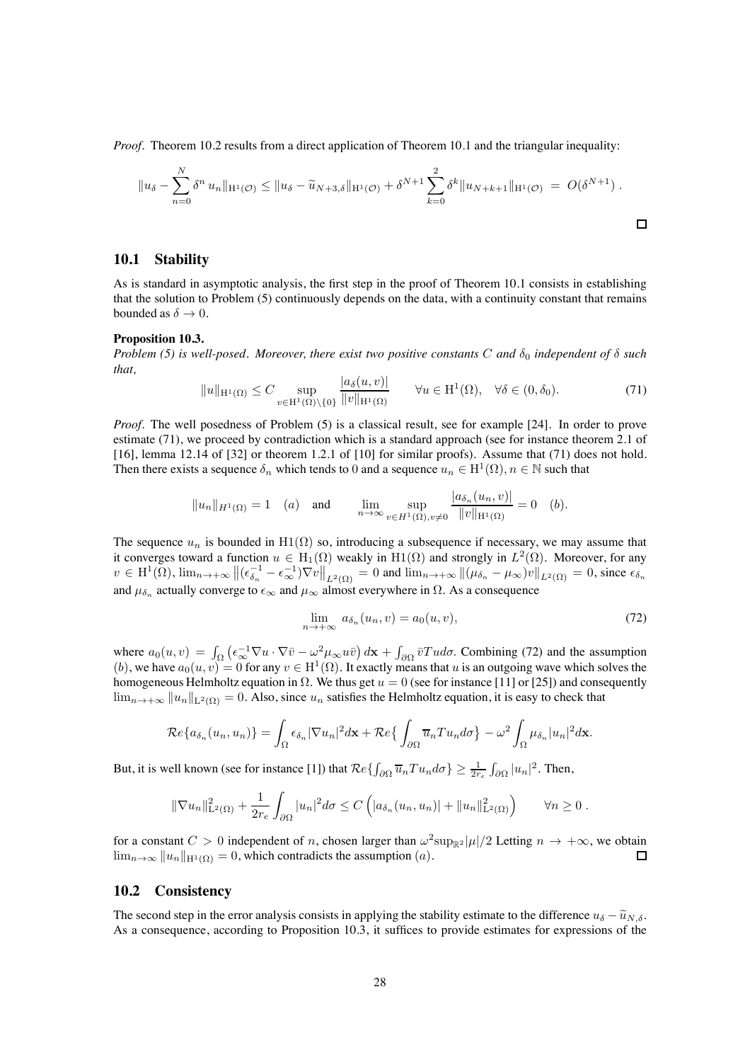*Proof.* Theorem 10.2 results from a direct application of Theorem 10.1 and the triangular inequality:

$$\|u_\delta - \sum_{n=0}^{N} \delta^n \, u_n\|_{\mathrm{H}^1(\mathcal{O})} \leq \|u_\delta - \widetilde{u}_{N+3,\delta}\|_{\mathrm{H}^1(\mathcal{O})} + \delta^{N+1} \sum_{k=0}^{2} \delta^k \|u_{N+k+1}\|_{\mathrm{H}^1(\mathcal{O})} \; = \; O(\delta^{N+1}) \, .$$

□

## 10.1 Stability

As is standard in asymptotic analysis, the first step in the proof of Theorem 10.1 consists in establishing that the solution to Problem (5) continuously depends on the data, with a continuity constant that remains bounded as $\delta \to 0$.

**Proposition 10.3.**
*Problem (5) is well-posed. Moreover, there exist two positive constants $C$ and $\delta_0$ independent of $\delta$ such that,*

$$\|u\|_{\mathrm{H}^1(\Omega)} \leq C \sup_{v \in \mathrm{H}^1(\Omega)\setminus\{0\}} \frac{|a_\delta(u,v)|}{\|v\|_{\mathrm{H}^1(\Omega)}} \qquad \forall u \in \mathrm{H}^1(\Omega), \quad \forall \delta \in (0, \delta_0). \tag{71}$$

*Proof.* The well posedness of Problem (5) is a classical result, see for example [24]. In order to prove estimate (71), we proceed by contradiction which is a standard approach (see for instance theorem 2.1 of [16], lemma 12.14 of [32] or theorem 1.2.1 of [10] for similar proofs). Assume that (71) does not hold. Then there exists a sequence $\delta_n$ which tends to 0 and a sequence $u_n \in \mathrm{H}^1(\Omega), n \in \mathbb{N}$ such that

$$\|u_n\|_{H^1(\Omega)} = 1 \quad (a) \quad \text{and} \qquad \lim_{n\to\infty} \sup_{v \in H^1(\Omega), v\neq 0} \frac{|a_{\delta_n}(u_n, v)|}{\|v\|_{\mathrm{H}^1(\Omega)}} = 0 \quad (b).$$

The sequence $u_n$ is bounded in $\mathrm{H1}(\Omega)$ so, introducing a subsequence if necessary, we may assume that it converges toward a function $u \in \mathrm{H}_1(\Omega)$ weakly in $\mathrm{H1}(\Omega)$ and strongly in $L^2(\Omega)$. Moreover, for any $v \in \mathrm{H}^1(\Omega)$, $\lim_{n\to+\infty} \left\|(\epsilon_{\delta_n}^{-1} - \epsilon_\infty^{-1})\nabla v\right\|_{L^2(\Omega)} = 0$ and $\lim_{n\to+\infty} \|(\mu_{\delta_n} - \mu_\infty)v\|_{L^2(\Omega)} = 0$, since $\epsilon_{\delta_n}$ and $\mu_{\delta_n}$ actually converge to $\epsilon_\infty$ and $\mu_\infty$ almost everywhere in $\Omega$. As a consequence

$$\lim_{n\to+\infty} a_{\delta_n}(u_n, v) = a_0(u, v), \tag{72}$$

where $a_0(u,v) = \int_\Omega \left(\epsilon_\infty^{-1}\nabla u \cdot \nabla \bar{v} - \omega^2 \mu_\infty u \bar{v}\right) d\mathbf{x} + \int_{\partial\Omega} \bar{v} T u d\sigma$. Combining (72) and the assumption $(b)$, we have $a_0(u,v) = 0$ for any $v \in \mathrm{H}^1(\Omega)$. It exactly means that $u$ is an outgoing wave which solves the homogeneous Helmholtz equation in $\Omega$. We thus get $u = 0$ (see for instance [11] or [25]) and consequently $\lim_{n\to+\infty} \|u_n\|_{\mathrm{L}^2(\Omega)} = 0$. Also, since $u_n$ satisfies the Helmholtz equation, it is easy to check that

$$\mathcal{R}e\{a_{\delta_n}(u_n, u_n)\} = \int_\Omega \epsilon_{\delta_n} |\nabla u_n|^2 d\mathbf{x} + \mathcal{R}e\big\{ \int_{\partial\Omega} \overline{u}_n T u_n d\sigma \big\} - \omega^2 \int_\Omega \mu_{\delta_n} |u_n|^2 d\mathbf{x}.$$

But, it is well known (see for instance [1]) that $\mathcal{R}e\{\int_{\partial\Omega} \overline{u}_n T u_n d\sigma\} \geq \frac{1}{2r_e} \int_{\partial\Omega} |u_n|^2$. Then,

$$\|\nabla u_n\|^2_{\mathrm{L}^2(\Omega)} + \frac{1}{2r_e} \int_{\partial\Omega} |u_n|^2 d\sigma \leq C \left( |a_{\delta_n}(u_n, u_n)| + \|u_n\|^2_{\mathrm{L}^2(\Omega)} \right) \qquad \forall n \geq 0 \, .$$

for a constant $C > 0$ independent of $n$, chosen larger than $\omega^2 \sup_{\mathbb{R}^2} |\mu|/2$ Letting $n \to +\infty$, we obtain $\lim_{n\to\infty} \|u_n\|_{\mathrm{H}^1(\Omega)} = 0$, which contradicts the assumption $(a)$. □

## 10.2 Consistency

The second step in the error analysis consists in applying the stability estimate to the difference $u_\delta - \widetilde{u}_{N,\delta}$. As a consequence, according to Proposition 10.3, it suffices to provide estimates for expressions of the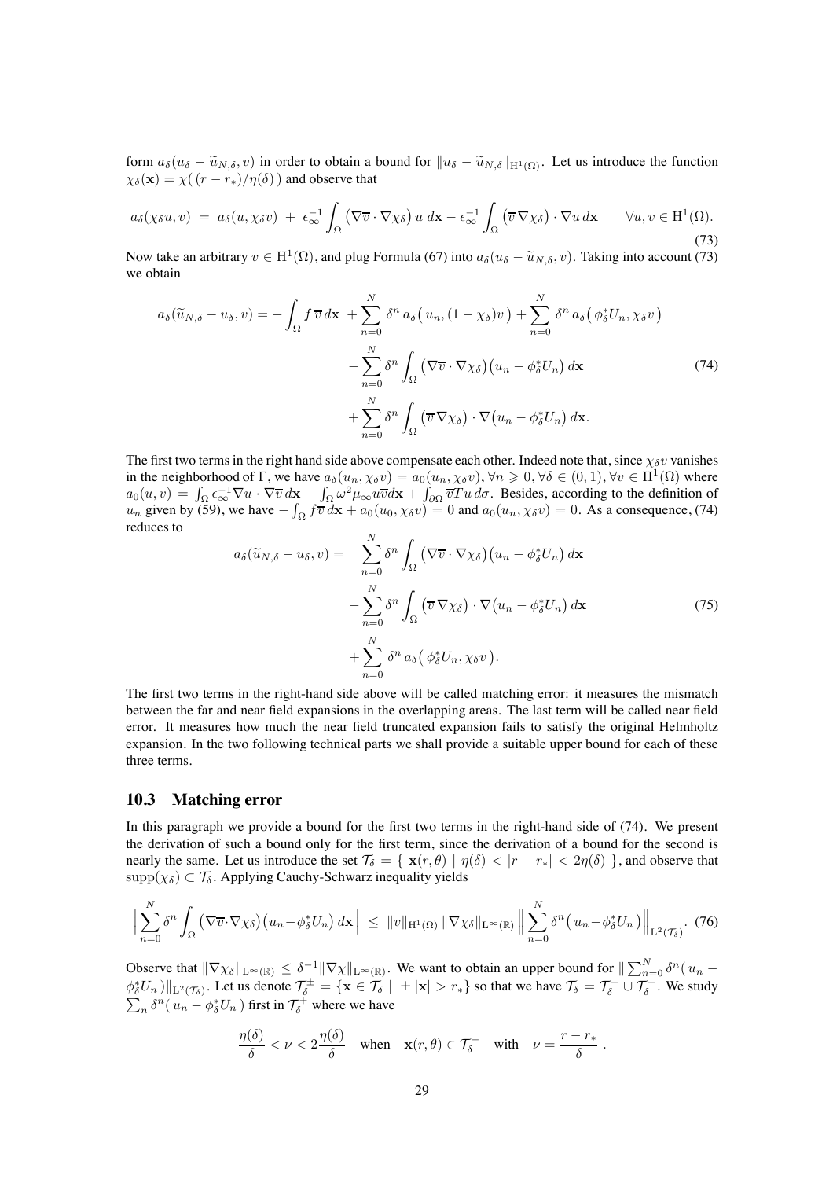form $a_\delta(u_\delta - \widetilde{u}_{N,\delta}, v)$ in order to obtain a bound for $\|u_\delta - \widetilde{u}_{N,\delta}\|_{\mathrm{H}^1(\Omega)}$. Let us introduce the function $\chi_\delta(\mathbf{x}) = \chi(\,(r - r_*)/\eta(\delta)\,)$ and observe that

$$a_\delta(\chi_\delta u, v) \;=\; a_\delta(u, \chi_\delta v) \;+\; \epsilon_\infty^{-1}\int_\Omega \big(\nabla\overline{v}\cdot\nabla\chi_\delta\big)\, u \; d\mathbf{x} - \epsilon_\infty^{-1}\int_\Omega \big(\overline{v}\,\nabla\chi_\delta\big)\cdot\nabla u \, d\mathbf{x} \qquad \forall u, v \in \mathrm{H}^1(\Omega). \tag{73}$$

Now take an arbitrary $v \in \mathrm{H}^1(\Omega)$, and plug Formula (67) into $a_\delta(u_\delta - \widetilde{u}_{N,\delta}, v)$. Taking into account (73) we obtain

$$\begin{aligned} a_\delta(\widetilde{u}_{N,\delta} - u_\delta, v) = -\int_\Omega f\,\overline{v}\, d\mathbf{x} \;&+ \sum_{n=0}^{N} \delta^n\, a_\delta\big(\,u_n, (1-\chi_\delta)v\,\big) + \sum_{n=0}^{N} \delta^n\, a_\delta\big(\,\phi_\delta^* U_n, \chi_\delta v\big) \\ &- \sum_{n=0}^{N} \delta^n \int_\Omega \big(\nabla\overline{v}\cdot\nabla\chi_\delta\big)\big(u_n - \phi_\delta^* U_n\big)\, d\mathbf{x} \\ &+ \sum_{n=0}^{N} \delta^n \int_\Omega \big(\overline{v}\,\nabla\chi_\delta\big)\cdot\nabla\big(u_n - \phi_\delta^* U_n\big)\, d\mathbf{x}. \end{aligned} \tag{74}$$

The first two terms in the right hand side above compensate each other. Indeed note that, since $\chi_\delta v$ vanishes in the neighborhood of $\Gamma$, we have $a_\delta(u_n, \chi_\delta v) = a_0(u_n, \chi_\delta v), \forall n \geqslant 0, \forall \delta \in (0,1), \forall v \in \mathrm{H}^1(\Omega)$ where $a_0(u,v) = \int_\Omega \epsilon_\infty^{-1} \nabla u\cdot\nabla\overline{v}\, d\mathbf{x} - \int_\Omega \omega^2\mu_\infty u\overline{v} d\mathbf{x} + \int_{\partial\Omega} \overline{v} T u\, d\sigma$. Besides, according to the definition of $u_n$ given by (59), we have $-\int_\Omega f\overline{v}\, d\mathbf{x} + a_0(u_0, \chi_\delta v) = 0$ and $a_0(u_n, \chi_\delta v) = 0$. As a consequence, (74) reduces to

$$\begin{aligned} a_\delta(\widetilde{u}_{N,\delta} - u_\delta, v) = \quad &\sum_{n=0}^{N} \delta^n \int_\Omega \big(\nabla\overline{v}\cdot\nabla\chi_\delta\big)\big(u_n - \phi_\delta^* U_n\big)\, d\mathbf{x} \\ &- \sum_{n=0}^{N} \delta^n \int_\Omega \big(\overline{v}\,\nabla\chi_\delta\big)\cdot\nabla\big(u_n - \phi_\delta^* U_n\big)\, d\mathbf{x} \\ &+ \sum_{n=0}^{N} \delta^n\, a_\delta\big(\,\phi_\delta^* U_n, \chi_\delta v\big). \end{aligned} \tag{75}$$

The first two terms in the right-hand side above will be called matching error: it measures the mismatch between the far and near field expansions in the overlapping areas. The last term will be called near field error. It measures how much the near field truncated expansion fails to satisfy the original Helmholtz expansion. In the two following technical parts we shall provide a suitable upper bound for each of these three terms.

## 10.3 Matching error

In this paragraph we provide a bound for the first two terms in the right-hand side of (74). We present the derivation of such a bound only for the first term, since the derivation of a bound for the second is nearly the same. Let us introduce the set $\mathcal{T}_\delta = \{\ \mathbf{x}(r,\theta) \mid \eta(\delta) < |r - r_*| < 2\eta(\delta)\ \}$, and observe that $\mathrm{supp}(\chi_\delta) \subset \mathcal{T}_\delta$. Applying Cauchy-Schwarz inequality yields

$$\Big|\sum_{n=0}^{N} \delta^n \int_\Omega \big(\nabla\overline{v}\cdot\nabla\chi_\delta\big)\big(u_n - \phi_\delta^* U_n\big)\, d\mathbf{x}\Big| \;\leq\; \|v\|_{\mathrm{H}^1(\Omega)}\, \|\nabla\chi_\delta\|_{\mathrm{L}^\infty(\mathbb{R})}\, \Big\| \sum_{n=0}^{N} \delta^n \big(\,u_n - \phi_\delta^* U_n\big)\Big\|_{\mathrm{L}^2(\mathcal{T}_\delta)}. \tag{76}$$

Observe that $\|\nabla\chi_\delta\|_{\mathrm{L}^\infty(\mathbb{R})} \leq \delta^{-1}\|\nabla\chi\|_{\mathrm{L}^\infty(\mathbb{R})}$. We want to obtain an upper bound for $\|\sum_{n=0}^{N}\delta^n(\,u_n - \phi_\delta^* U_n\,)\|_{\mathrm{L}^2(\mathcal{T}_\delta)}$. Let us denote $\mathcal{T}_\delta^\pm = \{\mathbf{x} \in \mathcal{T}_\delta \mid \pm|\mathbf{x}| > r_*\}$ so that we have $\mathcal{T}_\delta = \mathcal{T}_\delta^+ \cup \mathcal{T}_\delta^-$. We study $\sum_n \delta^n(\,u_n - \phi_\delta^* U_n\,)$ first in $\mathcal{T}_\delta^+$ where we have

$$\frac{\eta(\delta)}{\delta} < \nu < 2\frac{\eta(\delta)}{\delta} \quad \text{when} \quad \mathbf{x}(r,\theta) \in \mathcal{T}_\delta^+ \quad \text{with} \quad \nu = \frac{r - r_*}{\delta}\ .$$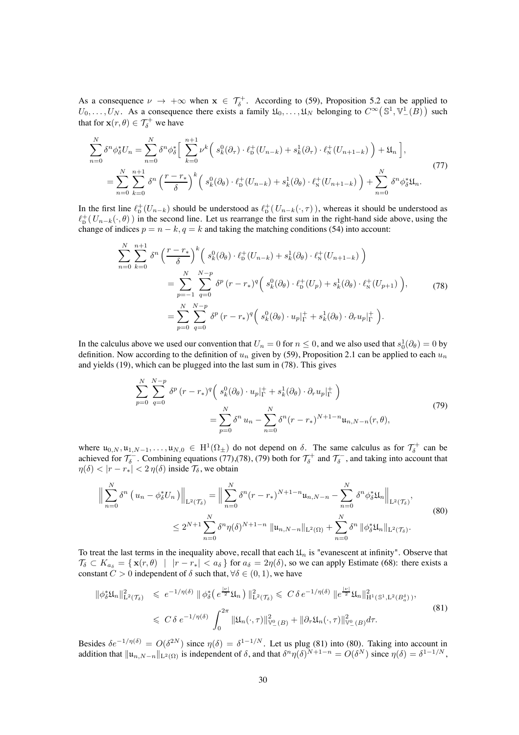As a consequence $\nu \to +\infty$ when $\mathbf{x} \in \mathcal{T}_\delta^+$. According to (59), Proposition 5.2 can be applied to $U_0, \ldots, U_N$. As a consequence there exists a family $\mathfrak{U}_0, \ldots, \mathfrak{U}_N$ belonging to $C^\infty\big(\mathbb{S}^1, \mathbb{V}^1_-(B)\big)$ such that for $\mathbf{x}(r,\theta) \in \mathcal{T}_\delta^+$ we have

$$
\begin{aligned}
\sum_{n=0}^{N} \delta^n \phi_\delta^* U_n &= \sum_{n=0}^{N} \delta^n \phi_\delta^* \Big[ \sum_{k=0}^{n+1} \nu^k \Big( s_k^0(\partial_\tau) \cdot \ell_{\mathrm{D}}^+(U_{n-k}) + s_k^1(\partial_\tau) \cdot \ell_{\mathrm{N}}^+(U_{n+1-k}) \Big) + \mathfrak{U}_n \Big], \\
&= \sum_{n=0}^{N} \sum_{k=0}^{n+1} \delta^n \Big(\frac{r-r_*}{\delta}\Big)^k \Big( s_k^0(\partial_\theta) \cdot \ell_{\mathrm{D}}^+(U_{n-k}) + s_k^1(\partial_\theta) \cdot \ell_{\mathrm{N}}^+(U_{n+1-k}) \Big) + \sum_{n=0}^{N} \delta^n \phi_\delta^* \mathfrak{U}_n.
\end{aligned}
\tag{77}
$$

In the first line $\ell_{\mathrm{D}}^+(U_{n-k})$ should be understood as $\ell_{\mathrm{D}}^+\big(U_{n-k}(\cdot,\tau)\big)$, whereas it should be understood as $\ell_{\mathrm{D}}^+\big(U_{n-k}(\cdot,\theta)\big)$ in the second line. Let us rearrange the first sum in the right-hand side above, using the change of indices $p = n-k, q = k$ and taking the matching conditions (54) into account:

$$
\begin{aligned}
\sum_{n=0}^{N} \sum_{k=0}^{n+1} \delta^n \Big(\frac{r-r_*}{\delta}\Big)^k &\Big( s_k^0(\partial_\theta) \cdot \ell_{\mathrm{D}}^+(U_{n-k}) + s_k^1(\partial_\theta) \cdot \ell_{\mathrm{N}}^+(U_{n+1-k}) \Big) \\
&= \sum_{p=-1}^{N} \sum_{q=0}^{N-p} \delta^p \, (r-r_*)^q \Big( s_k^0(\partial_\theta) \cdot \ell_{\mathrm{D}}^+(U_p) + s_k^1(\partial_\theta) \cdot \ell_{\mathrm{N}}^+(U_{p+1}) \Big), \\
&= \sum_{p=0}^{N} \sum_{q=0}^{N-p} \delta^p \, (r-r_*)^q \Big( s_k^0(\partial_\theta) \cdot u_p|_\Gamma^+ + s_k^1(\partial_\theta) \cdot \partial_r u_p|_\Gamma^+ \Big).
\end{aligned}
\tag{78}
$$

In the calculus above we used our convention that $U_n = 0$ for $n \le 0$, and we also used that $s_0^1(\partial_\theta) = 0$ by definition. Now according to the definition of $u_n$ given by (59), Proposition 2.1 can be applied to each $u_n$ and yields (19), which can be plugged into the last sum in (78). This gives

$$
\begin{aligned}
\sum_{p=0}^{N} \sum_{q=0}^{N-p} \delta^p \, (r-r_*)^q &\Big( s_k^0(\partial_\theta) \cdot u_p|_\Gamma^+ + s_k^1(\partial_\theta) \cdot \partial_r u_p|_\Gamma^+ \Big) \\
&= \sum_{p=0}^{N} \delta^n \, u_n - \sum_{n=0}^{N} \delta^n (r-r_*)^{N+1-n} \mathfrak{u}_{n,N-n}(r,\theta),
\end{aligned}
\tag{79}
$$

where $\mathfrak{u}_{0,N}, \mathfrak{u}_{1,N-1}, \ldots, \mathfrak{u}_{N,0} \in \mathrm{H}^1(\Omega_\pm)$ do not depend on $\delta$. The same calculus as for $\mathcal{T}_\delta^+$ can be achieved for $\mathcal{T}_\delta^-$. Combining equations (77),(78), (79) both for $\mathcal{T}_\delta^+$ and $\mathcal{T}_\delta^-$, and taking into account that $\eta(\delta) < |r-r_*| < 2\,\eta(\delta)$ inside $\mathcal{T}_\delta$, we obtain

$$
\begin{aligned}
\Big\| \sum_{n=0}^{N} \delta^n \left( u_n - \phi_\delta^* U_n \right) \Big\|_{\mathrm{L}^2(\mathcal{T}_\delta)} &= \Big\| \sum_{n=0}^{N} \delta^n (r-r_*)^{N+1-n} \mathfrak{u}_{n,N-n} - \sum_{n=0}^{N} \delta^n \phi_\delta^* \mathfrak{U}_n \Big\|_{\mathrm{L}^2(\mathcal{T}_\delta)}, \\
&\le 2^{N+1} \sum_{n=0}^{N} \delta^n \eta(\delta)^{N+1-n} \, \|\mathfrak{u}_{n,N-n}\|_{\mathrm{L}^2(\Omega)} + \sum_{n=0}^{N} \delta^n \, \|\phi_\delta^* \mathfrak{U}_n\|_{\mathrm{L}^2(\mathcal{T}_\delta)}.
\end{aligned}
\tag{80}
$$

To treat the last terms in the inequality above, recall that each $\mathfrak{U}_n$ is "evanescent at infinity". Observe that $\mathcal{T}_\delta \subset K_{a_\delta} = \{\, \mathbf{x}(r,\theta) \;\mid\; |r-r_*| < a_\delta \,\}$ for $a_\delta = 2\eta(\delta)$, so we can apply Estimate (68): there exists a constant $C > 0$ independent of $\delta$ such that, $\forall \delta \in (0,1)$, we have

$$
\begin{aligned}
\|\phi_\delta^* \mathfrak{U}_n\|^2_{\mathrm{L}^2(\mathcal{T}_\delta)} &\leqslant e^{-1/\eta(\delta)} \, \| \phi_\delta^* \big( e^{\frac{|\nu|}{2}} \mathfrak{U}_n \big) \|^2_{\mathrm{L}^2(\mathcal{T}_\delta)} \leqslant C\,\delta\, e^{-1/\eta(\delta)} \, \| e^{\frac{|\nu|}{2}} \mathfrak{U}_n \|^2_{\mathrm{H}^1(\mathbb{S}^1, \mathrm{L}^2(B_a^\delta))}, \\
&\leqslant C\,\delta\, e^{-1/\eta(\delta)} \int_0^{2\pi} \|\mathfrak{U}_n(\cdot,\tau)\|^2_{\mathbb{V}^0_-(B)} + \|\partial_\tau \mathfrak{U}_n(\cdot,\tau)\|^2_{\mathbb{V}^0_-(B)} d\tau.
\end{aligned}
\tag{81}
$$

Besides $\delta e^{-1/\eta(\delta)} = O(\delta^{2N})$ since $\eta(\delta) = \delta^{1-1/N}$. Let us plug (81) into (80). Taking into account in addition that $\|\mathfrak{u}_{n,N-n}\|_{\mathrm{L}^2(\Omega)}$ is independent of $\delta$, and that $\delta^n \eta(\delta)^{N+1-n} = O(\delta^N)$ since $\eta(\delta) = \delta^{1-1/N}$,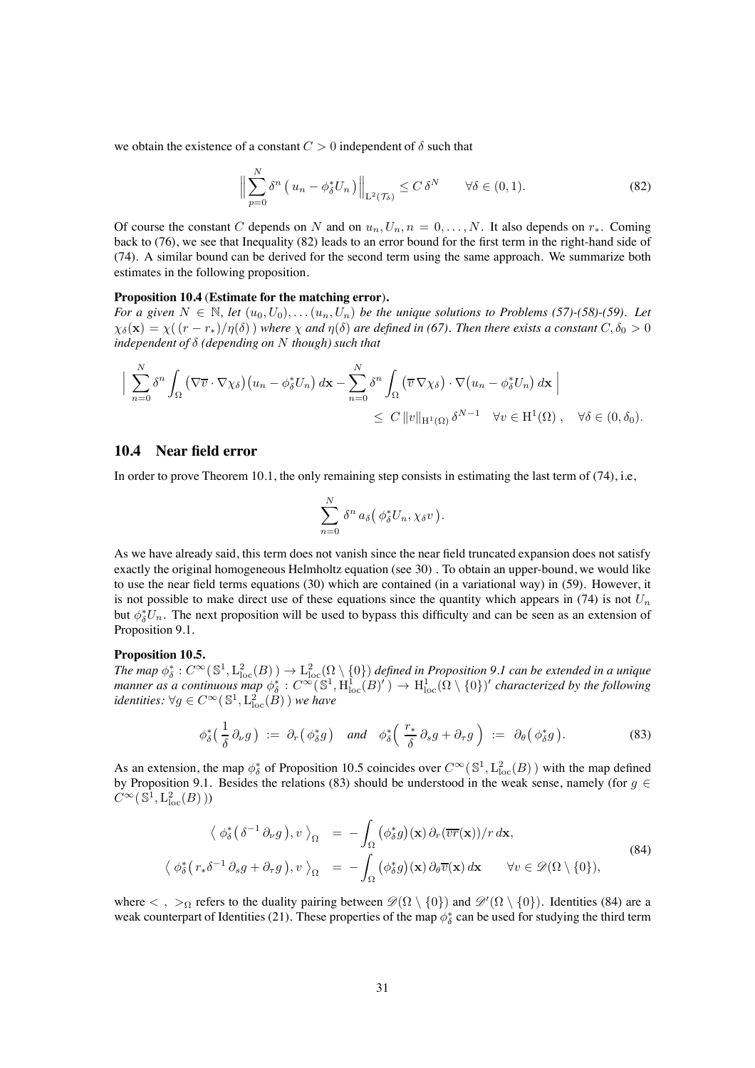we obtain the existence of a constant $C > 0$ independent of $\delta$ such that

$$\Big\| \sum_{p=0}^{N} \delta^n \left( u_n - \phi_\delta^* U_n \right) \Big\|_{\mathrm{L}^2(\mathcal{T}_\delta)} \leq C\, \delta^N \qquad \forall \delta \in (0,1). \tag{82}$$

Of course the constant $C$ depends on $N$ and on $u_n, U_n, n = 0, \ldots, N$. It also depends on $r_*$. Coming back to (76), we see that Inequality (82) leads to an error bound for the first term in the right-hand side of (74). A similar bound can be derived for the second term using the same approach. We summarize both estimates in the following proposition.

**Proposition 10.4 (Estimate for the matching error).**
*For a given $N \in \mathbb{N}$, let $(u_0, U_0), \ldots (u_n, U_n)$ be the unique solutions to Problems (57)-(58)-(59). Let $\chi_\delta(\mathbf{x}) = \chi(\,(r - r_*)/\eta(\delta)\,)$ where $\chi$ and $\eta(\delta)$ are defined in (67). Then there exists a constant $C, \delta_0 > 0$ independent of $\delta$ (depending on $N$ though) such that*

$$\begin{aligned}\Big|\ \sum_{n=0}^{N} \delta^n \int_\Omega \left(\nabla \overline{v} \cdot \nabla \chi_\delta\right)\left(u_n - \phi_\delta^* U_n\right) d\mathbf{x} - \sum_{n=0}^{N} \delta^n \int_\Omega \left(\overline{v}\, \nabla \chi_\delta\right) \cdot \nabla\left(u_n - \phi_\delta^* U_n\right) d\mathbf{x}\ \Big| \\ \leq\ C\, \|v\|_{\mathrm{H}^1(\Omega)}\, \delta^{N-1} \quad \forall v \in \mathrm{H}^1(\Omega)\,, \quad \forall \delta \in (0, \delta_0).\end{aligned}$$

## 10.4 Near field error

In order to prove Theorem 10.1, the only remaining step consists in estimating the last term of (74), i.e,

$$\sum_{n=0}^{N} \delta^n\, a_\delta\big(\, \phi_\delta^* U_n, \chi_\delta v\,\big).$$

As we have already said, this term does not vanish since the near field truncated expansion does not satisfy exactly the original homogeneous Helmholtz equation (see 30) . To obtain an upper-bound, we would like to use the near field terms equations (30) which are contained (in a variational way) in (59). However, it is not possible to make direct use of these equations since the quantity which appears in (74) is not $U_n$ but $\phi_\delta^* U_n$. The next proposition will be used to bypass this difficulty and can be seen as an extension of Proposition 9.1.

**Proposition 10.5.**
*The map $\phi_\delta^* : C^\infty(\,\mathbb{S}^1, \mathrm{L}^2_{\mathrm{loc}}(B)\,) \to \mathrm{L}^2_{\mathrm{loc}}(\Omega \setminus \{0\})$ defined in Proposition 9.1 can be extended in a unique manner as a continuous map $\phi_\delta^* : C^\infty(\,\mathbb{S}^1, \mathrm{H}^1_{\mathrm{loc}}(B)'\,) \to \mathrm{H}^1_{\mathrm{loc}}(\Omega \setminus \{0\})'$ characterized by the following identities: $\forall g \in C^\infty(\,\mathbb{S}^1, \mathrm{L}^2_{\mathrm{loc}}(B)\,)$ we have*

$$\phi_\delta^*\big(\, \frac{1}{\delta}\, \partial_\nu g\,\big) \ :=\ \partial_r\big(\, \phi_\delta^* g\big) \quad \textit{and} \quad \phi_\delta^*\Big(\, \frac{r_*}{\delta}\, \partial_s g + \partial_\tau g\,\Big) \ :=\ \partial_\theta\big(\, \phi_\delta^* g\big). \tag{83}$$

As an extension, the map $\phi_\delta^*$ of Proposition 10.5 coincides over $C^\infty(\,\mathbb{S}^1, \mathrm{L}^2_{\mathrm{loc}}(B)\,)$ with the map defined by Proposition 9.1. Besides the relations (83) should be understood in the weak sense, namely (for $g \in C^\infty(\,\mathbb{S}^1, \mathrm{L}^2_{\mathrm{loc}}(B)\,)$)

$$\begin{aligned}\big\langle\ \phi_\delta^*\big(\,\delta^{-1}\,\partial_\nu g\,\big), v\ \big\rangle_\Omega \ &=\ -\int_\Omega \big(\phi_\delta^* g\big)(\mathbf{x})\, \partial_r(\overline{vr}(\mathbf{x}))/r\, d\mathbf{x}, \\ \big\langle\ \phi_\delta^*\big(\, r_*\delta^{-1}\,\partial_s g + \partial_\tau g\,\big), v\ \big\rangle_\Omega \ &=\ -\int_\Omega \big(\phi_\delta^* g\big)(\mathbf{x})\, \partial_\theta \overline{v}(\mathbf{x})\, d\mathbf{x} \qquad \forall v \in \mathscr{D}(\Omega \setminus \{0\}),\end{aligned} \tag{84}$$

where $<\ ,\ >_\Omega$ refers to the duality pairing between $\mathscr{D}(\Omega \setminus \{0\})$ and $\mathscr{D}'(\Omega \setminus \{0\})$. Identities (84) are a weak counterpart of Identities (21). These properties of the map $\phi_\delta^*$ can be used for studying the third term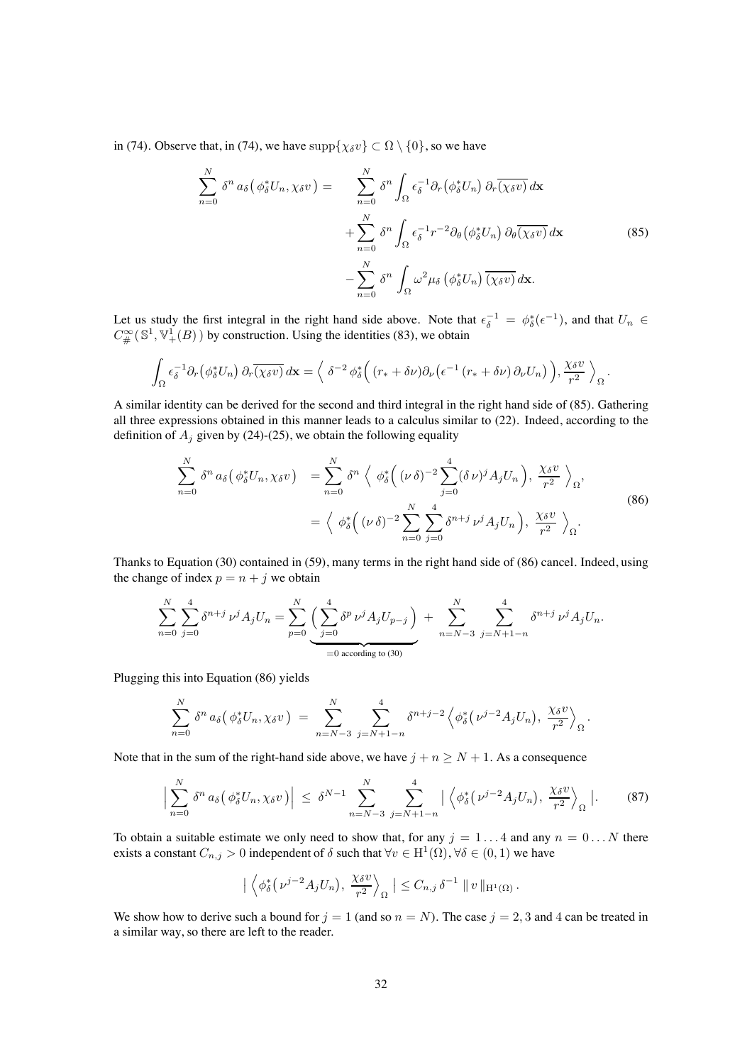in (74). Observe that, in (74), we have $\mathrm{supp}\{\chi_\delta v\} \subset \Omega \setminus \{0\}$, so we have

$$
\begin{aligned}
\sum_{n=0}^{N} \delta^n \, a_\delta\big(\phi_\delta^* U_n, \chi_\delta v\big) = \quad & \sum_{n=0}^{N} \delta^n \int_\Omega \epsilon_\delta^{-1} \partial_r\big(\phi_\delta^* U_n\big)\, \partial_r \overline{(\chi_\delta v)}\, d\mathbf{x} \\
& + \sum_{n=0}^{N} \delta^n \int_\Omega \epsilon_\delta^{-1} r^{-2} \partial_\theta\big(\phi_\delta^* U_n\big)\, \partial_\theta \overline{(\chi_\delta v)}\, d\mathbf{x} \\
& - \sum_{n=0}^{N} \delta^n \int_\Omega \omega^2 \mu_\delta \big(\phi_\delta^* U_n\big)\, \overline{(\chi_\delta v)}\, d\mathbf{x}.
\end{aligned} \tag{85}
$$

Let us study the first integral in the right hand side above. Note that $\epsilon_\delta^{-1} = \phi_\delta^*(\epsilon^{-1})$, and that $U_n \in C^\infty_\#\big(\mathbb{S}^1, \mathbb{V}^1_+(B)\big)$ by construction. Using the identities (83), we obtain

$$
\int_\Omega \epsilon_\delta^{-1} \partial_r\big(\phi_\delta^* U_n\big)\, \partial_r \overline{(\chi_\delta v)}\, d\mathbf{x} = \Big\langle \, \delta^{-2}\, \phi_\delta^*\Big( (r_* + \delta\nu) \partial_\nu\big(\epsilon^{-1}(r_* + \delta\nu)\, \partial_\nu U_n\big) \Big), \frac{\chi_\delta v}{r^2} \, \Big\rangle_\Omega .
$$

A similar identity can be derived for the second and third integral in the right hand side of (85). Gathering all three expressions obtained in this manner leads to a calculus similar to (22). Indeed, according to the definition of $A_j$ given by (24)-(25), we obtain the following equality

$$
\begin{aligned}
\sum_{n=0}^{N} \delta^n \, a_\delta\big(\phi_\delta^* U_n, \chi_\delta v\big) \quad & = \sum_{n=0}^{N} \delta^n \, \Big\langle \, \phi_\delta^*\Big( (\nu\,\delta)^{-2} \sum_{j=0}^{4} (\delta\,\nu)^j A_j U_n \Big), \, \frac{\chi_\delta v}{r^2} \, \Big\rangle_\Omega, \\
& = \Big\langle \, \phi_\delta^*\Big( (\nu\,\delta)^{-2} \sum_{n=0}^{N} \sum_{j=0}^{4} \delta^{n+j}\, \nu^j A_j U_n \Big), \, \frac{\chi_\delta v}{r^2} \, \Big\rangle_\Omega .
\end{aligned} \tag{86}
$$

Thanks to Equation (30) contained in (59), many terms in the right hand side of (86) cancel. Indeed, using the change of index $p = n + j$ we obtain

$$
\sum_{n=0}^{N} \sum_{j=0}^{4} \delta^{n+j}\, \nu^j A_j U_n = \sum_{p=0}^{N} \underbrace{\Big( \sum_{j=0}^{4} \delta^p \, \nu^j A_j U_{p-j} \Big)}_{=0 \text{ according to (30)}} \; + \sum_{n=N-3}^{N} \; \sum_{j=N+1-n}^{4} \delta^{n+j}\, \nu^j A_j U_n .
$$

Plugging this into Equation (86) yields

$$
\sum_{n=0}^{N} \delta^n \, a_\delta\big(\phi_\delta^* U_n, \chi_\delta v\big) \; = \sum_{n=N-3}^{N} \; \sum_{j=N+1-n}^{4} \delta^{n+j-2} \Big\langle \phi_\delta^*\big(\nu^{j-2} A_j U_n\big), \, \frac{\chi_\delta v}{r^2} \Big\rangle_\Omega .
$$

Note that in the sum of the right-hand side above, we have $j + n \geq N + 1$. As a consequence

$$
\Big| \sum_{n=0}^{N} \delta^n \, a_\delta\big(\phi_\delta^* U_n, \chi_\delta v\big) \Big| \; \leq \; \delta^{N-1} \sum_{n=N-3}^{N} \; \sum_{j=N+1-n}^{4} \Big| \Big\langle \phi_\delta^*\big(\nu^{j-2} A_j U_n\big), \, \frac{\chi_\delta v}{r^2} \Big\rangle_\Omega \Big| . \tag{87}
$$

To obtain a suitable estimate we only need to show that, for any $j = 1 \dots 4$ and any $n = 0 \dots N$ there exists a constant $C_{n,j} > 0$ independent of $\delta$ such that $\forall v \in \mathrm{H}^1(\Omega), \forall \delta \in (0,1)$ we have

$$
\Big| \Big\langle \phi_\delta^*\big(\nu^{j-2} A_j U_n\big), \, \frac{\chi_\delta v}{r^2} \Big\rangle_\Omega \Big| \leq C_{n,j}\, \delta^{-1} \, \| \, v \, \|_{\mathrm{H}^1(\Omega)} .
$$

We show how to derive such a bound for $j = 1$ (and so $n = N$). The case $j = 2, 3$ and $4$ can be treated in a similar way, so there are left to the reader.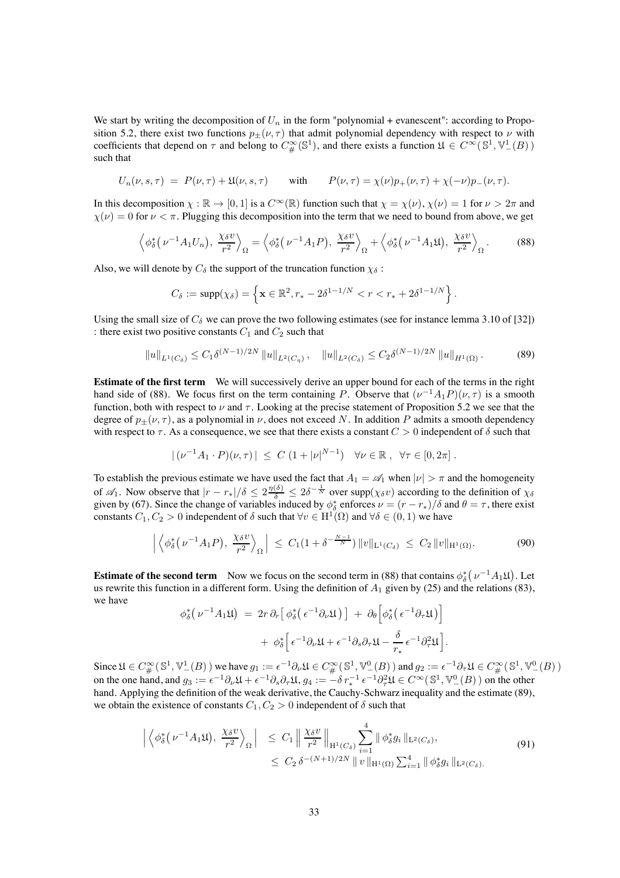We start by writing the decomposition of $U_n$ in the form "polynomial + evanescent": according to Proposition 5.2, there exist two functions $p_\pm(\nu,\tau)$ that admit polynomial dependency with respect to $\nu$ with coefficients that depend on $\tau$ and belong to $C^\infty_\#(\mathbb{S}^1)$, and there exists a function $\mathfrak{U} \in C^\infty(\,\mathbb{S}^1, \mathbb{V}^1_-(B)\,)$ such that

$$U_n(\nu,s,\tau) \;=\; P(\nu,\tau) + \mathfrak{U}(\nu,s,\tau) \qquad \text{with} \qquad P(\nu,\tau) = \chi(\nu)p_+(\nu,\tau) + \chi(-\nu)p_-(\nu,\tau).$$

In this decomposition $\chi : \mathbb{R} \to [0,1]$ is a $C^\infty(\mathbb{R})$ function such that $\chi = \chi(\nu)$, $\chi(\nu) = 1$ for $\nu > 2\pi$ and $\chi(\nu) = 0$ for $\nu < \pi$. Plugging this decomposition into the term that we need to bound from above, we get

$$\Big\langle \phi^*_\delta\big(\,\nu^{-1}A_1 U_n\big),\; \frac{\chi_\delta v}{r^2}\Big\rangle_\Omega = \Big\langle \phi^*_\delta\big(\,\nu^{-1}A_1 P\big),\; \frac{\chi_\delta v}{r^2}\Big\rangle_\Omega + \Big\langle \phi^*_\delta\big(\,\nu^{-1}A_1 \mathfrak{U}\big),\; \frac{\chi_\delta v}{r^2}\Big\rangle_\Omega . \tag{88}$$

Also, we will denote by $C_\delta$ the support of the truncation function $\chi_\delta$ :

$$C_\delta := \operatorname{supp}(\chi_\delta) = \Big\{ \mathbf{x} \in \mathbb{R}^2, r_* - 2\delta^{1-1/N} < r < r_* + 2\delta^{1-1/N} \Big\} .$$

Using the small size of $C_\delta$ we can prove the two following estimates (see for instance lemma 3.10 of [32]) : there exist two positive constants $C_1$ and $C_2$ such that

$$\|u\|_{L^1(C_\delta)} \le C_1 \delta^{(N-1)/2N} \|u\|_{L^2(C_\eta)}\,, \quad \|u\|_{L^2(C_\delta)} \le C_2 \delta^{(N-1)/2N} \|u\|_{H^1(\Omega)}\,. \tag{89}$$

**Estimate of the first term** We will successively derive an upper bound for each of the terms in the right hand side of (88). We focus first on the term containing $P$. Observe that $(\nu^{-1}A_1 P)(\nu,\tau)$ is a smooth function, both with respect to $\nu$ and $\tau$. Looking at the precise statement of Proposition 5.2 we see that the degree of $p_\pm(\nu,\tau)$, as a polynomial in $\nu$, does not exceed $N$. In addition $P$ admits a smooth dependency with respect to $\tau$. As a consequence, we see that there exists a constant $C > 0$ independent of $\delta$ such that

$$|\,(\nu^{-1}A_1 \cdot P)(\nu,\tau)\,| \;\le\; C\,(1 + |\nu|^{N-1}) \quad \forall \nu \in \mathbb{R}\,,\;\; \forall \tau \in [0,2\pi]\,.$$

To establish the previous estimate we have used the fact that $A_1 = \mathscr{A}_1$ when $|\nu| > \pi$ and the homogeneity of $\mathscr{A}_1$. Now observe that $|r - r_*|/\delta \le 2\frac{\eta(\delta)}{\delta} \le 2\delta^{-\frac{1}{N}}$ over $\operatorname{supp}(\chi_\delta v)$ according to the definition of $\chi_\delta$ given by (67). Since the change of variables induced by $\phi^*_\delta$ enforces $\nu = (r - r_*)/\delta$ and $\theta = \tau$, there exist constants $C_1, C_2 > 0$ independent of $\delta$ such that $\forall v \in \mathrm{H}^1(\Omega)$ and $\forall \delta \in (0,1)$ we have

$$\Big|\, \Big\langle \phi^*_\delta\big(\,\nu^{-1}A_1 P\big),\; \frac{\chi_\delta v}{r^2}\Big\rangle_\Omega \Big| \;\le\; C_1(1 + \delta^{-\frac{N-1}{N}})\,\|v\|_{\mathrm{L}^1(C_\delta)} \;\le\; C_2\,\|v\|_{\mathrm{H}^1(\Omega)}. \tag{90}$$

**Estimate of the second term** Now we focus on the second term in (88) that contains $\phi^*_\delta\big(\,\nu^{-1}A_1\mathfrak{U}\big)$. Let us rewrite this function in a different form. Using the definition of $A_1$ given by (25) and the relations (83), we have

$$\begin{aligned}
\phi^*_\delta\big(\,\nu^{-1}A_1\mathfrak{U}\big) \;&=\; 2r\,\partial_r\big[\,\phi^*_\delta\big(\,\epsilon^{-1}\partial_\nu\mathfrak{U}\big)\,\big] \;+\; \partial_\theta\Big[\phi^*_\delta\big(\,\epsilon^{-1}\partial_\tau\mathfrak{U}\big)\Big] \\
&\quad +\; \phi^*_\delta\Big[\,\epsilon^{-1}\partial_\nu\mathfrak{U} + \epsilon^{-1}\partial_s\partial_\tau\mathfrak{U} - \frac{\delta}{r_*}\,\epsilon^{-1}\partial^2_\tau\mathfrak{U}\Big].
\end{aligned}$$

Since $\mathfrak{U} \in C^\infty_\#(\,\mathbb{S}^1, \mathbb{V}^1_-(B)\,)$ we have $g_1 := \epsilon^{-1}\partial_\nu\mathfrak{U} \in C^\infty_\#(\,\mathbb{S}^1, \mathbb{V}^0_-(B)\,)$ and $g_2 := \epsilon^{-1}\partial_\tau\mathfrak{U} \in C^\infty_\#(\,\mathbb{S}^1, \mathbb{V}^0_-(B)\,)$ on the one hand, and $g_3 := \epsilon^{-1}\partial_\nu\mathfrak{U} + \epsilon^{-1}\partial_s\partial_\tau\mathfrak{U}$, $g_4 := -\delta\, r_*^{-1}\,\epsilon^{-1}\partial^2_\tau\mathfrak{U} \in C^\infty(\,\mathbb{S}^1, \mathbb{V}^0_-(B)\,)$ on the other hand. Applying the definition of the weak derivative, the Cauchy-Schwarz inequality and the estimate (89), we obtain the existence of constants $C_1, C_2 > 0$ independent of $\delta$ such that

$$\begin{aligned}
\Big|\, \Big\langle \phi^*_\delta\big(\,\nu^{-1}A_1\mathfrak{U}\big),\; \frac{\chi_\delta v}{r^2}\Big\rangle_\Omega \Big| \;&\le\; C_1\,\Big\|\, \frac{\chi_\delta v}{r^2}\,\Big\|_{\mathrm{H}^1(C_\delta)} \sum_{i=1}^{4} \|\,\phi^*_\delta g_i\,\|_{\mathrm{L}^2(C_\delta)}, \\
&\le\; C_2\,\delta^{-(N+1)/2N}\,\|\,v\,\|_{\mathrm{H}^1(\Omega)} \textstyle\sum_{i=1}^{4} \|\,\phi^*_\delta g_i\,\|_{\mathrm{L}^2(C_\delta)}.
\end{aligned} \tag{91}$$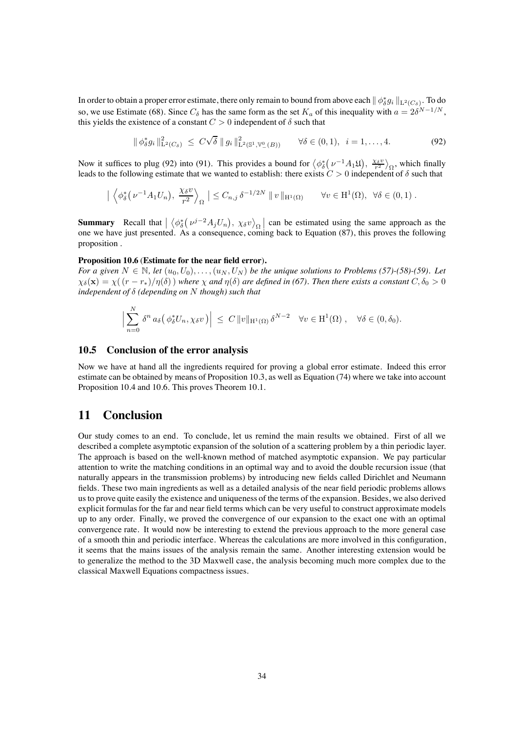In order to obtain a proper error estimate, there only remain to bound from above each $\| \phi_\delta^* g_i \|_{\mathrm{L}^2(C_\delta)}$. To do so, we use Estimate (68). Since $C_\delta$ has the same form as the set $K_a$ of this inequality with $a = 2\delta^{N-1/N}$, this yields the existence of a constant $C > 0$ independent of $\delta$ such that

$$
\| \phi_\delta^* g_i \|_{\mathrm{L}^2(C_\delta)}^2 \;\leq\; C\sqrt{\delta}\, \| g_i \|_{\mathrm{L}^2(\mathbb{S}^1, \mathbb{V}_-^0(B))}^2 \qquad \forall \delta \in (0,1), \;\; i = 1, \ldots, 4. \tag{92}
$$

Now it suffices to plug (92) into (91). This provides a bound for $\big\langle \phi_\delta^* \big( \nu^{-1} A_1 \mathfrak{U} \big),\, \frac{\chi_\delta v}{r^2} \big\rangle_\Omega$, which finally leads to the following estimate that we wanted to establish: there exists $C > 0$ independent of $\delta$ such that

$$
\Big|\, \Big\langle \phi_\delta^* \big( \nu^{-1} A_1 U_n \big),\, \frac{\chi_\delta v}{r^2} \Big\rangle_\Omega \,\Big| \leq C_{n,j}\, \delta^{-1/2N}\, \| v \|_{\mathrm{H}^1(\Omega)} \qquad \forall v \in \mathrm{H}^1(\Omega), \;\; \forall \delta \in (0,1)\, .
$$

**Summary** Recall that $\big|\, \big\langle \phi_\delta^* \big( \nu^{j-2} A_j U_n \big),\, \chi_\delta v \big\rangle_\Omega \,\big|$ can be estimated using the same approach as the one we have just presented. As a consequence, coming back to Equation (87), this proves the following proposition .

**Proposition 10.6** (**Estimate for the near field error**).
*For a given $N \in \mathbb{N}$, let $(u_0, U_0), \ldots, (u_N, U_N)$ be the unique solutions to Problems (57)-(58)-(59). Let $\chi_\delta(\mathbf{x}) = \chi(\,(r - r_*)/\eta(\delta)\,)$ where $\chi$ and $\eta(\delta)$ are defined in (67). Then there exists a constant $C, \delta_0 > 0$ independent of $\delta$ (depending on $N$ though) such that*

$$
\Big| \sum_{n=0}^{N} \delta^n\, a_\delta\big( \phi_\delta^* U_n, \chi_\delta v \big) \Big| \;\leq\; C \|v\|_{\mathrm{H}^1(\Omega)}\, \delta^{N-2} \quad \forall v \in \mathrm{H}^1(\Omega)\,, \quad \forall \delta \in (0, \delta_0).
$$

### 10.5 Conclusion of the error analysis

Now we have at hand all the ingredients required for proving a global error estimate. Indeed this error estimate can be obtained by means of Proposition 10.3, as well as Equation (74) where we take into account Proposition 10.4 and 10.6. This proves Theorem 10.1.

## 11 Conclusion

Our study comes to an end. To conclude, let us remind the main results we obtained. First of all we described a complete asymptotic expansion of the solution of a scattering problem by a thin periodic layer. The approach is based on the well-known method of matched asymptotic expansion. We pay particular attention to write the matching conditions in an optimal way and to avoid the double recursion issue (that naturally appears in the transmission problems) by introducing new fields called Dirichlet and Neumann fields. These two main ingredients as well as a detailed analysis of the near field periodic problems allows us to prove quite easily the existence and uniqueness of the terms of the expansion. Besides, we also derived explicit formulas for the far and near field terms which can be very useful to construct approximate models up to any order. Finally, we proved the convergence of our expansion to the exact one with an optimal convergence rate. It would now be interesting to extend the previous approach to the more general case of a smooth thin and periodic interface. Whereas the calculations are more involved in this configuration, it seems that the mains issues of the analysis remain the same. Another interesting extension would be to generalize the method to the 3D Maxwell case, the analysis becoming much more complex due to the classical Maxwell Equations compactness issues.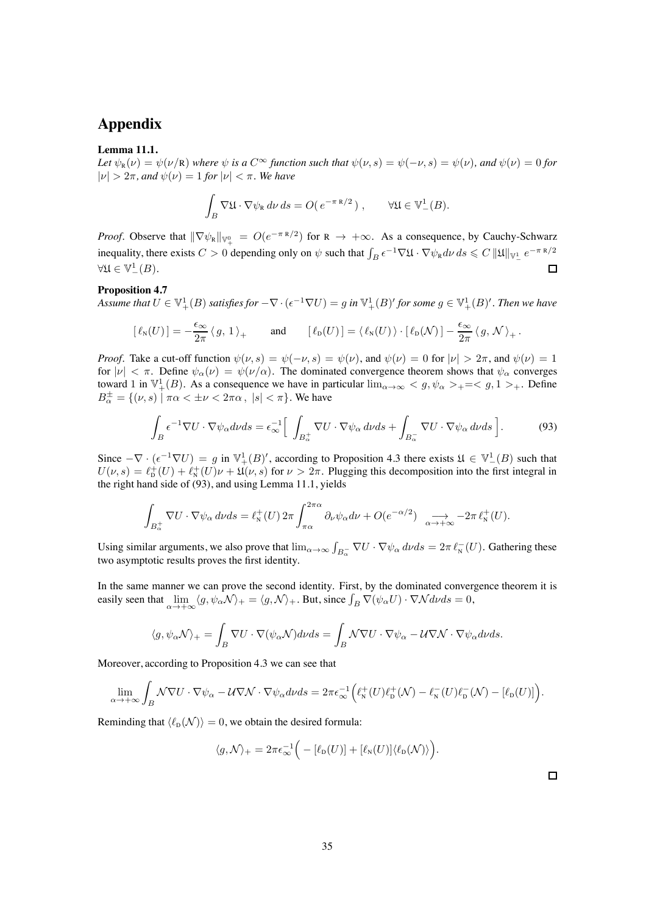# Appendix

**Lemma 11.1.**
*Let $\psi_{\mathrm{R}}(\nu) = \psi(\nu/\mathrm{R})$ where $\psi$ is a $C^\infty$ function such that $\psi(\nu,s) = \psi(-\nu,s) = \psi(\nu)$, and $\psi(\nu) = 0$ for $|\nu| > 2\pi$, and $\psi(\nu) = 1$ for $|\nu| < \pi$. We have*

$$\int_B \nabla\mathfrak{U}\cdot\nabla\psi_{\mathrm{R}}\,d\nu\,ds = O(\,e^{-\pi\,\mathrm{R}/2}\,)\;, \qquad \forall\mathfrak{U}\in\mathbb{V}^1_-(B).$$

*Proof*. Observe that $\|\nabla\psi_{\mathrm{R}}\|_{\mathbb{V}^0_+} = O(e^{-\pi\,\mathrm{R}/2})$ for $\mathrm{R}\to+\infty$. As a consequence, by Cauchy-Schwarz inequality, there exists $C>0$ depending only on $\psi$ such that $\int_B \epsilon^{-1}\nabla\mathfrak{U}\cdot\nabla\psi_{\mathrm{R}}d\nu\,ds \leqslant C\,\|\mathfrak{U}\|_{\mathbb{V}^1_-}\,e^{-\pi\,\mathrm{R}/2}$ $\forall\mathfrak{U}\in\mathbb{V}^1_-(B)$. □

**Proposition 4.7**
*Assume that $U\in\mathbb{V}^1_+(B)$ satisfies for $-\nabla\cdot(\epsilon^{-1}\nabla U) = g$ in $\mathbb{V}^1_+(B)'$ for some $g\in\mathbb{V}^1_+(B)'$. Then we have*

$$[\,\ell_{\mathrm{N}}(U)\,] = -\frac{\epsilon_\infty}{2\pi}\,\langle\,g,\,1\,\rangle_+ \qquad\text{and}\qquad [\,\ell_{\mathrm{D}}(U)\,] = \langle\,\ell_{\mathrm{N}}(U)\,\rangle\cdot[\,\ell_{\mathrm{D}}(\mathcal{N})\,] - \frac{\epsilon_\infty}{2\pi}\,\langle\,g,\,\mathcal{N}\,\rangle_+\,.$$

*Proof*. Take a cut-off function $\psi(\nu,s) = \psi(-\nu,s) = \psi(\nu)$, and $\psi(\nu) = 0$ for $|\nu| > 2\pi$, and $\psi(\nu) = 1$ for $|\nu| < \pi$. Define $\psi_\alpha(\nu) = \psi(\nu/\alpha)$. The dominated convergence theorem shows that $\psi_\alpha$ converges toward 1 in $\mathbb{V}^1_+(B)$. As a consequence we have in particular $\lim_{\alpha\to\infty} < g,\psi_\alpha >_+ = < g, 1 >_+$. Define $B^\pm_\alpha = \{(\nu,s)\mid \pi\alpha < \pm\nu < 2\pi\alpha\,,\ |s| < \pi\}$. We have

$$\int_B \epsilon^{-1}\nabla U\cdot\nabla\psi_\alpha d\nu ds = \epsilon_\infty^{-1}\Big[\,\int_{B^+_\alpha}\nabla U\cdot\nabla\psi_\alpha\,d\nu ds + \int_{B^-_\alpha}\nabla U\cdot\nabla\psi_\alpha\,d\nu ds\,\Big]. \tag{93}$$

Since $-\nabla\cdot(\epsilon^{-1}\nabla U) = g$ in $\mathbb{V}^1_+(B)'$, according to Proposition 4.3 there exists $\mathfrak{U}\in\mathbb{V}^1_-(B)$ such that $U(\nu,s) = \ell^+_{\mathrm{D}}(U) + \ell^+_{\mathrm{N}}(U)\nu + \mathfrak{U}(\nu,s)$ for $\nu > 2\pi$. Plugging this decomposition into the first integral in the right hand side of (93), and using Lemma 11.1, yields

$$\int_{B^+_\alpha}\nabla U\cdot\nabla\psi_\alpha\,d\nu ds = \ell^+_{\mathrm{N}}(U)\,2\pi\int_{\pi\alpha}^{2\pi\alpha}\partial_\nu\psi_\alpha d\nu + O(e^{-\alpha/2}) \underset{\alpha\to+\infty}{\longrightarrow} -2\pi\,\ell^+_{\mathrm{N}}(U).$$

Using similar arguments, we also prove that $\lim_{\alpha\to\infty}\int_{B^-_\alpha}\nabla U\cdot\nabla\psi_\alpha\,d\nu ds = 2\pi\,\ell^-_{\mathrm{N}}(U)$. Gathering these two asymptotic results proves the first identity.

In the same manner we can prove the second identity. First, by the dominated convergence theorem it is easily seen that $\lim\limits_{\alpha\to+\infty}\langle g,\psi_\alpha\mathcal{N}\rangle_+ = \langle g,\mathcal{N}\rangle_+$. But, since $\int_B\nabla(\psi_\alpha U)\cdot\nabla\mathcal{N}d\nu ds = 0$,

$$\langle g,\psi_\alpha\mathcal{N}\rangle_+ = \int_B\nabla U\cdot\nabla(\psi_\alpha\mathcal{N})d\nu ds = \int_B\mathcal{N}\nabla U\cdot\nabla\psi_\alpha - \mathcal{U}\nabla\mathcal{N}\cdot\nabla\psi_\alpha d\nu ds.$$

Moreover, according to Proposition 4.3 we can see that

$$\lim_{\alpha\to+\infty}\int_B\mathcal{N}\nabla U\cdot\nabla\psi_\alpha - \mathcal{U}\nabla\mathcal{N}\cdot\nabla\psi_\alpha d\nu ds = 2\pi\epsilon_\infty^{-1}\Big(\ell^+_{\mathrm{N}}(U)\ell^+_{\mathrm{D}}(\mathcal{N}) - \ell^-_{\mathrm{N}}(U)\ell^-_{\mathrm{D}}(\mathcal{N}) - [\ell_{\mathrm{D}}(U)]\Big).$$

Reminding that $\langle\ell_{\mathrm{D}}(\mathcal{N})\rangle = 0$, we obtain the desired formula:

$$\langle g,\mathcal{N}\rangle_+ = 2\pi\epsilon_\infty^{-1}\Big(-[\ell_{\mathrm{D}}(U)] + [\ell_{\mathrm{N}}(U)]\langle\ell_{\mathrm{D}}(\mathcal{N})\rangle\Big).$$

□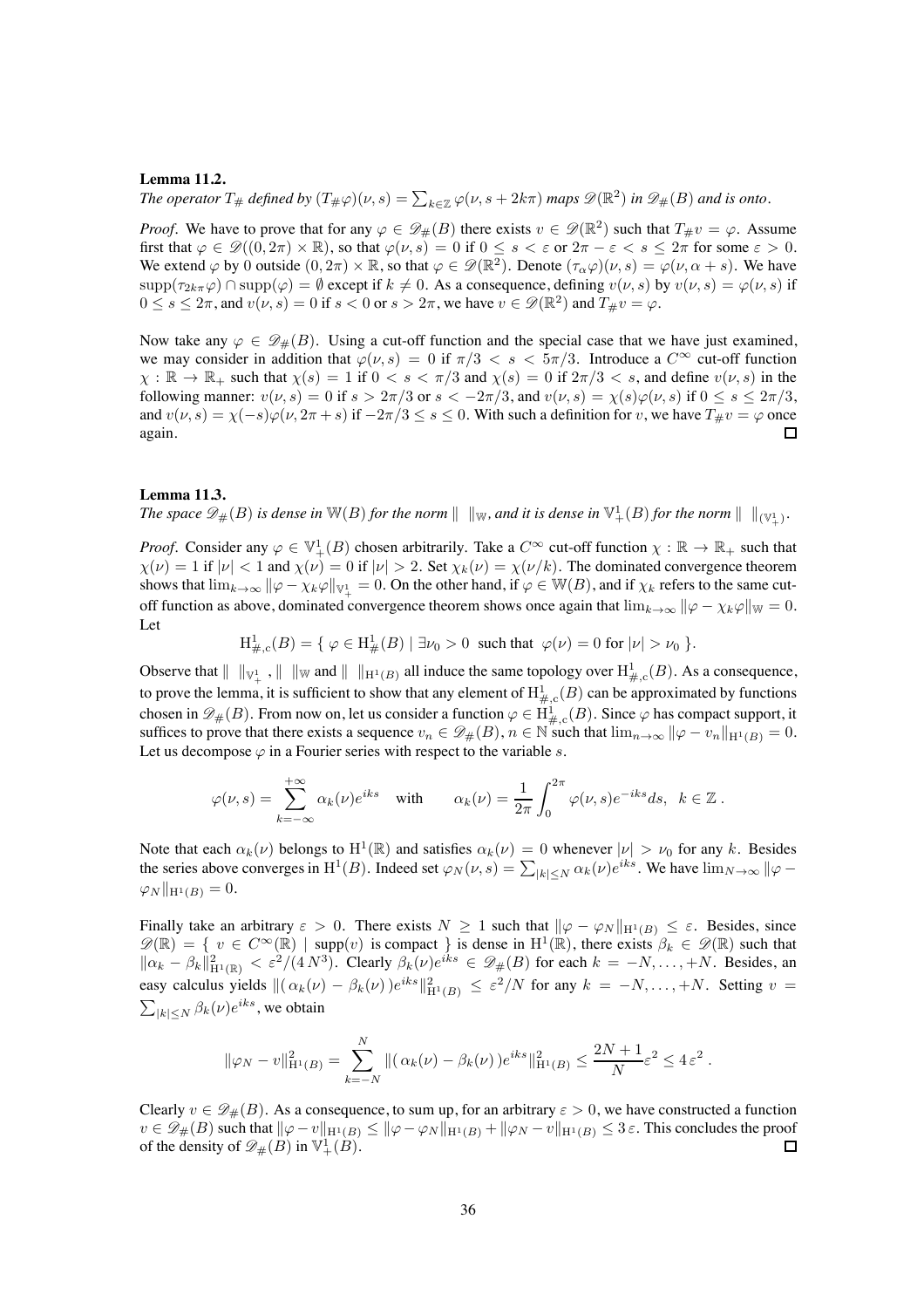**Lemma 11.2.**
*The operator $T_\#$ defined by $(T_\#\varphi)(\nu,s) = \sum_{k\in\mathbb{Z}} \varphi(\nu, s+2k\pi)$ maps $\mathscr{D}(\mathbb{R}^2)$ in $\mathscr{D}_\#(B)$ and is onto.*

*Proof*. We have to prove that for any $\varphi \in \mathscr{D}_\#(B)$ there exists $v \in \mathscr{D}(\mathbb{R}^2)$ such that $T_\# v = \varphi$. Assume first that $\varphi \in \mathscr{D}((0,2\pi)\times\mathbb{R})$, so that $\varphi(\nu,s) = 0$ if $0 \le s < \varepsilon$ or $2\pi - \varepsilon < s \le 2\pi$ for some $\varepsilon > 0$. We extend $\varphi$ by 0 outside $(0,2\pi)\times\mathbb{R}$, so that $\varphi \in \mathscr{D}(\mathbb{R}^2)$. Denote $(\tau_\alpha\varphi)(\nu,s) = \varphi(\nu,\alpha+s)$. We have $\mathrm{supp}(\tau_{2k\pi}\varphi)\cap\mathrm{supp}(\varphi) = \emptyset$ except if $k \neq 0$. As a consequence, defining $v(\nu,s)$ by $v(\nu,s) = \varphi(\nu,s)$ if $0 \le s \le 2\pi$, and $v(\nu,s) = 0$ if $s < 0$ or $s > 2\pi$, we have $v \in \mathscr{D}(\mathbb{R}^2)$ and $T_\# v = \varphi$.

Now take any $\varphi \in \mathscr{D}_\#(B)$. Using a cut-off function and the special case that we have just examined, we may consider in addition that $\varphi(\nu,s) = 0$ if $\pi/3 < s < 5\pi/3$. Introduce a $C^\infty$ cut-off function $\chi : \mathbb{R} \to \mathbb{R}_+$ such that $\chi(s) = 1$ if $0 < s < \pi/3$ and $\chi(s) = 0$ if $2\pi/3 < s$, and define $v(\nu,s)$ in the following manner: $v(\nu,s) = 0$ if $s > 2\pi/3$ or $s < -2\pi/3$, and $v(\nu,s) = \chi(s)\varphi(\nu,s)$ if $0 \le s \le 2\pi/3$, and $v(\nu,s) = \chi(-s)\varphi(\nu,2\pi+s)$ if $-2\pi/3 \le s \le 0$. With such a definition for $v$, we have $T_\# v = \varphi$ once again. □

**Lemma 11.3.**
*The space $\mathscr{D}_\#(B)$ is dense in $\mathbb{W}(B)$ for the norm $\|\ \|_{\mathbb{W}}$, and it is dense in $\mathbb{V}^1_+(B)$ for the norm $\|\ \|_{(\mathbb{V}^1_+)}$.*

*Proof*. Consider any $\varphi \in \mathbb{V}^1_+(B)$ chosen arbitrarily. Take a $C^\infty$ cut-off function $\chi : \mathbb{R} \to \mathbb{R}_+$ such that $\chi(\nu) = 1$ if $|\nu| < 1$ and $\chi(\nu) = 0$ if $|\nu| > 2$. Set $\chi_k(\nu) = \chi(\nu/k)$. The dominated convergence theorem shows that $\lim_{k\to\infty}\|\varphi - \chi_k\varphi\|_{\mathbb{V}^1_+} = 0$. On the other hand, if $\varphi \in \mathbb{W}(B)$, and if $\chi_k$ refers to the same cut-off function as above, dominated convergence theorem shows once again that $\lim_{k\to\infty}\|\varphi - \chi_k\varphi\|_{\mathbb{W}} = 0$. Let

$$
\mathrm{H}^1_{\#,c}(B) = \{\ \varphi \in \mathrm{H}^1_\#(B) \mid \exists \nu_0 > 0 \ \text{ such that } \ \varphi(\nu) = 0 \text{ for } |\nu| > \nu_0\ \}.
$$

Observe that $\|\ \|_{\mathbb{V}^1_+}$, $\|\ \|_{\mathbb{W}}$ and $\|\ \|_{\mathrm{H}^1(B)}$ all induce the same topology over $\mathrm{H}^1_{\#,c}(B)$. As a consequence, to prove the lemma, it is sufficient to show that any element of $\mathrm{H}^1_{\#,c}(B)$ can be approximated by functions chosen in $\mathscr{D}_\#(B)$. From now on, let us consider a function $\varphi \in \mathrm{H}^1_{\#,c}(B)$. Since $\varphi$ has compact support, it suffices to prove that there exists a sequence $v_n \in \mathscr{D}_\#(B)$, $n \in \mathbb{N}$ such that $\lim_{n\to\infty}\|\varphi - v_n\|_{\mathrm{H}^1(B)} = 0$. Let us decompose $\varphi$ in a Fourier series with respect to the variable $s$.

$$
\varphi(\nu,s) = \sum_{k=-\infty}^{+\infty} \alpha_k(\nu)e^{iks} \quad \text{with} \qquad \alpha_k(\nu) = \frac{1}{2\pi}\int_0^{2\pi}\varphi(\nu,s)e^{-iks}ds, \ \ k \in \mathbb{Z}\,.
$$

Note that each $\alpha_k(\nu)$ belongs to $\mathrm{H}^1(\mathbb{R})$ and satisfies $\alpha_k(\nu) = 0$ whenever $|\nu| > \nu_0$ for any $k$. Besides the series above converges in $\mathrm{H}^1(B)$. Indeed set $\varphi_N(\nu,s) = \sum_{|k|\le N}\alpha_k(\nu)e^{iks}$. We have $\lim_{N\to\infty}\|\varphi - \varphi_N\|_{\mathrm{H}^1(B)} = 0$.

Finally take an arbitrary $\varepsilon > 0$. There exists $N \ge 1$ such that $\|\varphi - \varphi_N\|_{\mathrm{H}^1(B)} \le \varepsilon$. Besides, since $\mathscr{D}(\mathbb{R}) = \{\ v \in C^\infty(\mathbb{R}) \mid \mathrm{supp}(v) \text{ is compact }\}$ is dense in $\mathrm{H}^1(\mathbb{R})$, there exists $\beta_k \in \mathscr{D}(\mathbb{R})$ such that $\|\alpha_k - \beta_k\|^2_{\mathrm{H}^1(\mathbb{R})} < \varepsilon^2/(4N^3)$. Clearly $\beta_k(\nu)e^{iks} \in \mathscr{D}_\#(B)$ for each $k = -N,\ldots,+N$. Besides, an easy calculus yields $\|(\alpha_k(\nu) - \beta_k(\nu))e^{iks}\|^2_{\mathrm{H}^1(B)} \le \varepsilon^2/N$ for any $k = -N,\ldots,+N$. Setting $v = \sum_{|k|\le N}\beta_k(\nu)e^{iks}$, we obtain

$$
\|\varphi_N - v\|^2_{\mathrm{H}^1(B)} = \sum_{k=-N}^{N}\|(\alpha_k(\nu) - \beta_k(\nu))e^{iks}\|^2_{\mathrm{H}^1(B)} \le \frac{2N+1}{N}\varepsilon^2 \le 4\,\varepsilon^2\,.
$$

Clearly $v \in \mathscr{D}_\#(B)$. As a consequence, to sum up, for an arbitrary $\varepsilon > 0$, we have constructed a function $v \in \mathscr{D}_\#(B)$ such that $\|\varphi - v\|_{\mathrm{H}^1(B)} \le \|\varphi - \varphi_N\|_{\mathrm{H}^1(B)} + \|\varphi_N - v\|_{\mathrm{H}^1(B)} \le 3\,\varepsilon$. This concludes the proof of the density of $\mathscr{D}_\#(B)$ in $\mathbb{V}^1_+(B)$. □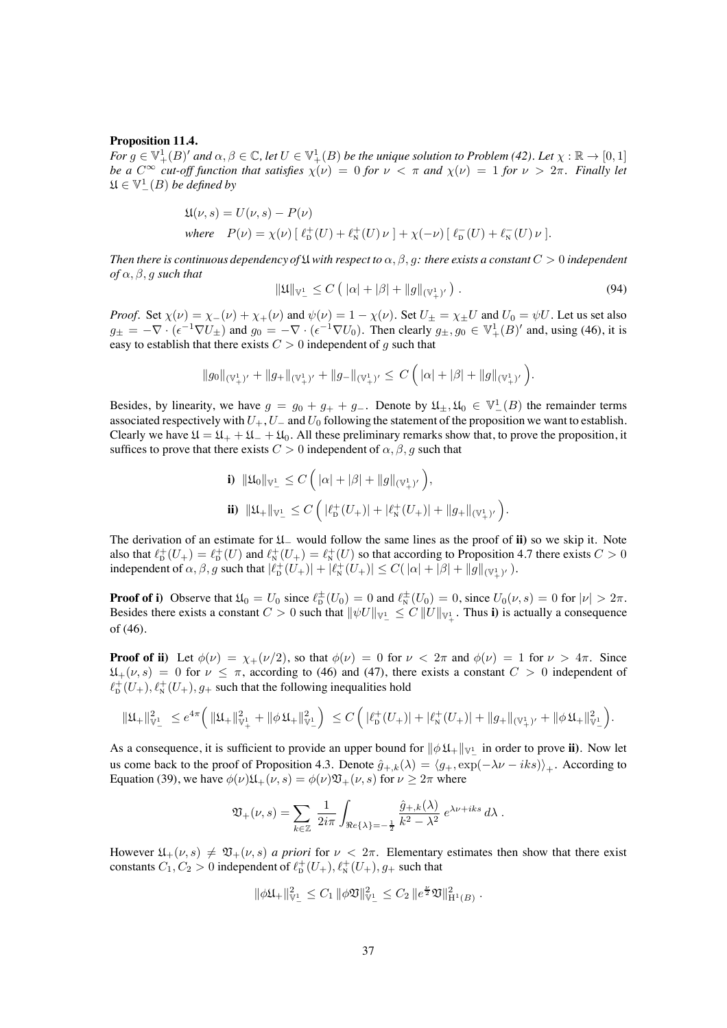**Proposition 11.4.**

*For $g \in \mathbb{V}^1_+(B)'$ and $\alpha, \beta \in \mathbb{C}$, let $U \in \mathbb{V}^1_+(B)$ be the unique solution to Problem (42). Let $\chi : \mathbb{R} \to [0,1]$ be a $C^\infty$ cut-off function that satisfies $\chi(\nu) = 0$ for $\nu < \pi$ and $\chi(\nu) = 1$ for $\nu > 2\pi$. Finally let $\mathfrak{U} \in \mathbb{V}^1_-(B)$ be defined by*

$$\begin{aligned}
&\mathfrak{U}(\nu, s) = U(\nu, s) - P(\nu) \\
&\textit{where} \quad P(\nu) = \chi(\nu)\,[\,\ell^+_{\text{D}}(U) + \ell^+_{\text{N}}(U)\,\nu\,] + \chi(-\nu)\,[\,\ell^-_{\text{D}}(U) + \ell^-_{\text{N}}(U)\,\nu\,].
\end{aligned}$$

*Then there is continuous dependency of $\mathfrak{U}$ with respect to $\alpha, \beta, g$: there exists a constant $C > 0$ independent of $\alpha, \beta, g$ such that*

$$\|\mathfrak{U}\|_{\mathbb{V}^1_-} \leq C\,(\,|\alpha| + |\beta| + \|g\|_{(\mathbb{V}^1_+)'}\,)\,. \tag{94}$$

*Proof.* Set $\chi(\nu) = \chi_-(\nu) + \chi_+(\nu)$ and $\psi(\nu) = 1 - \chi(\nu)$. Set $U_\pm = \chi_\pm U$ and $U_0 = \psi U$. Let us set also $g_\pm = -\nabla \cdot (\epsilon^{-1}\nabla U_\pm)$ and $g_0 = -\nabla \cdot (\epsilon^{-1}\nabla U_0)$. Then clearly $g_\pm, g_0 \in \mathbb{V}^1_+(B)'$ and, using (46), it is easy to establish that there exists $C > 0$ independent of $g$ such that

$$\|g_0\|_{(\mathbb{V}^1_+)'} + \|g_+\|_{(\mathbb{V}^1_+)'} + \|g_-\|_{(\mathbb{V}^1_+)'} \leq C\,\Big(\,|\alpha| + |\beta| + \|g\|_{(\mathbb{V}^1_+)'}\Big).$$

Besides, by linearity, we have $g = g_0 + g_+ + g_-$. Denote by $\mathfrak{U}_\pm, \mathfrak{U}_0 \in \mathbb{V}^1_-(B)$ the remainder terms associated respectively with $U_+, U_-$ and $U_0$ following the statement of the proposition we want to establish. Clearly we have $\mathfrak{U} = \mathfrak{U}_+ + \mathfrak{U}_- + \mathfrak{U}_0$. All these preliminary remarks show that, to prove the proposition, it suffices to prove that there exists $C > 0$ independent of $\alpha, \beta, g$ such that

$$\begin{aligned}
&\textbf{i)}\;\; \|\mathfrak{U}_0\|_{\mathbb{V}^1_-} \leq C\,\Big(\,|\alpha| + |\beta| + \|g\|_{(\mathbb{V}^1_+)'}\Big), \\
&\textbf{ii)}\;\; \|\mathfrak{U}_+\|_{\mathbb{V}^1_-} \leq C\,\Big(\,|\ell^+_{\text{D}}(U_+)| + |\ell^+_{\text{N}}(U_+)| + \|g_+\|_{(\mathbb{V}^1_+)'}\Big).
\end{aligned}$$

The derivation of an estimate for $\mathfrak{U}_-$ would follow the same lines as the proof of **ii)** so we skip it. Note also that $\ell^+_{\text{D}}(U_+) = \ell^+_{\text{D}}(U)$ and $\ell^+_{\text{N}}(U_+) = \ell^+_{\text{N}}(U)$ so that according to Proposition 4.7 there exists $C > 0$ independent of $\alpha, \beta, g$ such that $|\ell^+_{\text{D}}(U_+)| + |\ell^+_{\text{N}}(U_+)| \leq C(\,|\alpha| + |\beta| + \|g\|_{(\mathbb{V}^1_+)'}\,)$.

**Proof of i)** Observe that $\mathfrak{U}_0 = U_0$ since $\ell^\pm_{\text{D}}(U_0) = 0$ and $\ell^\pm_{\text{N}}(U_0) = 0$, since $U_0(\nu, s) = 0$ for $|\nu| > 2\pi$. Besides there exists a constant $C > 0$ such that $\|\psi U\|_{\mathbb{V}^1_-} \leq C\,\|U\|_{\mathbb{V}^1_+}$. Thus **i)** is actually a consequence of (46).

**Proof of ii)** Let $\phi(\nu) = \chi_+(\nu/2)$, so that $\phi(\nu) = 0$ for $\nu < 2\pi$ and $\phi(\nu) = 1$ for $\nu > 4\pi$. Since $\mathfrak{U}_+(\nu, s) = 0$ for $\nu \leq \pi$, according to (46) and (47), there exists a constant $C > 0$ independent of $\ell^+_{\text{D}}(U_+), \ell^+_{\text{N}}(U_+), g_+$ such that the following inequalities hold

$$\|\mathfrak{U}_+\|^2_{\mathbb{V}^1_-} \leq e^{4\pi}\Big(\,\|\mathfrak{U}_+\|^2_{\mathbb{V}^1_+} + \|\phi\,\mathfrak{U}_+\|^2_{\mathbb{V}^1_-}\Big) \leq C\,\Big(\,|\ell^+_{\text{D}}(U_+)| + |\ell^+_{\text{N}}(U_+)| + \|g_+\|_{(\mathbb{V}^1_+)'} + \|\phi\,\mathfrak{U}_+\|^2_{\mathbb{V}^1_-}\Big).$$

As a consequence, it is sufficient to provide an upper bound for $\|\phi\,\mathfrak{U}_+\|_{\mathbb{V}^1_-}$ in order to prove **ii)**. Now let us come back to the proof of Proposition 4.3. Denote $\hat{g}_{+,k}(\lambda) = \langle g_+, \exp(-\lambda\nu - iks)\rangle_+$. According to Equation (39), we have $\phi(\nu)\mathfrak{U}_+(\nu, s) = \phi(\nu)\mathfrak{V}_+(\nu, s)$ for $\nu \geq 2\pi$ where

$$\mathfrak{V}_+(\nu, s) = \sum_{k \in \mathbb{Z}} \frac{1}{2i\pi} \int_{\Re e\{\lambda\} = -\frac{1}{2}} \frac{\hat{g}_{+,k}(\lambda)}{k^2 - \lambda^2}\, e^{\lambda\nu + iks}\, d\lambda\,.$$

However $\mathfrak{U}_+(\nu, s) \neq \mathfrak{V}_+(\nu, s)$ *a priori* for $\nu < 2\pi$. Elementary estimates then show that there exist constants $C_1, C_2 > 0$ independent of $\ell^+_{\text{D}}(U_+), \ell^+_{\text{N}}(U_+), g_+$ such that

$$\|\phi\mathfrak{U}_+\|^2_{\mathbb{V}^1_-} \leq C_1\,\|\phi\mathfrak{V}\|^2_{\mathbb{V}^1_-} \leq C_2\,\|e^{\frac{\nu}{2}}\mathfrak{V}\|^2_{\mathrm{H}^1(B)}\,.$$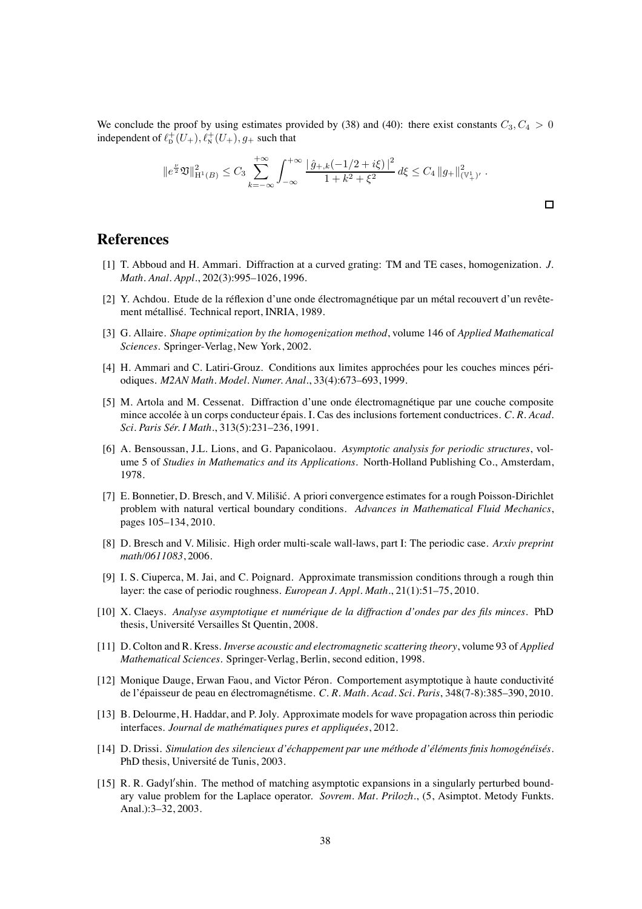We conclude the proof by using estimates provided by (38) and (40): there exist constants $C_3, C_4 > 0$ independent of $\ell^+_{\text{D}}(U_+), \ell^+_{\text{N}}(U_+), g_+$ such that

$$\|e^{\frac{\nu}{2}}\mathfrak{V}\|^2_{\text{H}^1(B)} \leq C_3 \sum_{k=-\infty}^{+\infty} \int_{-\infty}^{+\infty} \frac{|\,\hat{g}_{+,k}(-1/2 + i\xi)\,|^2}{1 + k^2 + \xi^2} \, d\xi \leq C_4 \, \|g_+\|^2_{(\mathbb{V}^1_+)'} \, .$$

□

# References

[1] T. Abboud and H. Ammari. Diffraction at a curved grating: TM and TE cases, homogenization. *J. Math. Anal. Appl.*, 202(3):995–1026, 1996.

[2] Y. Achdou. Etude de la réflexion d'une onde électromagnétique par un métal recouvert d'un revêtement métallisé. Technical report, INRIA, 1989.

[3] G. Allaire. *Shape optimization by the homogenization method*, volume 146 of *Applied Mathematical Sciences*. Springer-Verlag, New York, 2002.

[4] H. Ammari and C. Latiri-Grouz. Conditions aux limites approchées pour les couches minces périodiques. *M2AN Math. Model. Numer. Anal.*, 33(4):673–693, 1999.

[5] M. Artola and M. Cessenat. Diffraction d'une onde électromagnétique par une couche composite mince accolée à un corps conducteur épais. I. Cas des inclusions fortement conductrices. *C. R. Acad. Sci. Paris Sér. I Math.*, 313(5):231–236, 1991.

[6] A. Bensoussan, J.L. Lions, and G. Papanicolaou. *Asymptotic analysis for periodic structures*, volume 5 of *Studies in Mathematics and its Applications*. North-Holland Publishing Co., Amsterdam, 1978.

[7] E. Bonnetier, D. Bresch, and V. Milišić. A priori convergence estimates for a rough Poisson-Dirichlet problem with natural vertical boundary conditions. *Advances in Mathematical Fluid Mechanics*, pages 105–134, 2010.

[8] D. Bresch and V. Milisic. High order multi-scale wall-laws, part I: The periodic case. *Arxiv preprint math/0611083*, 2006.

[9] I. S. Ciuperca, M. Jai, and C. Poignard. Approximate transmission conditions through a rough thin layer: the case of periodic roughness. *European J. Appl. Math.*, 21(1):51–75, 2010.

[10] X. Claeys. *Analyse asymptotique et numérique de la diffraction d'ondes par des fils minces*. PhD thesis, Université Versailles St Quentin, 2008.

[11] D. Colton and R. Kress. *Inverse acoustic and electromagnetic scattering theory*, volume 93 of *Applied Mathematical Sciences*. Springer-Verlag, Berlin, second edition, 1998.

[12] Monique Dauge, Erwan Faou, and Victor Péron. Comportement asymptotique à haute conductivité de l'épaisseur de peau en électromagnétisme. *C. R. Math. Acad. Sci. Paris*, 348(7-8):385–390, 2010.

[13] B. Delourme, H. Haddar, and P. Joly. Approximate models for wave propagation across thin periodic interfaces. *Journal de mathématiques pures et appliquées*, 2012.

[14] D. Drissi. *Simulation des silencieux d'échappement par une méthode d'éléments finis homogénéisés*. PhD thesis, Université de Tunis, 2003.

[15] R. R. Gadyl′shin. The method of matching asymptotic expansions in a singularly perturbed boundary value problem for the Laplace operator. *Sovrem. Mat. Prilozh.*, (5, Asimptot. Metody Funkts. Anal.):3–32, 2003.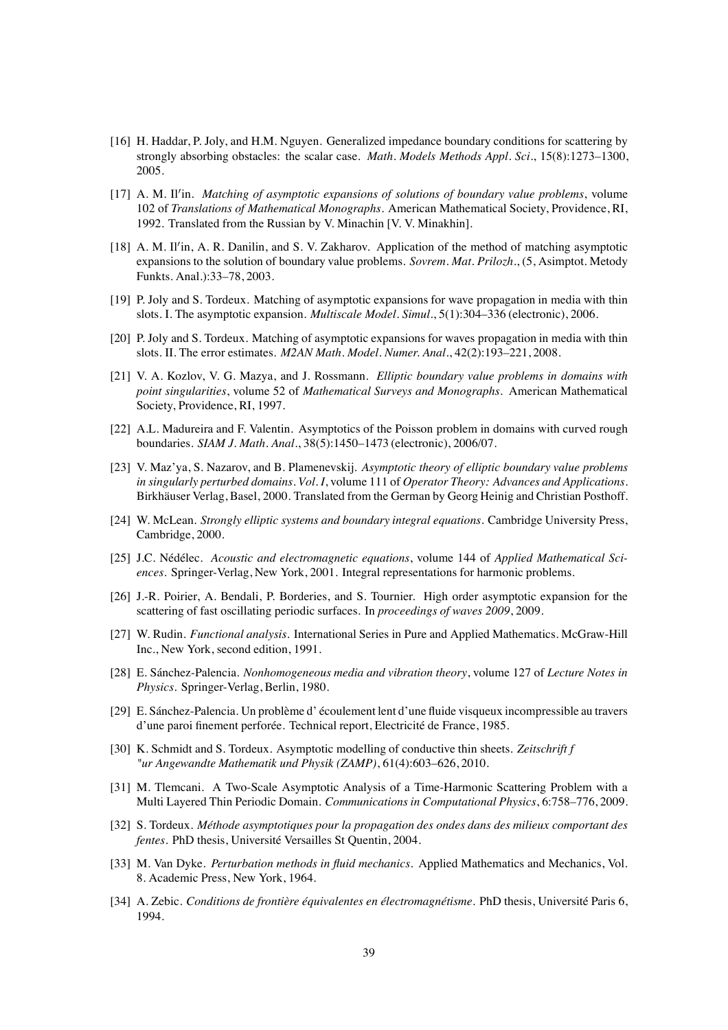[16] H. Haddar, P. Joly, and H.M. Nguyen. Generalized impedance boundary conditions for scattering by strongly absorbing obstacles: the scalar case. *Math. Models Methods Appl. Sci.*, 15(8):1273–1300, 2005.

[17] A. M. Il′in. *Matching of asymptotic expansions of solutions of boundary value problems*, volume 102 of *Translations of Mathematical Monographs*. American Mathematical Society, Providence, RI, 1992. Translated from the Russian by V. Minachin [V. V. Minakhin].

[18] A. M. Il′in, A. R. Danilin, and S. V. Zakharov. Application of the method of matching asymptotic expansions to the solution of boundary value problems. *Sovrem. Mat. Prilozh.*, (5, Asimptot. Metody Funkts. Anal.):33–78, 2003.

[19] P. Joly and S. Tordeux. Matching of asymptotic expansions for wave propagation in media with thin slots. I. The asymptotic expansion. *Multiscale Model. Simul.*, 5(1):304–336 (electronic), 2006.

[20] P. Joly and S. Tordeux. Matching of asymptotic expansions for waves propagation in media with thin slots. II. The error estimates. *M2AN Math. Model. Numer. Anal.*, 42(2):193–221, 2008.

[21] V. A. Kozlov, V. G. Mazya, and J. Rossmann. *Elliptic boundary value problems in domains with point singularities*, volume 52 of *Mathematical Surveys and Monographs*. American Mathematical Society, Providence, RI, 1997.

[22] A.L. Madureira and F. Valentin. Asymptotics of the Poisson problem in domains with curved rough boundaries. *SIAM J. Math. Anal.*, 38(5):1450–1473 (electronic), 2006/07.

[23] V. Maz'ya, S. Nazarov, and B. Plamenevskij. *Asymptotic theory of elliptic boundary value problems in singularly perturbed domains. Vol. I*, volume 111 of *Operator Theory: Advances and Applications*. Birkhäuser Verlag, Basel, 2000. Translated from the German by Georg Heinig and Christian Posthoff.

[24] W. McLean. *Strongly elliptic systems and boundary integral equations*. Cambridge University Press, Cambridge, 2000.

[25] J.C. Nédélec. *Acoustic and electromagnetic equations*, volume 144 of *Applied Mathematical Sciences*. Springer-Verlag, New York, 2001. Integral representations for harmonic problems.

[26] J.-R. Poirier, A. Bendali, P. Borderies, and S. Tournier. High order asymptotic expansion for the scattering of fast oscillating periodic surfaces. In *proceedings of waves 2009*, 2009.

[27] W. Rudin. *Functional analysis*. International Series in Pure and Applied Mathematics. McGraw-Hill Inc., New York, second edition, 1991.

[28] E. Sánchez-Palencia. *Nonhomogeneous media and vibration theory*, volume 127 of *Lecture Notes in Physics*. Springer-Verlag, Berlin, 1980.

[29] E. Sánchez-Palencia. Un problème d' écoulement lent d'une fluide visqueux incompressible au travers d'une paroi finement perforée. Technical report, Electricité de France, 1985.

[30] K. Schmidt and S. Tordeux. Asymptotic modelling of conductive thin sheets. *Zeitschrift f "ur Angewandte Mathematik und Physik (ZAMP)*, 61(4):603–626, 2010.

[31] M. Tlemcani. A Two-Scale Asymptotic Analysis of a Time-Harmonic Scattering Problem with a Multi Layered Thin Periodic Domain. *Communications in Computational Physics*, 6:758–776, 2009.

[32] S. Tordeux. *Méthode asymptotiques pour la propagation des ondes dans des milieux comportant des fentes*. PhD thesis, Université Versailles St Quentin, 2004.

[33] M. Van Dyke. *Perturbation methods in fluid mechanics*. Applied Mathematics and Mechanics, Vol. 8. Academic Press, New York, 1964.

[34] A. Zebic. *Conditions de frontière équivalentes en électromagnétisme*. PhD thesis, Université Paris 6, 1994.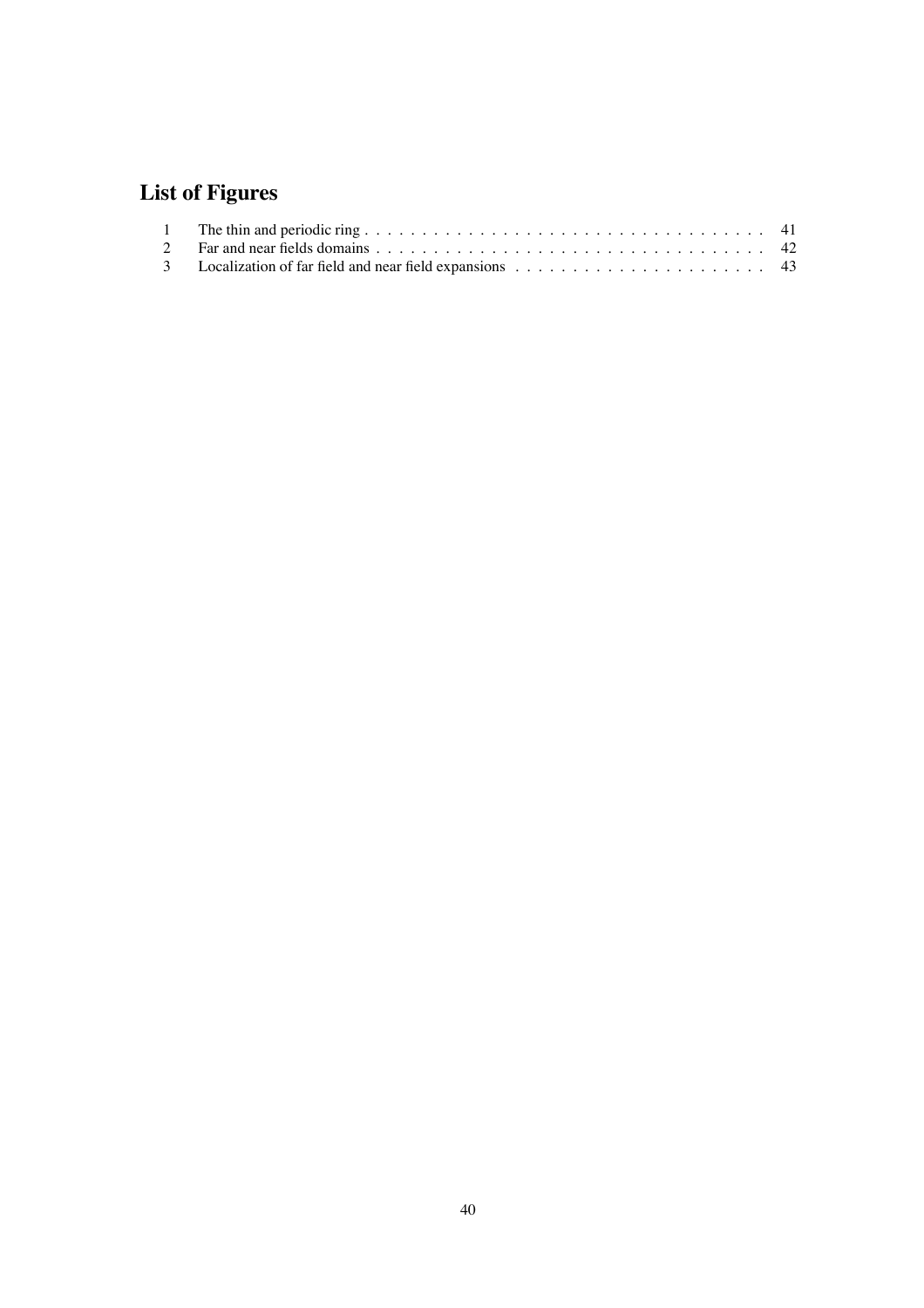# List of Figures

| | | |
|---|---|---|
| 1 | The thin and periodic ring | 41 |
| 2 | Far and near fields domains | 42 |
| 3 | Localization of far field and near field expansions | 43 |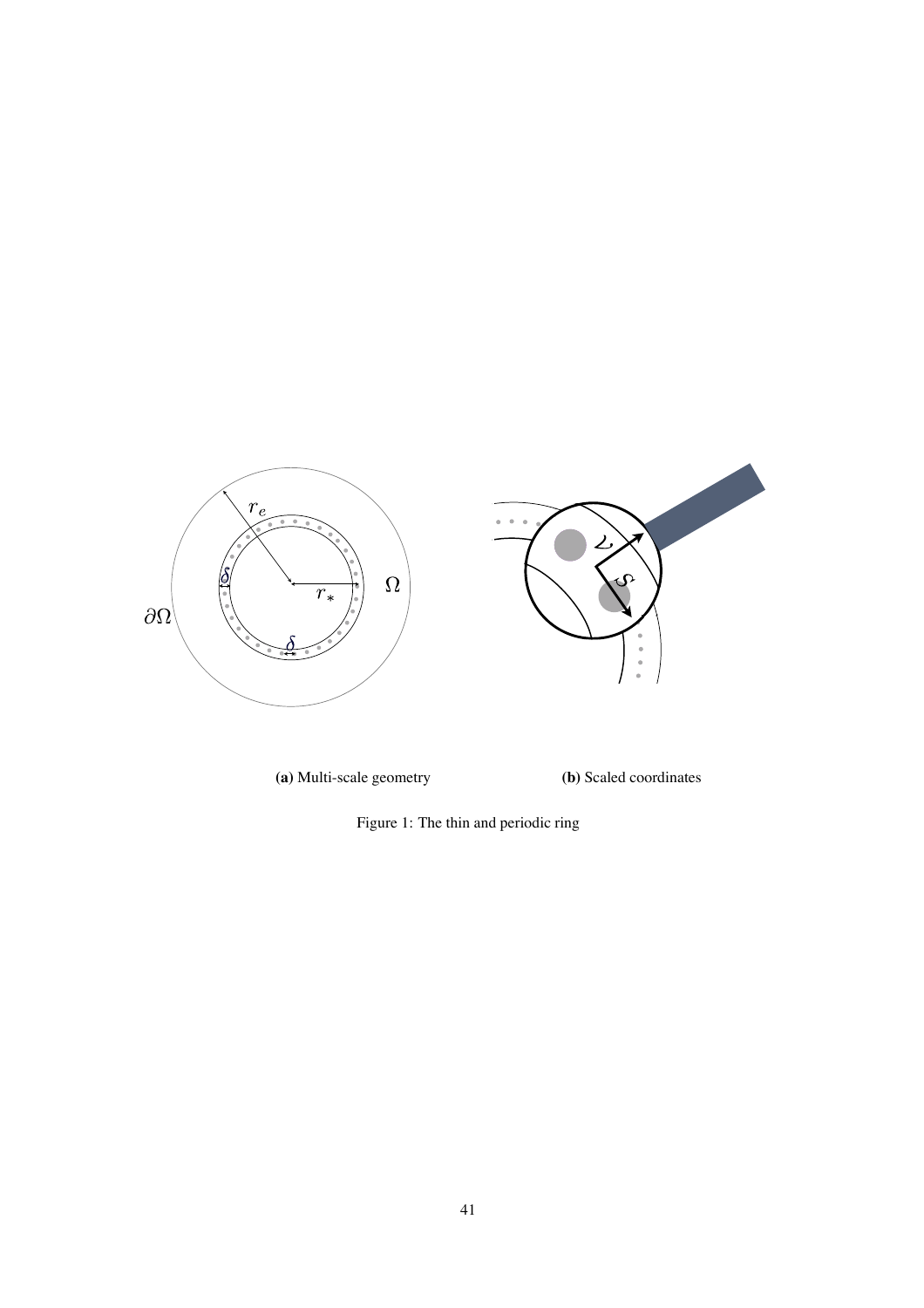**(a)** Multi-scale geometry

**(b)** Scaled coordinates

Figure 1: The thin and periodic ring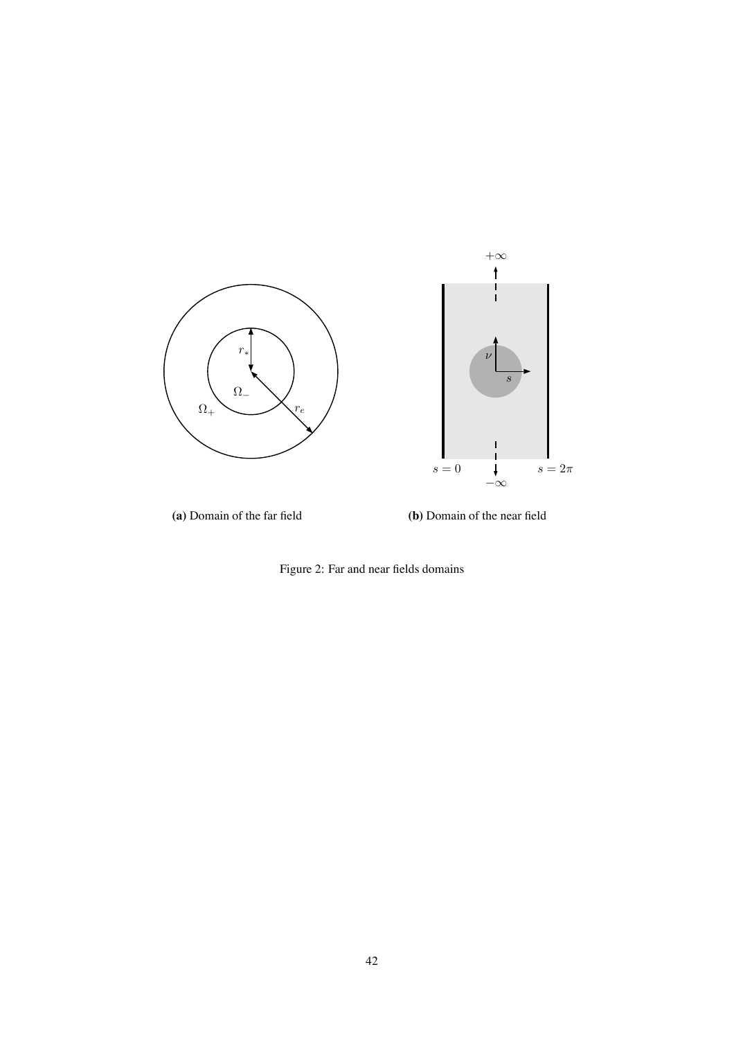(a) Domain of the far field

(b) Domain of the near field

Figure 2: Far and near fields domains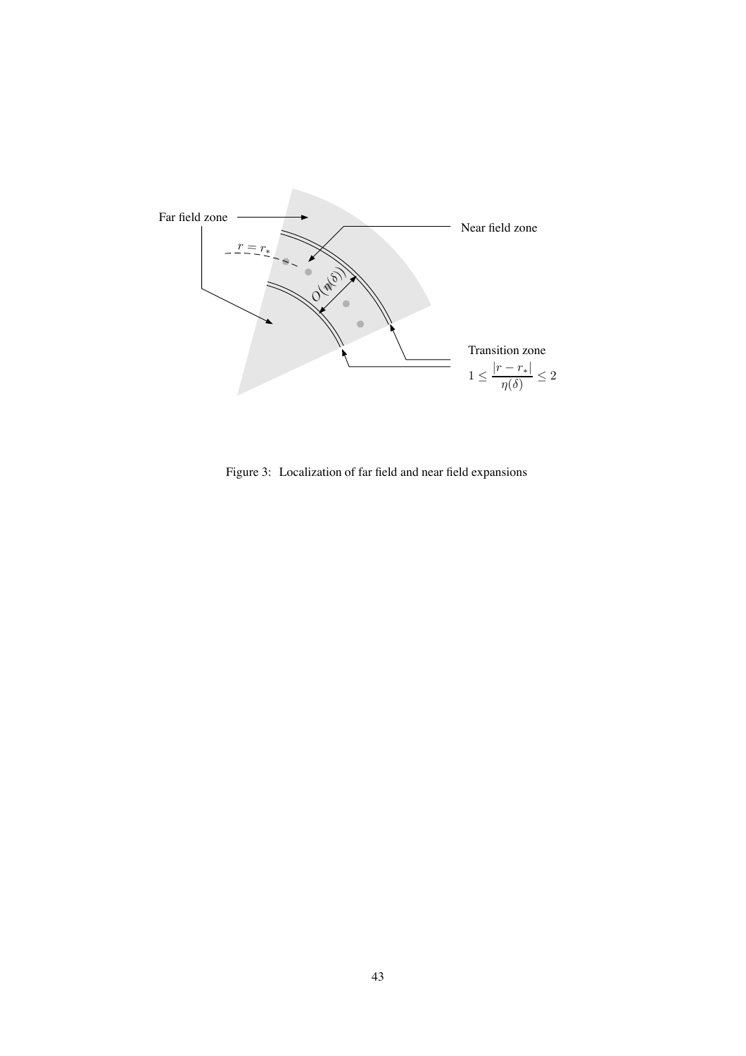Far field zone

Near field zone

$r = r_*$

$O(\eta(\delta))$

Transition zone

$1 \leq \dfrac{|r - r_*|}{\eta(\delta)} \leq 2$

Figure 3: Localization of far field and near field expansions